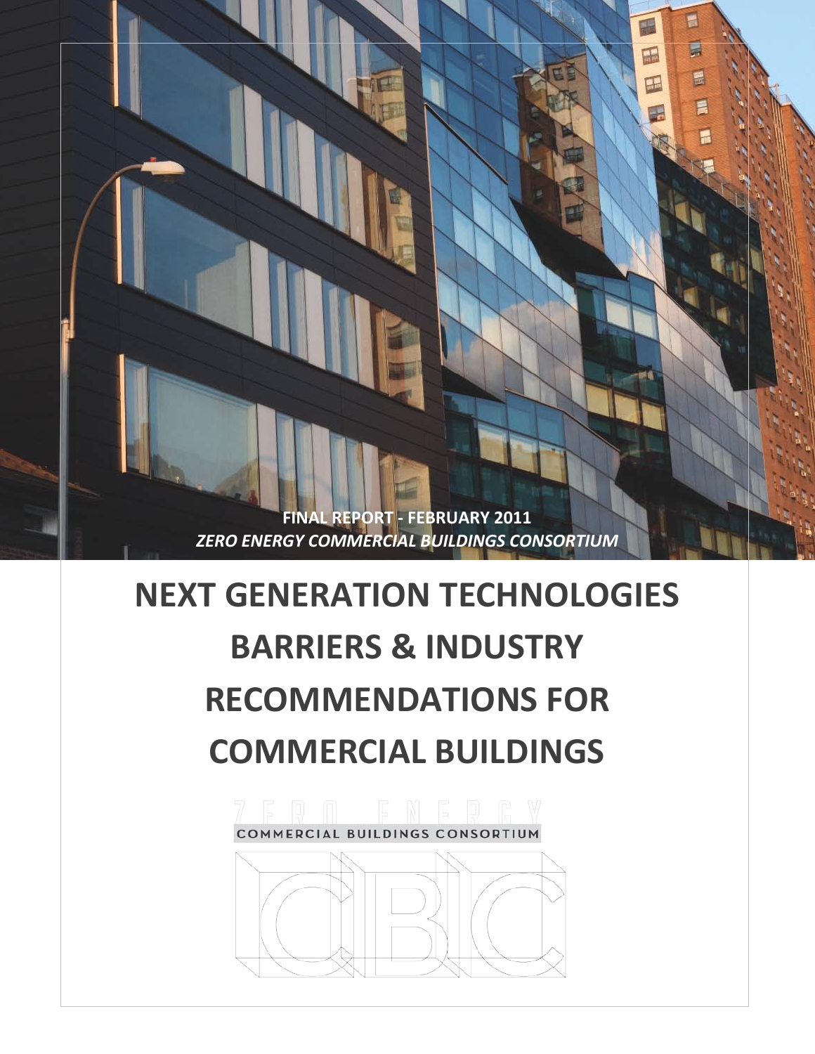**FINAL REPORT - FEBRUARY 2011**

***ZERO ENERGY COMMERCIAL BUILDINGS CONSORTIUM***

# NEXT GENERATION TECHNOLOGIES BARRIERS & INDUSTRY RECOMMENDATIONS FOR COMMERCIAL BUILDINGS

ZERO ENERGY

COMMERCIAL BUILDINGS CONSORTIUM

CBC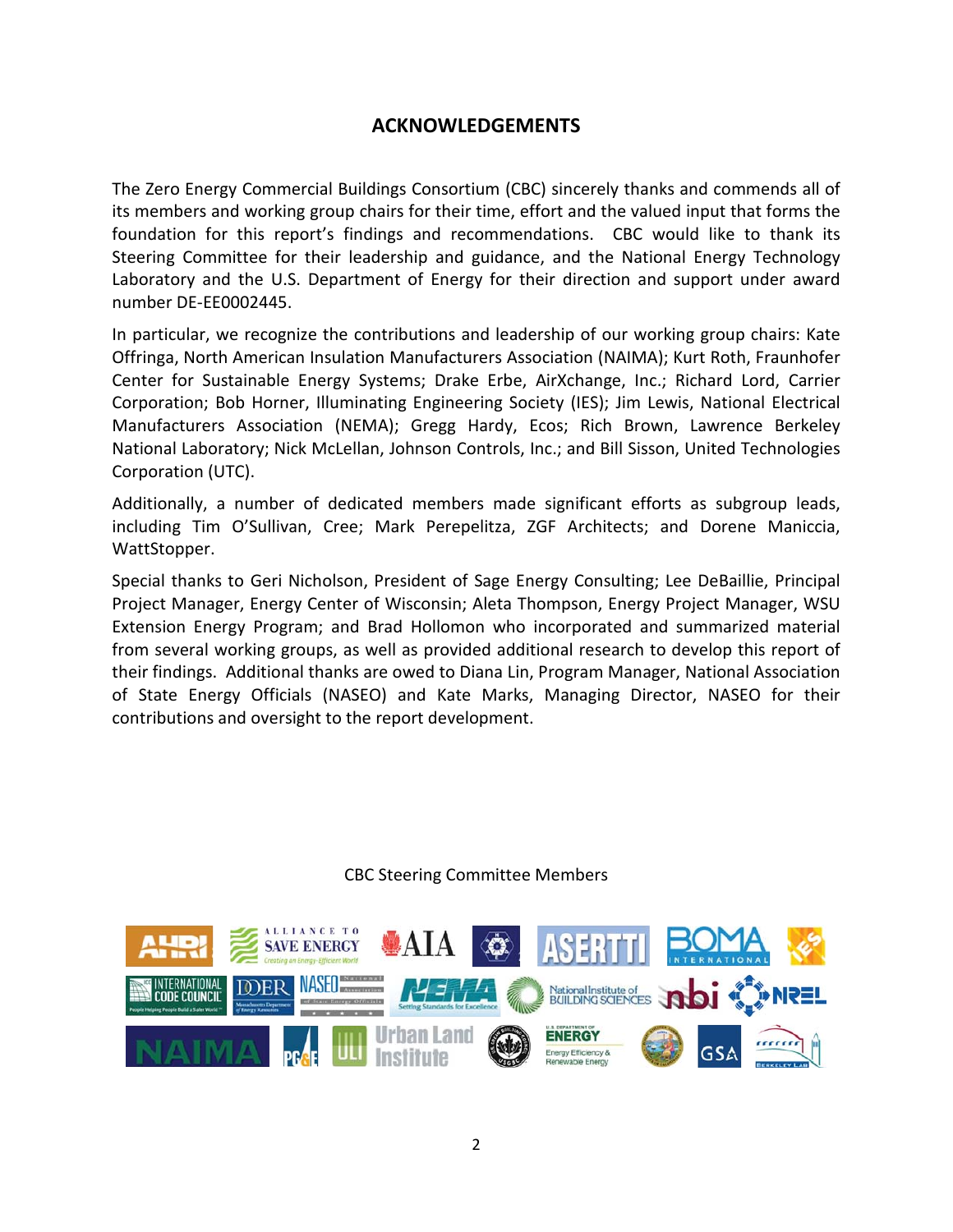## ACKNOWLEDGEMENTS

The Zero Energy Commercial Buildings Consortium (CBC) sincerely thanks and commends all of its members and working group chairs for their time, effort and the valued input that forms the foundation for this report's findings and recommendations. CBC would like to thank its Steering Committee for their leadership and guidance, and the National Energy Technology Laboratory and the U.S. Department of Energy for their direction and support under award number DE-EE0002445.

In particular, we recognize the contributions and leadership of our working group chairs: Kate Offringa, North American Insulation Manufacturers Association (NAIMA); Kurt Roth, Fraunhofer Center for Sustainable Energy Systems; Drake Erbe, AirXchange, Inc.; Richard Lord, Carrier Corporation; Bob Horner, Illuminating Engineering Society (IES); Jim Lewis, National Electrical Manufacturers Association (NEMA); Gregg Hardy, Ecos; Rich Brown, Lawrence Berkeley National Laboratory; Nick McLellan, Johnson Controls, Inc.; and Bill Sisson, United Technologies Corporation (UTC).

Additionally, a number of dedicated members made significant efforts as subgroup leads, including Tim O'Sullivan, Cree; Mark Perepelitza, ZGF Architects; and Dorene Maniccia, WattStopper.

Special thanks to Geri Nicholson, President of Sage Energy Consulting; Lee DeBaillie, Principal Project Manager, Energy Center of Wisconsin; Aleta Thompson, Energy Project Manager, WSU Extension Energy Program; and Brad Hollomon who incorporated and summarized material from several working groups, as well as provided additional research to develop this report of their findings. Additional thanks are owed to Diana Lin, Program Manager, National Association of State Energy Officials (NASEO) and Kate Marks, Managing Director, NASEO for their contributions and oversight to the report development.

CBC Steering Committee Members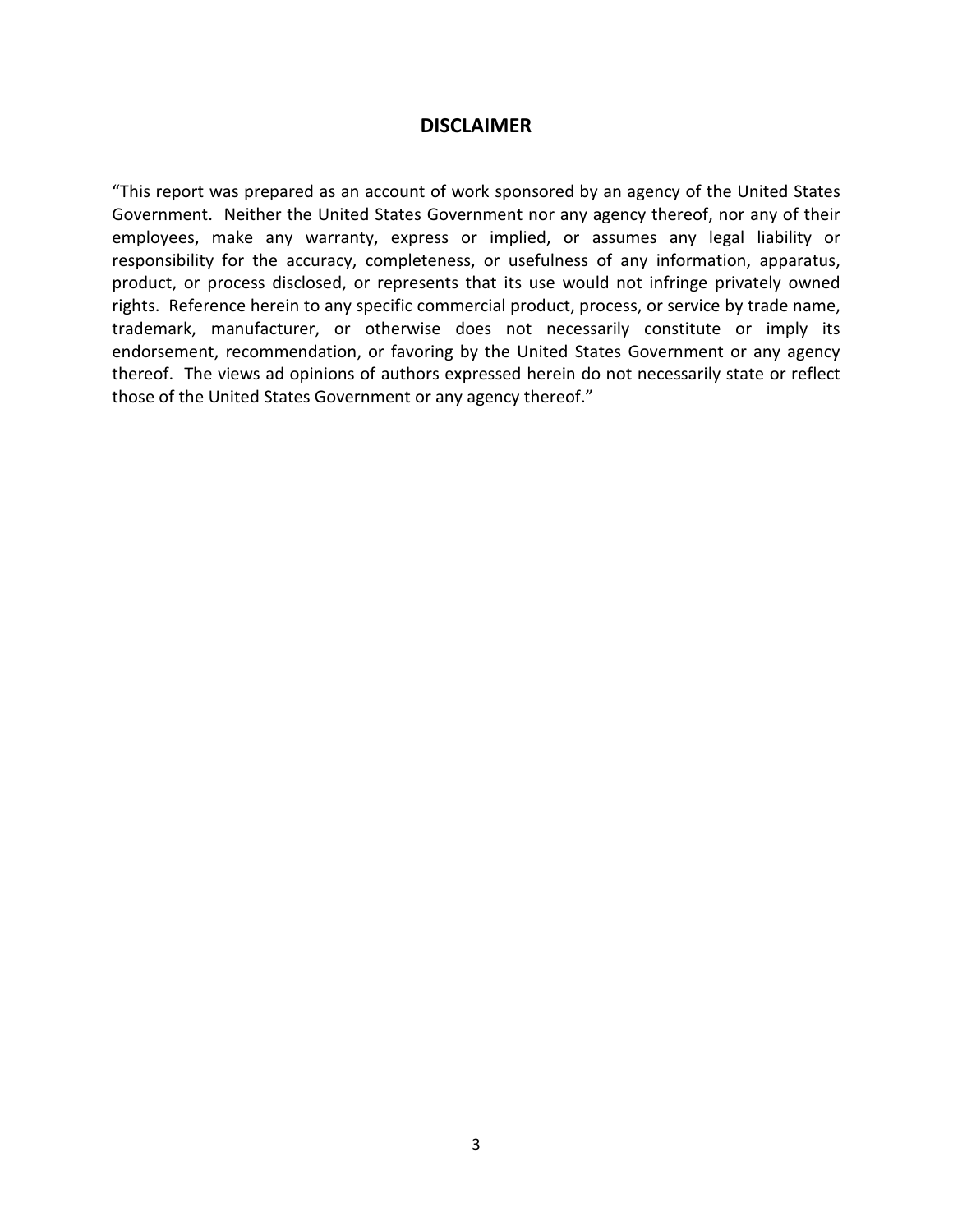## DISCLAIMER

"This report was prepared as an account of work sponsored by an agency of the United States Government. Neither the United States Government nor any agency thereof, nor any of their employees, make any warranty, express or implied, or assumes any legal liability or responsibility for the accuracy, completeness, or usefulness of any information, apparatus, product, or process disclosed, or represents that its use would not infringe privately owned rights. Reference herein to any specific commercial product, process, or service by trade name, trademark, manufacturer, or otherwise does not necessarily constitute or imply its endorsement, recommendation, or favoring by the United States Government or any agency thereof. The views ad opinions of authors expressed herein do not necessarily state or reflect those of the United States Government or any agency thereof."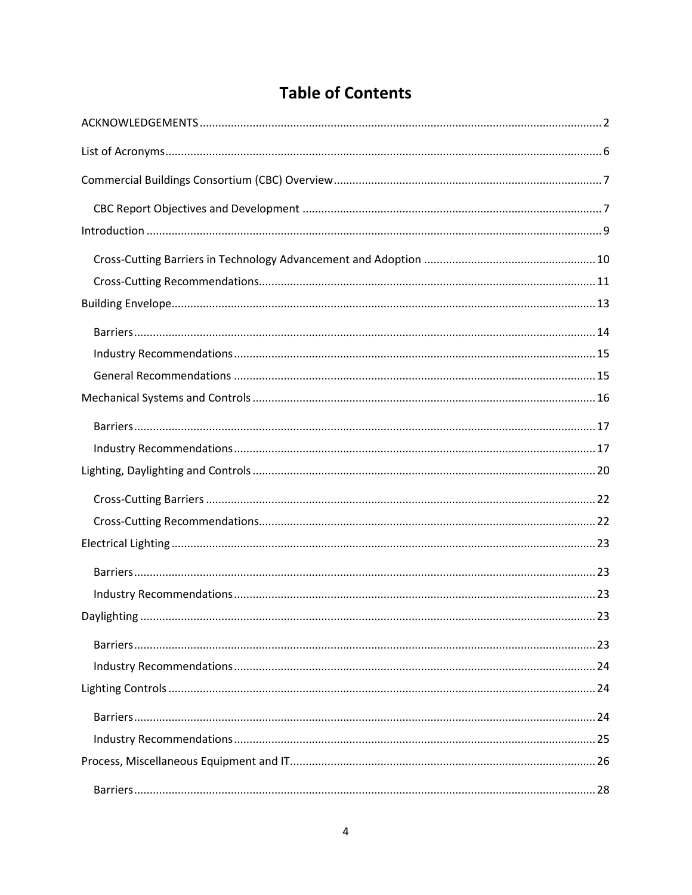# Table of Contents

- ACKNOWLEDGEMENTS ........ 2
- List of Acronyms ........ 6
- Commercial Buildings Consortium (CBC) Overview ........ 7
  - CBC Report Objectives and Development ........ 7
- Introduction ........ 9
  - Cross-Cutting Barriers in Technology Advancement and Adoption ........ 10
  - Cross-Cutting Recommendations ........ 11
- Building Envelope ........ 13
  - Barriers ........ 14
  - Industry Recommendations ........ 15
  - General Recommendations ........ 15
- Mechanical Systems and Controls ........ 16
  - Barriers ........ 17
  - Industry Recommendations ........ 17
- Lighting, Daylighting and Controls ........ 20
  - Cross-Cutting Barriers ........ 22
  - Cross-Cutting Recommendations ........ 22
- Electrical Lighting ........ 23
  - Barriers ........ 23
  - Industry Recommendations ........ 23
- Daylighting ........ 23
  - Barriers ........ 23
  - Industry Recommendations ........ 24
- Lighting Controls ........ 24
  - Barriers ........ 24
  - Industry Recommendations ........ 25
- Process, Miscellaneous Equipment and IT ........ 26
  - Barriers ........ 28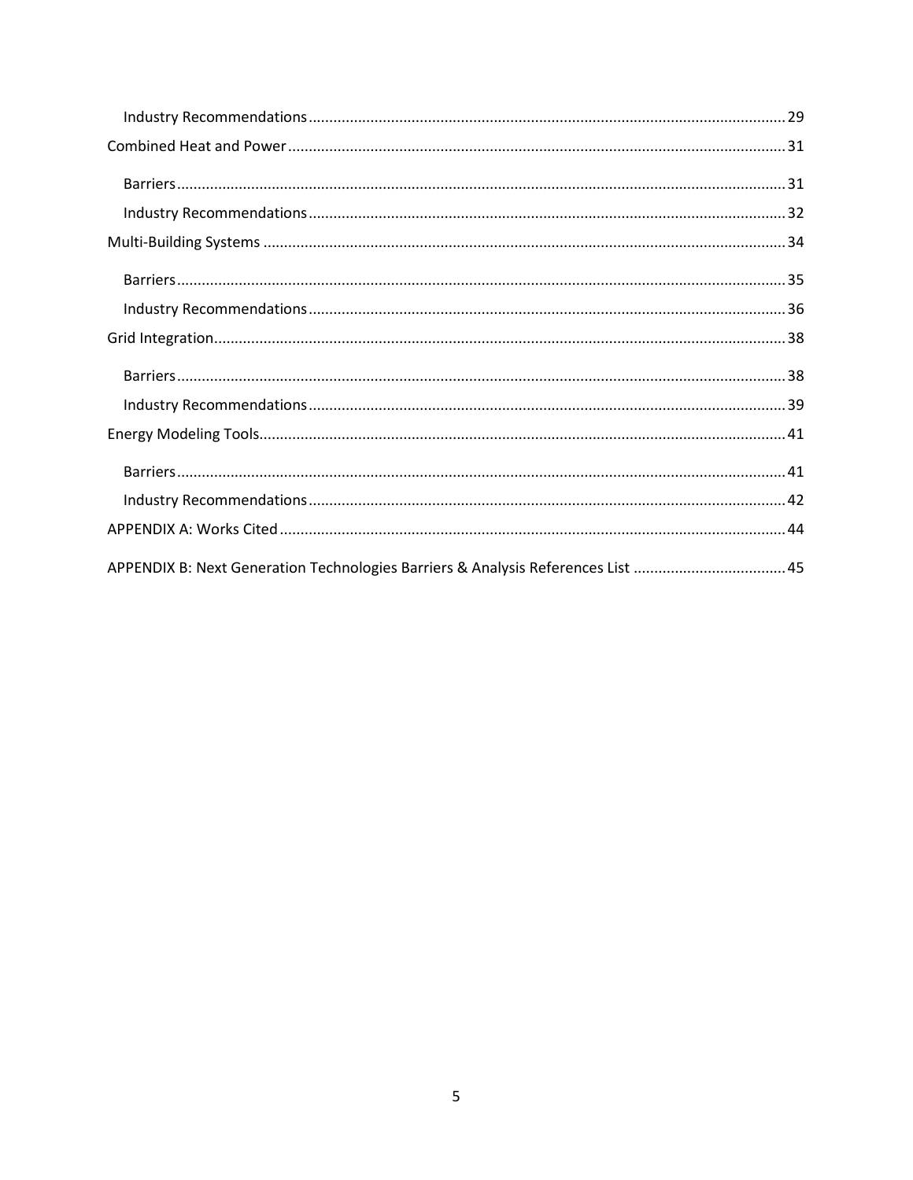- Industry Recommendations ........ 29

Combined Heat and Power ........ 31

- Barriers ........ 31
- Industry Recommendations ........ 32

Multi-Building Systems ........ 34

- Barriers ........ 35
- Industry Recommendations ........ 36

Grid Integration ........ 38

- Barriers ........ 38
- Industry Recommendations ........ 39

Energy Modeling Tools ........ 41

- Barriers ........ 41
- Industry Recommendations ........ 42

APPENDIX A: Works Cited ........ 44

APPENDIX B: Next Generation Technologies Barriers & Analysis References List ........ 45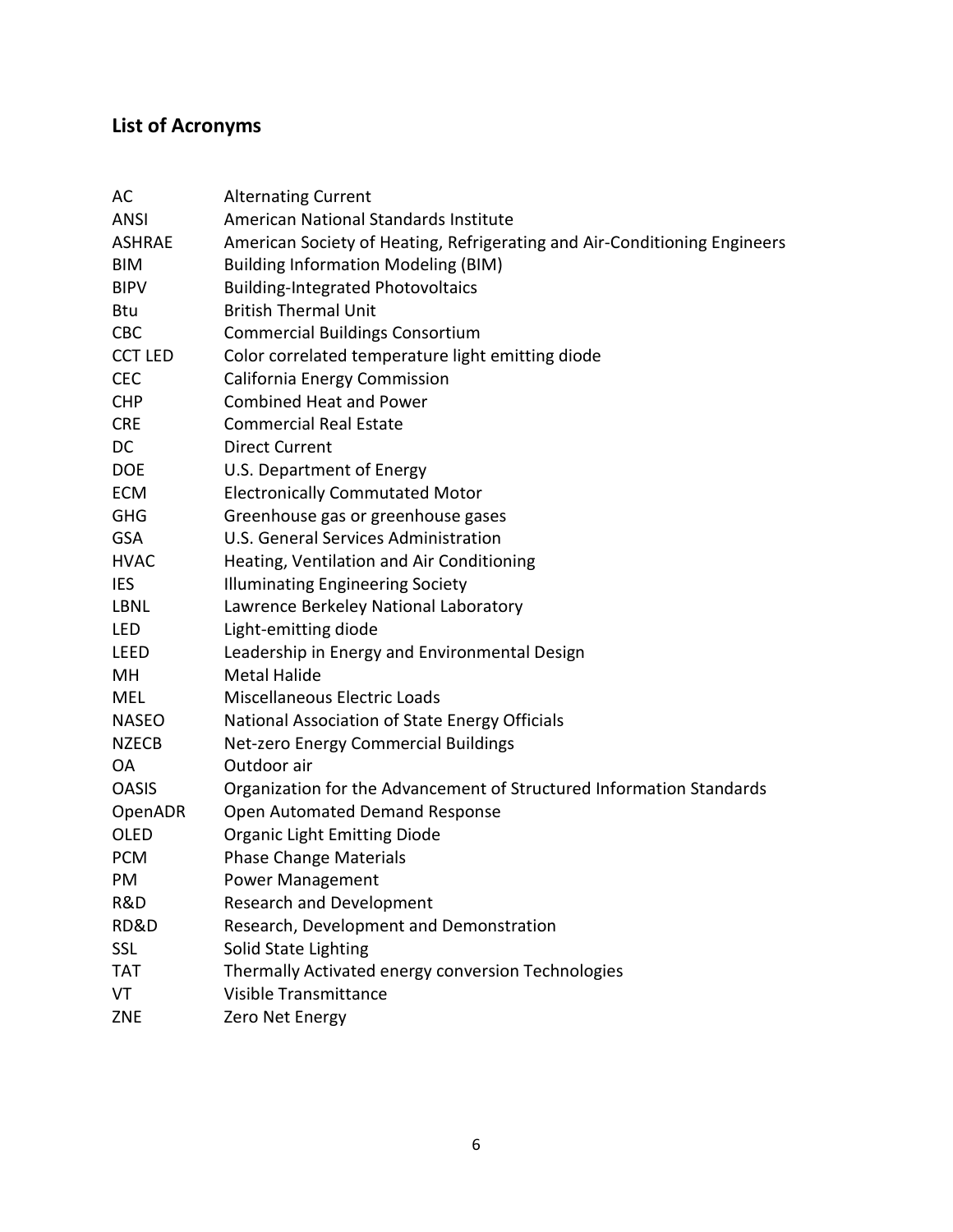## List of Acronyms

| | |
|---|---|
| AC | Alternating Current |
| ANSI | American National Standards Institute |
| ASHRAE | American Society of Heating, Refrigerating and Air-Conditioning Engineers |
| BIM | Building Information Modeling (BIM) |
| BIPV | Building-Integrated Photovoltaics |
| Btu | British Thermal Unit |
| CBC | Commercial Buildings Consortium |
| CCT LED | Color correlated temperature light emitting diode |
| CEC | California Energy Commission |
| CHP | Combined Heat and Power |
| CRE | Commercial Real Estate |
| DC | Direct Current |
| DOE | U.S. Department of Energy |
| ECM | Electronically Commutated Motor |
| GHG | Greenhouse gas or greenhouse gases |
| GSA | U.S. General Services Administration |
| HVAC | Heating, Ventilation and Air Conditioning |
| IES | Illuminating Engineering Society |
| LBNL | Lawrence Berkeley National Laboratory |
| LED | Light-emitting diode |
| LEED | Leadership in Energy and Environmental Design |
| MH | Metal Halide |
| MEL | Miscellaneous Electric Loads |
| NASEO | National Association of State Energy Officials |
| NZECB | Net-zero Energy Commercial Buildings |
| OA | Outdoor air |
| OASIS | Organization for the Advancement of Structured Information Standards |
| OpenADR | Open Automated Demand Response |
| OLED | Organic Light Emitting Diode |
| PCM | Phase Change Materials |
| PM | Power Management |
| R&D | Research and Development |
| RD&D | Research, Development and Demonstration |
| SSL | Solid State Lighting |
| TAT | Thermally Activated energy conversion Technologies |
| VT | Visible Transmittance |
| ZNE | Zero Net Energy |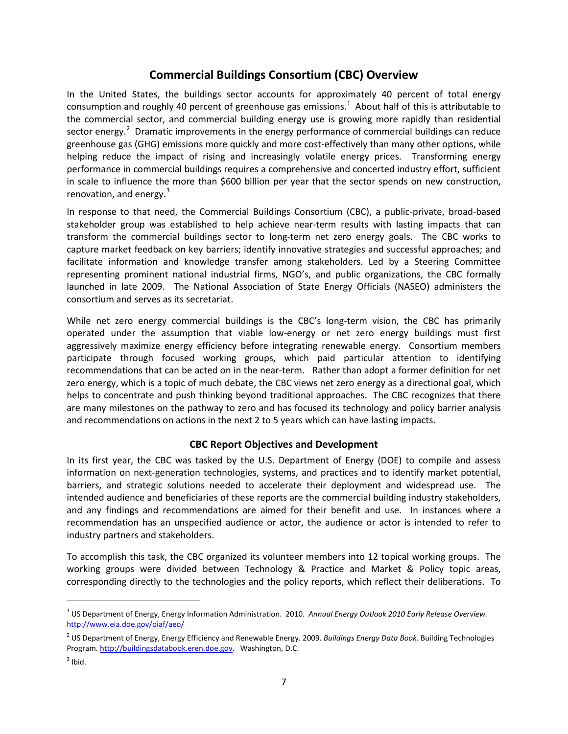## Commercial Buildings Consortium (CBC) Overview

In the United States, the buildings sector accounts for approximately 40 percent of total energy consumption and roughly 40 percent of greenhouse gas emissions.[1] About half of this is attributable to the commercial sector, and commercial building energy use is growing more rapidly than residential sector energy.[2] Dramatic improvements in the energy performance of commercial buildings can reduce greenhouse gas (GHG) emissions more quickly and more cost-effectively than many other options, while helping reduce the impact of rising and increasingly volatile energy prices. Transforming energy performance in commercial buildings requires a comprehensive and concerted industry effort, sufficient in scale to influence the more than $600 billion per year that the sector spends on new construction, renovation, and energy.[3]

In response to that need, the Commercial Buildings Consortium (CBC), a public-private, broad-based stakeholder group was established to help achieve near-term results with lasting impacts that can transform the commercial buildings sector to long-term net zero energy goals. The CBC works to capture market feedback on key barriers; identify innovative strategies and successful approaches; and facilitate information and knowledge transfer among stakeholders. Led by a Steering Committee representing prominent national industrial firms, NGO's, and public organizations, the CBC formally launched in late 2009. The National Association of State Energy Officials (NASEO) administers the consortium and serves as its secretariat.

While net zero energy commercial buildings is the CBC's long-term vision, the CBC has primarily operated under the assumption that viable low-energy or net zero energy buildings must first aggressively maximize energy efficiency before integrating renewable energy. Consortium members participate through focused working groups, which paid particular attention to identifying recommendations that can be acted on in the near-term. Rather than adopt a former definition for net zero energy, which is a topic of much debate, the CBC views net zero energy as a directional goal, which helps to concentrate and push thinking beyond traditional approaches. The CBC recognizes that there are many milestones on the pathway to zero and has focused its technology and policy barrier analysis and recommendations on actions in the next 2 to 5 years which can have lasting impacts.

### CBC Report Objectives and Development

In its first year, the CBC was tasked by the U.S. Department of Energy (DOE) to compile and assess information on next-generation technologies, systems, and practices and to identify market potential, barriers, and strategic solutions needed to accelerate their deployment and widespread use. The intended audience and beneficiaries of these reports are the commercial building industry stakeholders, and any findings and recommendations are aimed for their benefit and use. In instances where a recommendation has an unspecified audience or actor, the audience or actor is intended to refer to industry partners and stakeholders.

To accomplish this task, the CBC organized its volunteer members into 12 topical working groups. The working groups were divided between Technology & Practice and Market & Policy topic areas, corresponding directly to the technologies and the policy reports, which reflect their deliberations. To

---

[1] US Department of Energy, Energy Information Administration. 2010. *Annual Energy Outlook 2010 Early Release Overview*. http://www.eia.doe.gov/oiaf/aeo/

[2] US Department of Energy, Energy Efficiency and Renewable Energy. 2009. *Buildings Energy Data Book*. Building Technologies Program. http://buildingsdatabook.eren.doe.gov. Washington, D.C.

[3] Ibid.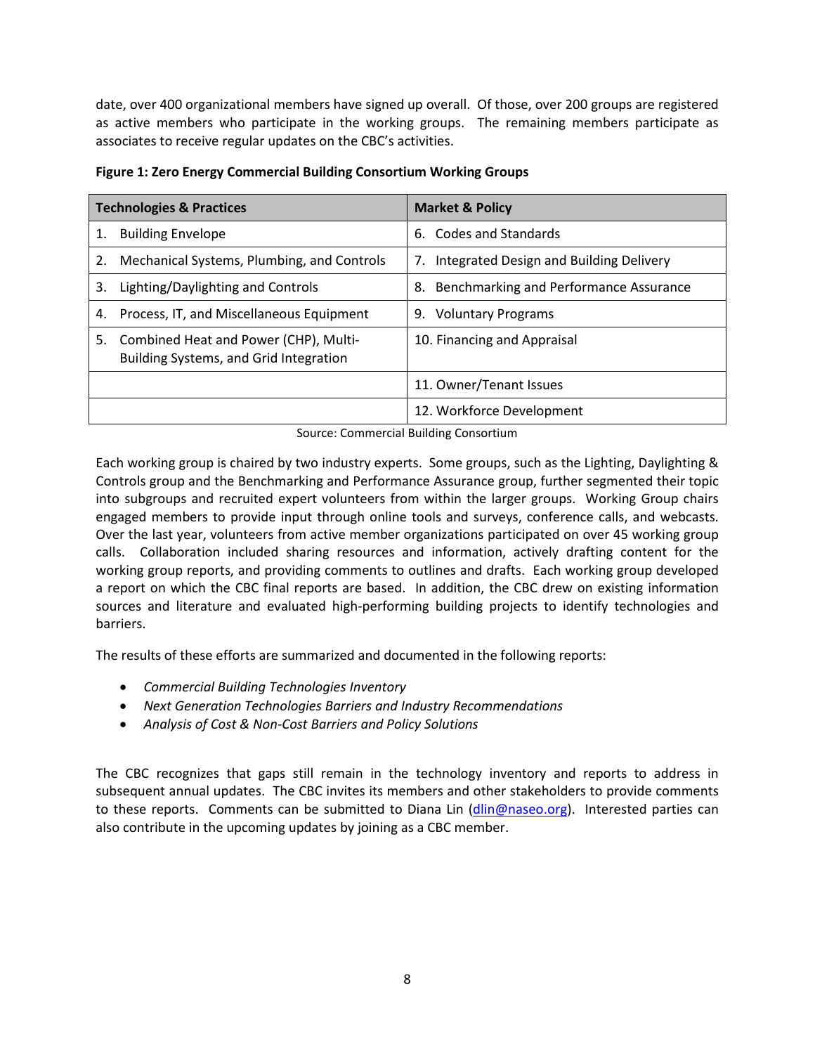date, over 400 organizational members have signed up overall. Of those, over 200 groups are registered as active members who participate in the working groups. The remaining members participate as associates to receive regular updates on the CBC's activities.

**Figure 1: Zero Energy Commercial Building Consortium Working Groups**

| Technologies & Practices | Market & Policy |
|---|---|
| 1. Building Envelope | 6. Codes and Standards |
| 2. Mechanical Systems, Plumbing, and Controls | 7. Integrated Design and Building Delivery |
| 3. Lighting/Daylighting and Controls | 8. Benchmarking and Performance Assurance |
| 4. Process, IT, and Miscellaneous Equipment | 9. Voluntary Programs |
| 5. Combined Heat and Power (CHP), Multi-Building Systems, and Grid Integration | 10. Financing and Appraisal |
| | 11. Owner/Tenant Issues |
| | 12. Workforce Development |

Source: Commercial Building Consortium

Each working group is chaired by two industry experts. Some groups, such as the Lighting, Daylighting & Controls group and the Benchmarking and Performance Assurance group, further segmented their topic into subgroups and recruited expert volunteers from within the larger groups. Working Group chairs engaged members to provide input through online tools and surveys, conference calls, and webcasts. Over the last year, volunteers from active member organizations participated on over 45 working group calls. Collaboration included sharing resources and information, actively drafting content for the working group reports, and providing comments to outlines and drafts. Each working group developed a report on which the CBC final reports are based. In addition, the CBC drew on existing information sources and literature and evaluated high-performing building projects to identify technologies and barriers.

The results of these efforts are summarized and documented in the following reports:

- *Commercial Building Technologies Inventory*
- *Next Generation Technologies Barriers and Industry Recommendations*
- *Analysis of Cost & Non-Cost Barriers and Policy Solutions*

The CBC recognizes that gaps still remain in the technology inventory and reports to address in subsequent annual updates. The CBC invites its members and other stakeholders to provide comments to these reports. Comments can be submitted to Diana Lin (dlin@naseo.org). Interested parties can also contribute in the upcoming updates by joining as a CBC member.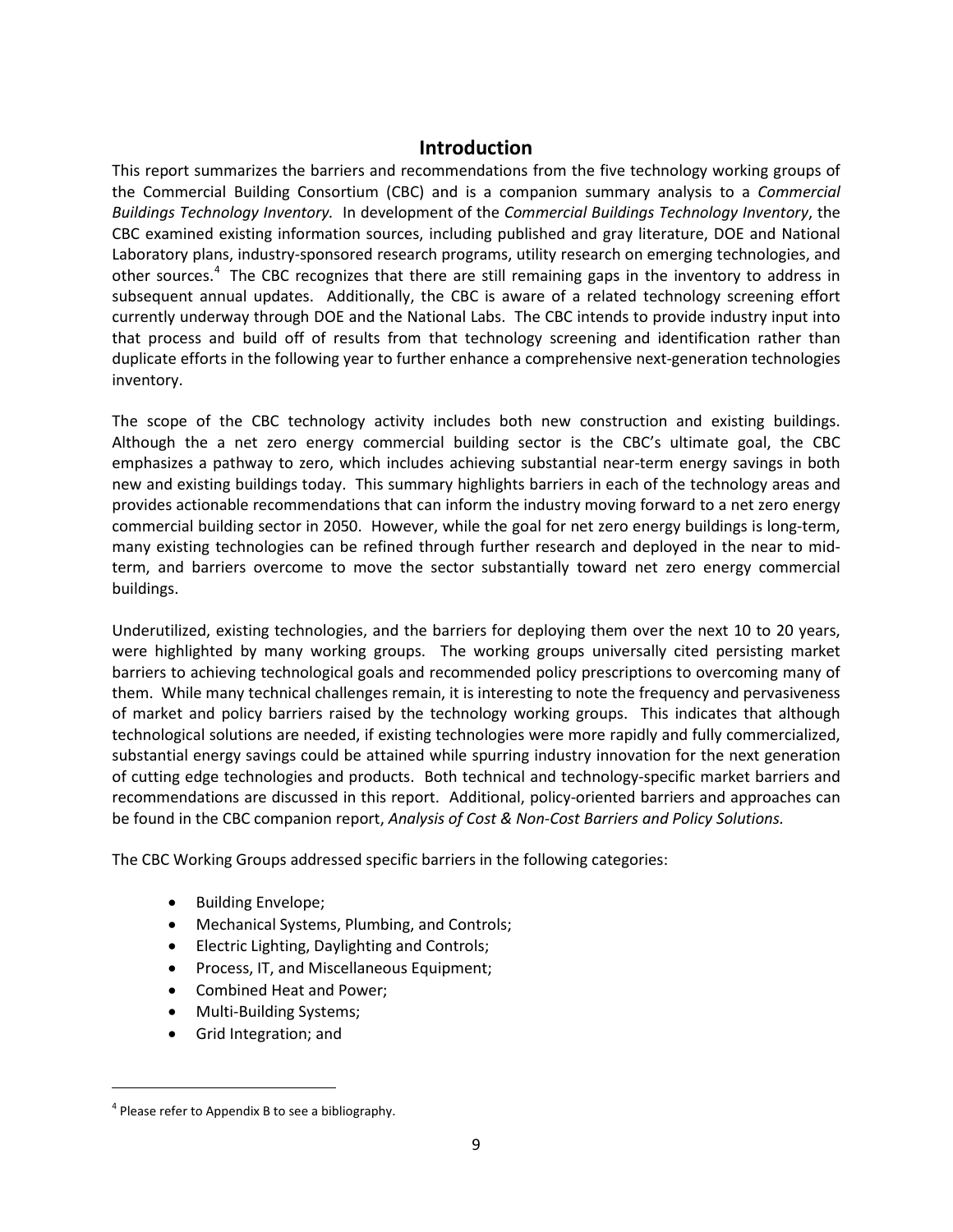# Introduction

This report summarizes the barriers and recommendations from the five technology working groups of the Commercial Building Consortium (CBC) and is a companion summary analysis to a *Commercial Buildings Technology Inventory.* In development of the *Commercial Buildings Technology Inventory*, the CBC examined existing information sources, including published and gray literature, DOE and National Laboratory plans, industry-sponsored research programs, utility research on emerging technologies, and other sources.[4] The CBC recognizes that there are still remaining gaps in the inventory to address in subsequent annual updates. Additionally, the CBC is aware of a related technology screening effort currently underway through DOE and the National Labs. The CBC intends to provide industry input into that process and build off of results from that technology screening and identification rather than duplicate efforts in the following year to further enhance a comprehensive next-generation technologies inventory.

The scope of the CBC technology activity includes both new construction and existing buildings. Although the a net zero energy commercial building sector is the CBC's ultimate goal, the CBC emphasizes a pathway to zero, which includes achieving substantial near-term energy savings in both new and existing buildings today. This summary highlights barriers in each of the technology areas and provides actionable recommendations that can inform the industry moving forward to a net zero energy commercial building sector in 2050. However, while the goal for net zero energy buildings is long-term, many existing technologies can be refined through further research and deployed in the near to mid-term, and barriers overcome to move the sector substantially toward net zero energy commercial buildings.

Underutilized, existing technologies, and the barriers for deploying them over the next 10 to 20 years, were highlighted by many working groups. The working groups universally cited persisting market barriers to achieving technological goals and recommended policy prescriptions to overcoming many of them. While many technical challenges remain, it is interesting to note the frequency and pervasiveness of market and policy barriers raised by the technology working groups. This indicates that although technological solutions are needed, if existing technologies were more rapidly and fully commercialized, substantial energy savings could be attained while spurring industry innovation for the next generation of cutting edge technologies and products. Both technical and technology-specific market barriers and recommendations are discussed in this report. Additional, policy-oriented barriers and approaches can be found in the CBC companion report, *Analysis of Cost & Non-Cost Barriers and Policy Solutions.*

The CBC Working Groups addressed specific barriers in the following categories:

- Building Envelope;
- Mechanical Systems, Plumbing, and Controls;
- Electric Lighting, Daylighting and Controls;
- Process, IT, and Miscellaneous Equipment;
- Combined Heat and Power;
- Multi-Building Systems;
- Grid Integration; and

---

[4] Please refer to Appendix B to see a bibliography.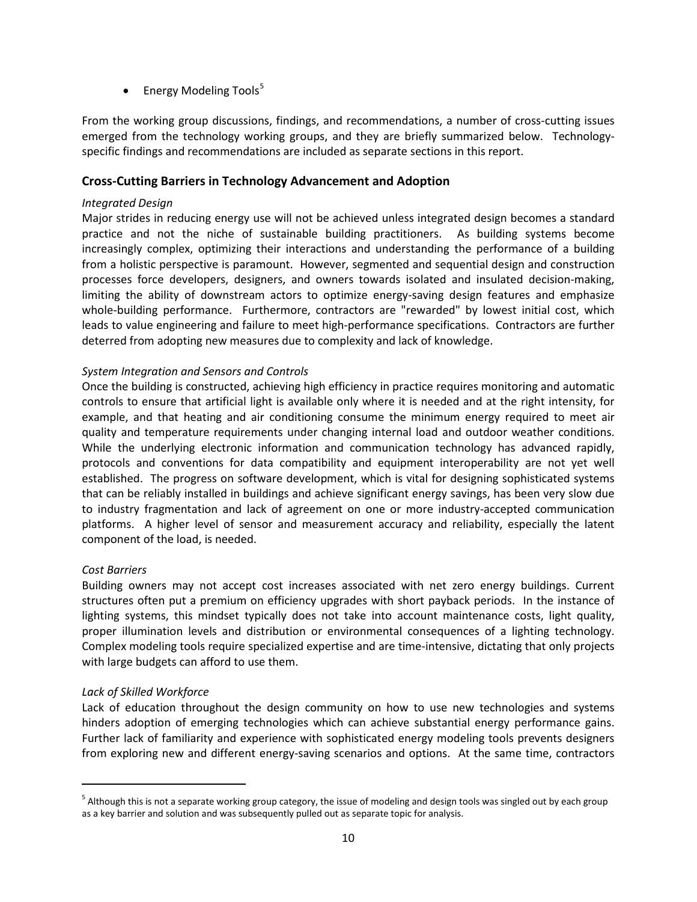- Energy Modeling Tools[5]

From the working group discussions, findings, and recommendations, a number of cross-cutting issues emerged from the technology working groups, and they are briefly summarized below. Technology-specific findings and recommendations are included as separate sections in this report.

## Cross-Cutting Barriers in Technology Advancement and Adoption

*Integrated Design*

Major strides in reducing energy use will not be achieved unless integrated design becomes a standard practice and not the niche of sustainable building practitioners. As building systems become increasingly complex, optimizing their interactions and understanding the performance of a building from a holistic perspective is paramount. However, segmented and sequential design and construction processes force developers, designers, and owners towards isolated and insulated decision-making, limiting the ability of downstream actors to optimize energy-saving design features and emphasize whole-building performance. Furthermore, contractors are "rewarded" by lowest initial cost, which leads to value engineering and failure to meet high-performance specifications. Contractors are further deterred from adopting new measures due to complexity and lack of knowledge.

*System Integration and Sensors and Controls*

Once the building is constructed, achieving high efficiency in practice requires monitoring and automatic controls to ensure that artificial light is available only where it is needed and at the right intensity, for example, and that heating and air conditioning consume the minimum energy required to meet air quality and temperature requirements under changing internal load and outdoor weather conditions. While the underlying electronic information and communication technology has advanced rapidly, protocols and conventions for data compatibility and equipment interoperability are not yet well established. The progress on software development, which is vital for designing sophisticated systems that can be reliably installed in buildings and achieve significant energy savings, has been very slow due to industry fragmentation and lack of agreement on one or more industry-accepted communication platforms. A higher level of sensor and measurement accuracy and reliability, especially the latent component of the load, is needed.

*Cost Barriers*

Building owners may not accept cost increases associated with net zero energy buildings. Current structures often put a premium on efficiency upgrades with short payback periods. In the instance of lighting systems, this mindset typically does not take into account maintenance costs, light quality, proper illumination levels and distribution or environmental consequences of a lighting technology. Complex modeling tools require specialized expertise and are time-intensive, dictating that only projects with large budgets can afford to use them.

*Lack of Skilled Workforce*

Lack of education throughout the design community on how to use new technologies and systems hinders adoption of emerging technologies which can achieve substantial energy performance gains. Further lack of familiarity and experience with sophisticated energy modeling tools prevents designers from exploring new and different energy-saving scenarios and options. At the same time, contractors

---

[5] Although this is not a separate working group category, the issue of modeling and design tools was singled out by each group as a key barrier and solution and was subsequently pulled out as separate topic for analysis.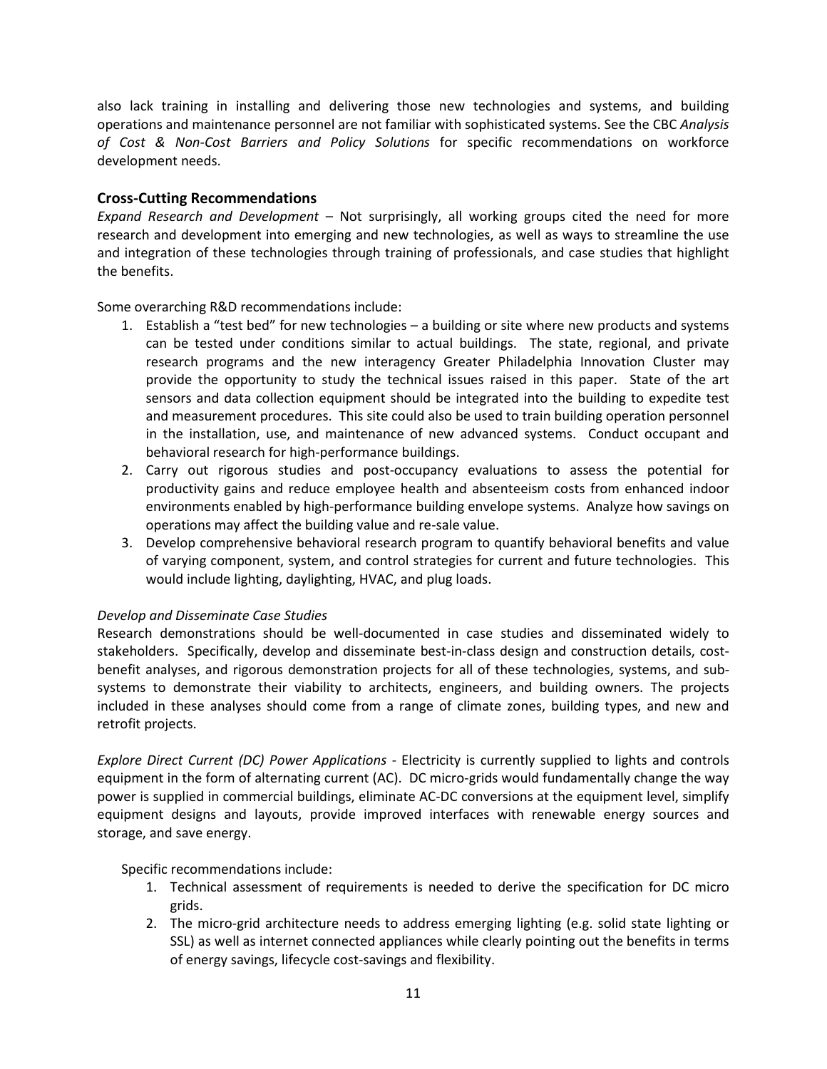also lack training in installing and delivering those new technologies and systems, and building operations and maintenance personnel are not familiar with sophisticated systems. See the CBC *Analysis of Cost & Non-Cost Barriers and Policy Solutions* for specific recommendations on workforce development needs.

### Cross-Cutting Recommendations

*Expand Research and Development* – Not surprisingly, all working groups cited the need for more research and development into emerging and new technologies, as well as ways to streamline the use and integration of these technologies through training of professionals, and case studies that highlight the benefits.

Some overarching R&D recommendations include:

1. Establish a "test bed" for new technologies – a building or site where new products and systems can be tested under conditions similar to actual buildings. The state, regional, and private research programs and the new interagency Greater Philadelphia Innovation Cluster may provide the opportunity to study the technical issues raised in this paper. State of the art sensors and data collection equipment should be integrated into the building to expedite test and measurement procedures. This site could also be used to train building operation personnel in the installation, use, and maintenance of new advanced systems. Conduct occupant and behavioral research for high-performance buildings.
2. Carry out rigorous studies and post-occupancy evaluations to assess the potential for productivity gains and reduce employee health and absenteeism costs from enhanced indoor environments enabled by high-performance building envelope systems. Analyze how savings on operations may affect the building value and re-sale value.
3. Develop comprehensive behavioral research program to quantify behavioral benefits and value of varying component, system, and control strategies for current and future technologies. This would include lighting, daylighting, HVAC, and plug loads.

*Develop and Disseminate Case Studies*

Research demonstrations should be well-documented in case studies and disseminated widely to stakeholders. Specifically, develop and disseminate best-in-class design and construction details, cost-benefit analyses, and rigorous demonstration projects for all of these technologies, systems, and sub-systems to demonstrate their viability to architects, engineers, and building owners. The projects included in these analyses should come from a range of climate zones, building types, and new and retrofit projects.

*Explore Direct Current (DC) Power Applications* - Electricity is currently supplied to lights and controls equipment in the form of alternating current (AC). DC micro-grids would fundamentally change the way power is supplied in commercial buildings, eliminate AC-DC conversions at the equipment level, simplify equipment designs and layouts, provide improved interfaces with renewable energy sources and storage, and save energy.

Specific recommendations include:

1. Technical assessment of requirements is needed to derive the specification for DC micro grids.
2. The micro-grid architecture needs to address emerging lighting (e.g. solid state lighting or SSL) as well as internet connected appliances while clearly pointing out the benefits in terms of energy savings, lifecycle cost-savings and flexibility.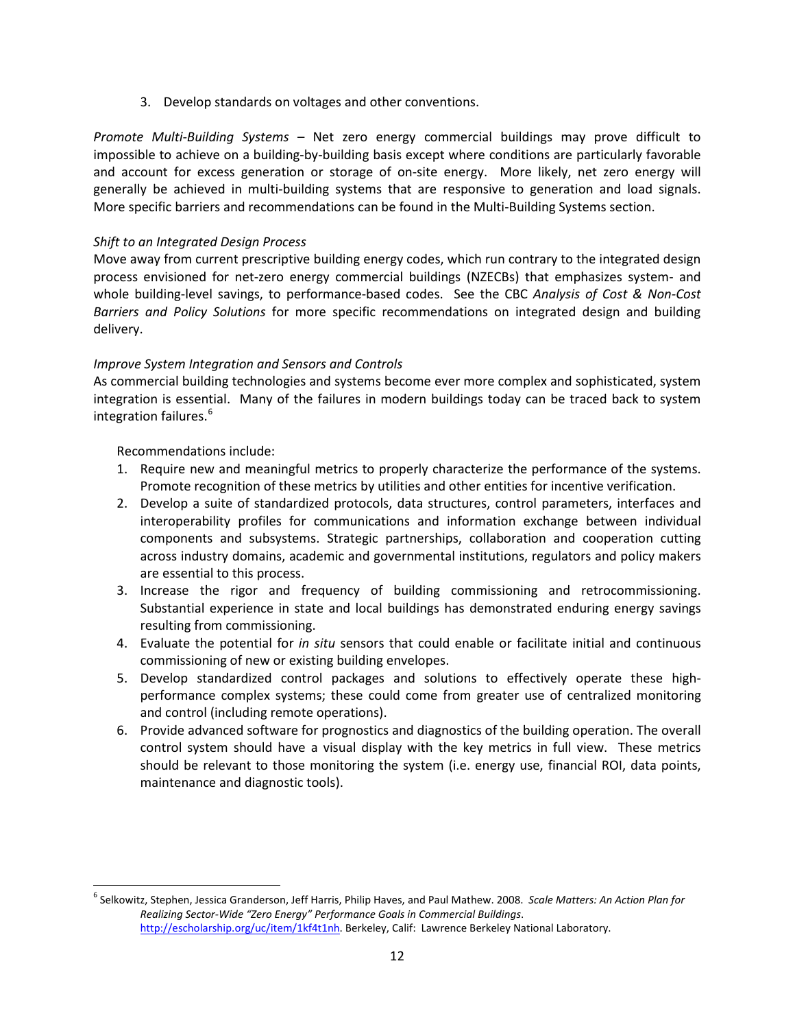3. Develop standards on voltages and other conventions.

*Promote Multi-Building Systems* – Net zero energy commercial buildings may prove difficult to impossible to achieve on a building-by-building basis except where conditions are particularly favorable and account for excess generation or storage of on-site energy. More likely, net zero energy will generally be achieved in multi-building systems that are responsive to generation and load signals. More specific barriers and recommendations can be found in the Multi-Building Systems section.

*Shift to an Integrated Design Process*

Move away from current prescriptive building energy codes, which run contrary to the integrated design process envisioned for net-zero energy commercial buildings (NZECBs) that emphasizes system- and whole building-level savings, to performance-based codes. See the CBC *Analysis of Cost & Non-Cost Barriers and Policy Solutions* for more specific recommendations on integrated design and building delivery.

*Improve System Integration and Sensors and Controls*

As commercial building technologies and systems become ever more complex and sophisticated, system integration is essential. Many of the failures in modern buildings today can be traced back to system integration failures.[6]

Recommendations include:

1. Require new and meaningful metrics to properly characterize the performance of the systems. Promote recognition of these metrics by utilities and other entities for incentive verification.
2. Develop a suite of standardized protocols, data structures, control parameters, interfaces and interoperability profiles for communications and information exchange between individual components and subsystems. Strategic partnerships, collaboration and cooperation cutting across industry domains, academic and governmental institutions, regulators and policy makers are essential to this process.
3. Increase the rigor and frequency of building commissioning and retrocommissioning. Substantial experience in state and local buildings has demonstrated enduring energy savings resulting from commissioning.
4. Evaluate the potential for *in situ* sensors that could enable or facilitate initial and continuous commissioning of new or existing building envelopes.
5. Develop standardized control packages and solutions to effectively operate these high-performance complex systems; these could come from greater use of centralized monitoring and control (including remote operations).
6. Provide advanced software for prognostics and diagnostics of the building operation. The overall control system should have a visual display with the key metrics in full view. These metrics should be relevant to those monitoring the system (i.e. energy use, financial ROI, data points, maintenance and diagnostic tools).

---

[6] Selkowitz, Stephen, Jessica Granderson, Jeff Harris, Philip Haves, and Paul Mathew. 2008. *Scale Matters: An Action Plan for Realizing Sector-Wide "Zero Energy" Performance Goals in Commercial Buildings*. http://escholarship.org/uc/item/1kf4t1nh. Berkeley, Calif: Lawrence Berkeley National Laboratory.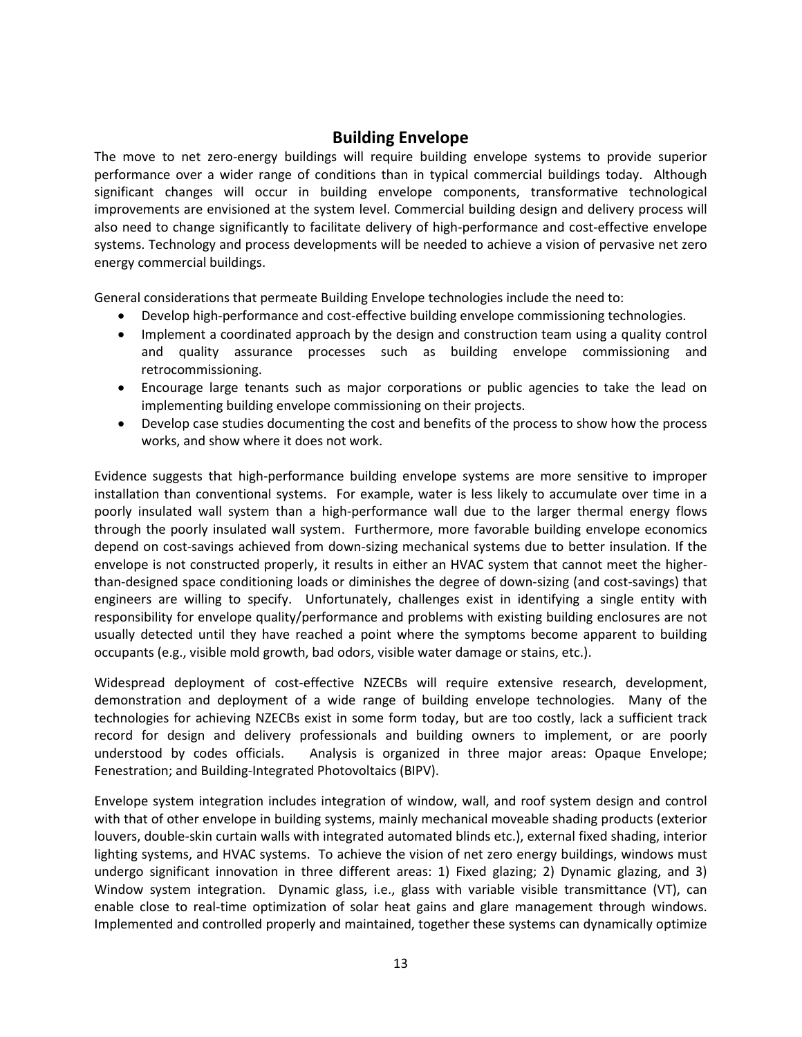## Building Envelope

The move to net zero-energy buildings will require building envelope systems to provide superior performance over a wider range of conditions than in typical commercial buildings today. Although significant changes will occur in building envelope components, transformative technological improvements are envisioned at the system level. Commercial building design and delivery process will also need to change significantly to facilitate delivery of high-performance and cost-effective envelope systems. Technology and process developments will be needed to achieve a vision of pervasive net zero energy commercial buildings.

General considerations that permeate Building Envelope technologies include the need to:

- Develop high-performance and cost-effective building envelope commissioning technologies.
- Implement a coordinated approach by the design and construction team using a quality control and quality assurance processes such as building envelope commissioning and retrocommissioning.
- Encourage large tenants such as major corporations or public agencies to take the lead on implementing building envelope commissioning on their projects.
- Develop case studies documenting the cost and benefits of the process to show how the process works, and show where it does not work.

Evidence suggests that high-performance building envelope systems are more sensitive to improper installation than conventional systems. For example, water is less likely to accumulate over time in a poorly insulated wall system than a high-performance wall due to the larger thermal energy flows through the poorly insulated wall system. Furthermore, more favorable building envelope economics depend on cost-savings achieved from down-sizing mechanical systems due to better insulation. If the envelope is not constructed properly, it results in either an HVAC system that cannot meet the higher-than-designed space conditioning loads or diminishes the degree of down-sizing (and cost-savings) that engineers are willing to specify. Unfortunately, challenges exist in identifying a single entity with responsibility for envelope quality/performance and problems with existing building enclosures are not usually detected until they have reached a point where the symptoms become apparent to building occupants (e.g., visible mold growth, bad odors, visible water damage or stains, etc.).

Widespread deployment of cost-effective NZECBs will require extensive research, development, demonstration and deployment of a wide range of building envelope technologies. Many of the technologies for achieving NZECBs exist in some form today, but are too costly, lack a sufficient track record for design and delivery professionals and building owners to implement, or are poorly understood by codes officials. Analysis is organized in three major areas: Opaque Envelope; Fenestration; and Building-Integrated Photovoltaics (BIPV).

Envelope system integration includes integration of window, wall, and roof system design and control with that of other envelope in building systems, mainly mechanical moveable shading products (exterior louvers, double-skin curtain walls with integrated automated blinds etc.), external fixed shading, interior lighting systems, and HVAC systems. To achieve the vision of net zero energy buildings, windows must undergo significant innovation in three different areas: 1) Fixed glazing; 2) Dynamic glazing, and 3) Window system integration. Dynamic glass, i.e., glass with variable visible transmittance (VT), can enable close to real-time optimization of solar heat gains and glare management through windows. Implemented and controlled properly and maintained, together these systems can dynamically optimize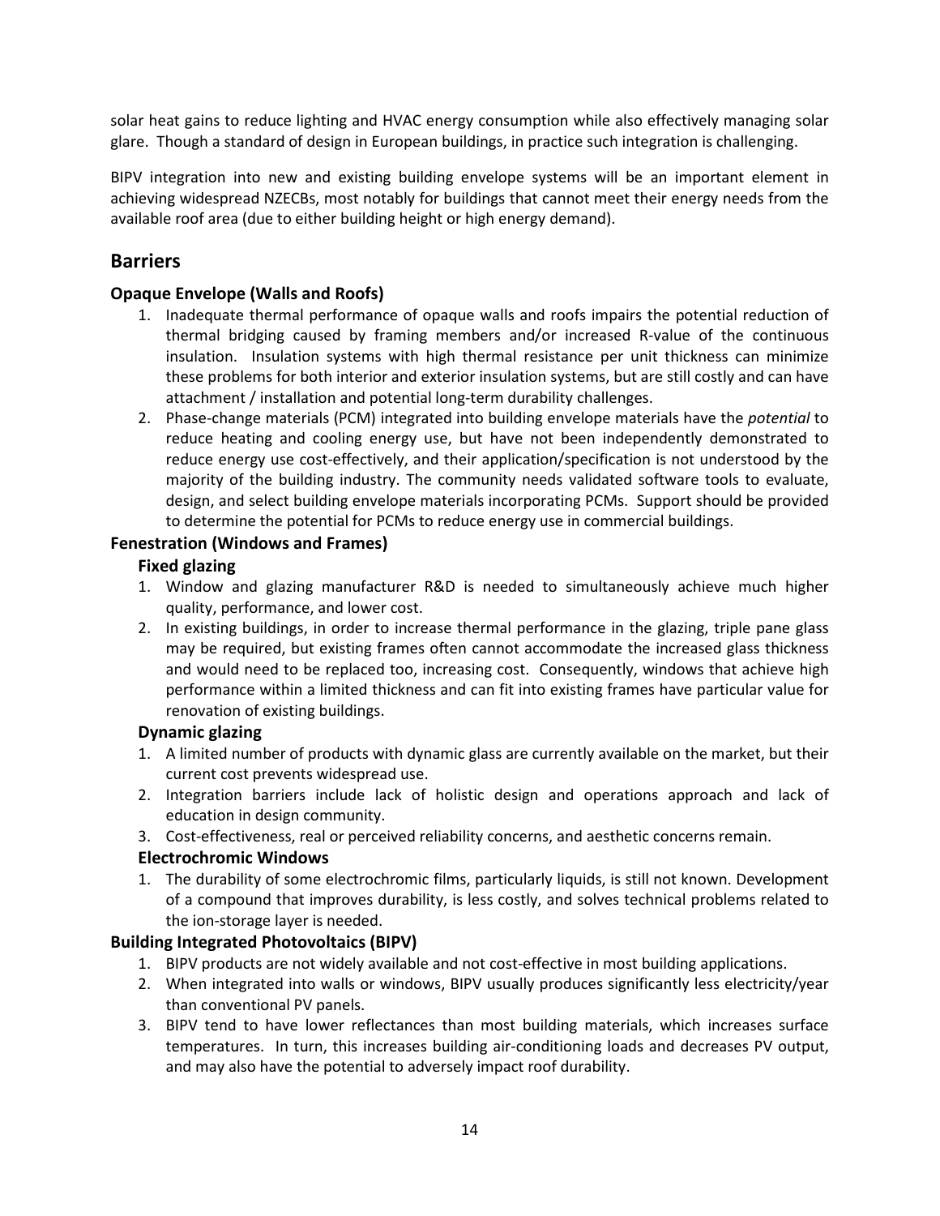solar heat gains to reduce lighting and HVAC energy consumption while also effectively managing solar glare. Though a standard of design in European buildings, in practice such integration is challenging.

BIPV integration into new and existing building envelope systems will be an important element in achieving widespread NZECBs, most notably for buildings that cannot meet their energy needs from the available roof area (due to either building height or high energy demand).

## Barriers

### Opaque Envelope (Walls and Roofs)

1. Inadequate thermal performance of opaque walls and roofs impairs the potential reduction of thermal bridging caused by framing members and/or increased R-value of the continuous insulation. Insulation systems with high thermal resistance per unit thickness can minimize these problems for both interior and exterior insulation systems, but are still costly and can have attachment / installation and potential long-term durability challenges.
2. Phase-change materials (PCM) integrated into building envelope materials have the *potential* to reduce heating and cooling energy use, but have not been independently demonstrated to reduce energy use cost-effectively, and their application/specification is not understood by the majority of the building industry. The community needs validated software tools to evaluate, design, and select building envelope materials incorporating PCMs. Support should be provided to determine the potential for PCMs to reduce energy use in commercial buildings.

### Fenestration (Windows and Frames)

#### Fixed glazing

1. Window and glazing manufacturer R&D is needed to simultaneously achieve much higher quality, performance, and lower cost.
2. In existing buildings, in order to increase thermal performance in the glazing, triple pane glass may be required, but existing frames often cannot accommodate the increased glass thickness and would need to be replaced too, increasing cost. Consequently, windows that achieve high performance within a limited thickness and can fit into existing frames have particular value for renovation of existing buildings.

#### Dynamic glazing

1. A limited number of products with dynamic glass are currently available on the market, but their current cost prevents widespread use.
2. Integration barriers include lack of holistic design and operations approach and lack of education in design community.
3. Cost-effectiveness, real or perceived reliability concerns, and aesthetic concerns remain.

#### Electrochromic Windows

1. The durability of some electrochromic films, particularly liquids, is still not known. Development of a compound that improves durability, is less costly, and solves technical problems related to the ion-storage layer is needed.

### Building Integrated Photovoltaics (BIPV)

1. BIPV products are not widely available and not cost-effective in most building applications.
2. When integrated into walls or windows, BIPV usually produces significantly less electricity/year than conventional PV panels.
3. BIPV tend to have lower reflectances than most building materials, which increases surface temperatures. In turn, this increases building air-conditioning loads and decreases PV output, and may also have the potential to adversely impact roof durability.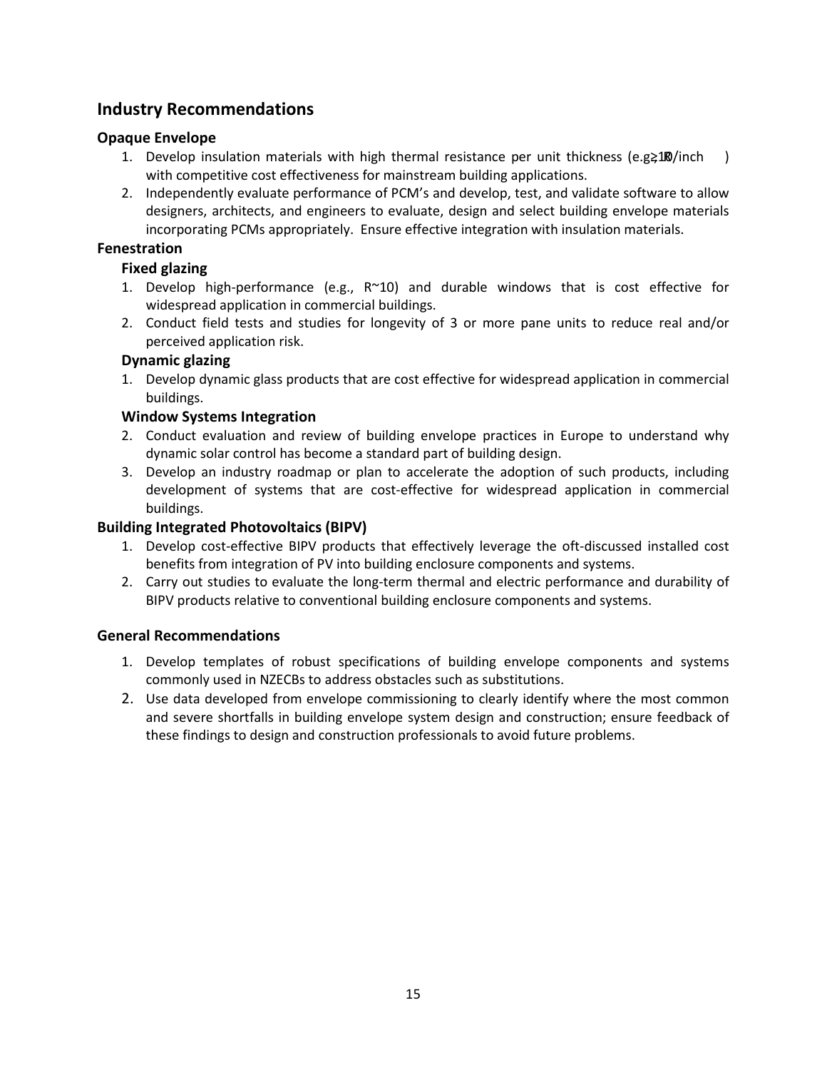## Industry Recommendations

### Opaque Envelope

1. Develop insulation materials with high thermal resistance per unit thickness (e.g. ≥R10/inch ) with competitive cost effectiveness for mainstream building applications.
2. Independently evaluate performance of PCM's and develop, test, and validate software to allow designers, architects, and engineers to evaluate, design and select building envelope materials incorporating PCMs appropriately. Ensure effective integration with insulation materials.

### Fenestration

#### Fixed glazing

1. Develop high-performance (e.g., R~10) and durable windows that is cost effective for widespread application in commercial buildings.
2. Conduct field tests and studies for longevity of 3 or more pane units to reduce real and/or perceived application risk.

#### Dynamic glazing

1. Develop dynamic glass products that are cost effective for widespread application in commercial buildings.

#### Window Systems Integration

2. Conduct evaluation and review of building envelope practices in Europe to understand why dynamic solar control has become a standard part of building design.
3. Develop an industry roadmap or plan to accelerate the adoption of such products, including development of systems that are cost-effective for widespread application in commercial buildings.

### Building Integrated Photovoltaics (BIPV)

1. Develop cost-effective BIPV products that effectively leverage the oft-discussed installed cost benefits from integration of PV into building enclosure components and systems.
2. Carry out studies to evaluate the long-term thermal and electric performance and durability of BIPV products relative to conventional building enclosure components and systems.

### General Recommendations

1. Develop templates of robust specifications of building envelope components and systems commonly used in NZECBs to address obstacles such as substitutions.
2. Use data developed from envelope commissioning to clearly identify where the most common and severe shortfalls in building envelope system design and construction; ensure feedback of these findings to design and construction professionals to avoid future problems.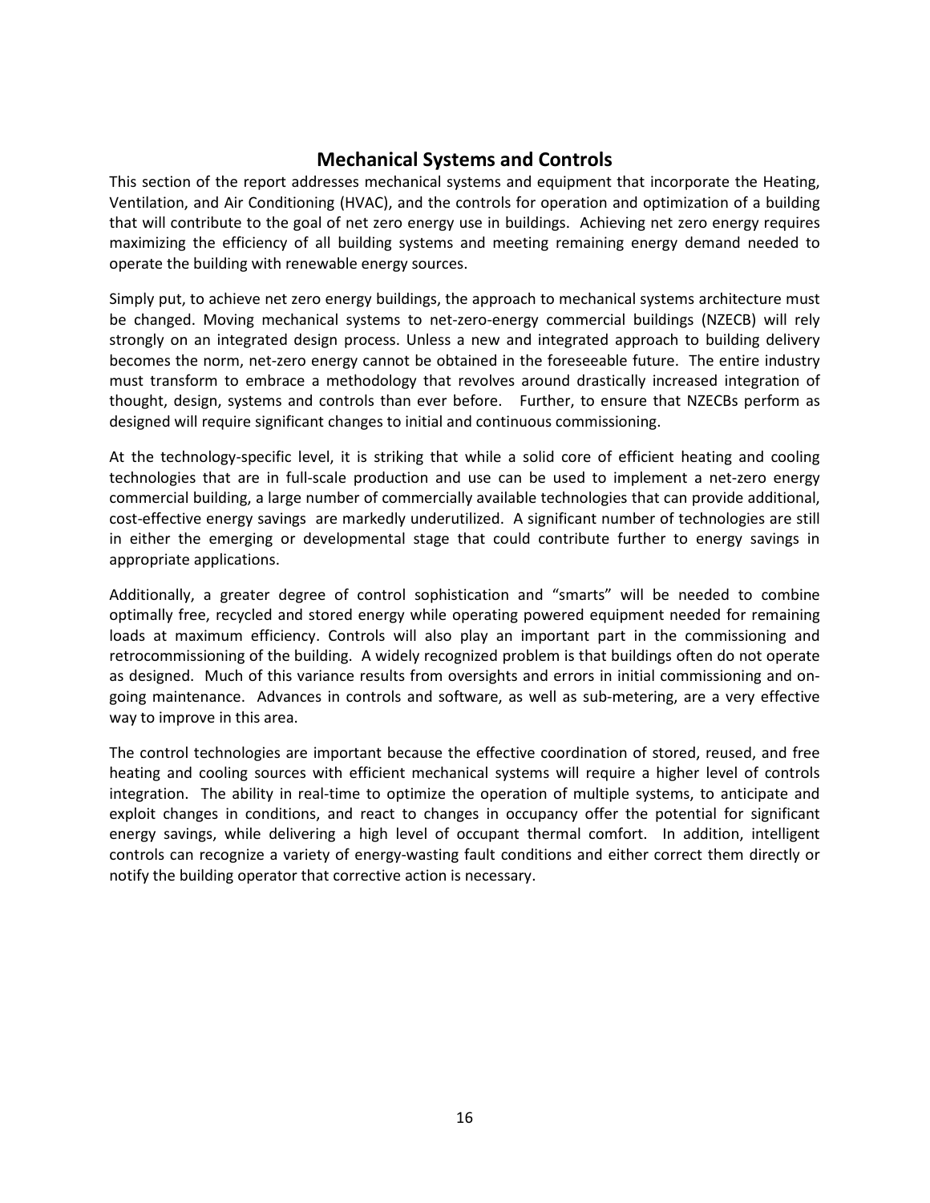# Mechanical Systems and Controls

This section of the report addresses mechanical systems and equipment that incorporate the Heating, Ventilation, and Air Conditioning (HVAC), and the controls for operation and optimization of a building that will contribute to the goal of net zero energy use in buildings. Achieving net zero energy requires maximizing the efficiency of all building systems and meeting remaining energy demand needed to operate the building with renewable energy sources.

Simply put, to achieve net zero energy buildings, the approach to mechanical systems architecture must be changed. Moving mechanical systems to net-zero-energy commercial buildings (NZECB) will rely strongly on an integrated design process. Unless a new and integrated approach to building delivery becomes the norm, net-zero energy cannot be obtained in the foreseeable future. The entire industry must transform to embrace a methodology that revolves around drastically increased integration of thought, design, systems and controls than ever before. Further, to ensure that NZECBs perform as designed will require significant changes to initial and continuous commissioning.

At the technology-specific level, it is striking that while a solid core of efficient heating and cooling technologies that are in full-scale production and use can be used to implement a net-zero energy commercial building, a large number of commercially available technologies that can provide additional, cost-effective energy savings are markedly underutilized. A significant number of technologies are still in either the emerging or developmental stage that could contribute further to energy savings in appropriate applications.

Additionally, a greater degree of control sophistication and "smarts" will be needed to combine optimally free, recycled and stored energy while operating powered equipment needed for remaining loads at maximum efficiency. Controls will also play an important part in the commissioning and retrocommissioning of the building. A widely recognized problem is that buildings often do not operate as designed. Much of this variance results from oversights and errors in initial commissioning and on-going maintenance. Advances in controls and software, as well as sub-metering, are a very effective way to improve in this area.

The control technologies are important because the effective coordination of stored, reused, and free heating and cooling sources with efficient mechanical systems will require a higher level of controls integration. The ability in real-time to optimize the operation of multiple systems, to anticipate and exploit changes in conditions, and react to changes in occupancy offer the potential for significant energy savings, while delivering a high level of occupant thermal comfort. In addition, intelligent controls can recognize a variety of energy-wasting fault conditions and either correct them directly or notify the building operator that corrective action is necessary.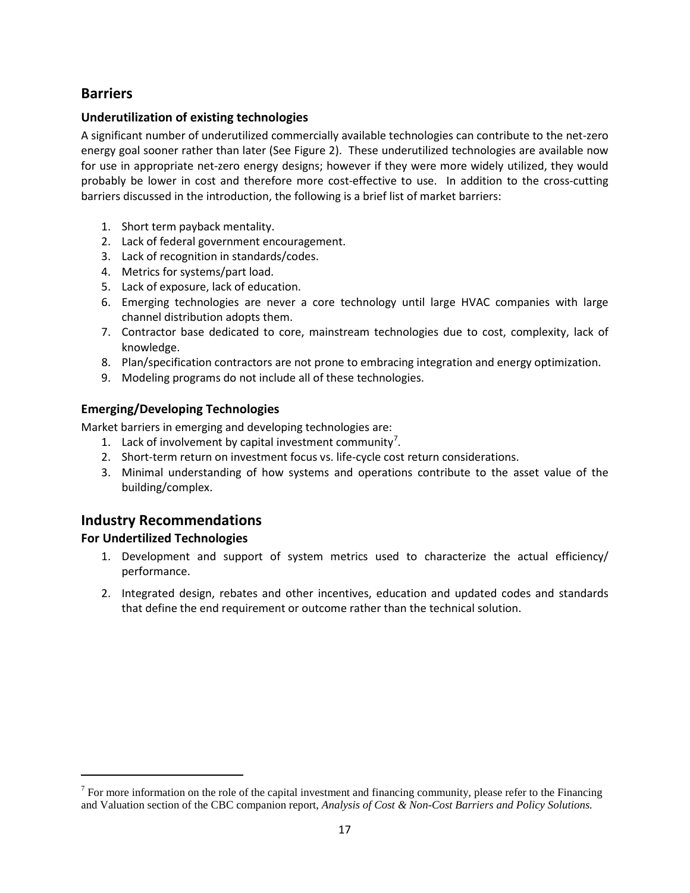## Barriers

### Underutilization of existing technologies

A significant number of underutilized commercially available technologies can contribute to the net-zero energy goal sooner rather than later (See Figure 2). These underutilized technologies are available now for use in appropriate net-zero energy designs; however if they were more widely utilized, they would probably be lower in cost and therefore more cost-effective to use. In addition to the cross-cutting barriers discussed in the introduction, the following is a brief list of market barriers:

1. Short term payback mentality.
2. Lack of federal government encouragement.
3. Lack of recognition in standards/codes.
4. Metrics for systems/part load.
5. Lack of exposure, lack of education.
6. Emerging technologies are never a core technology until large HVAC companies with large channel distribution adopts them.
7. Contractor base dedicated to core, mainstream technologies due to cost, complexity, lack of knowledge.
8. Plan/specification contractors are not prone to embracing integration and energy optimization.
9. Modeling programs do not include all of these technologies.

### Emerging/Developing Technologies

Market barriers in emerging and developing technologies are:

1. Lack of involvement by capital investment community[7].
2. Short-term return on investment focus vs. life-cycle cost return considerations.
3. Minimal understanding of how systems and operations contribute to the asset value of the building/complex.

## Industry Recommendations

### For Undertilized Technologies

1. Development and support of system metrics used to characterize the actual efficiency/ performance.
2. Integrated design, rebates and other incentives, education and updated codes and standards that define the end requirement or outcome rather than the technical solution.

---

[7] For more information on the role of the capital investment and financing community, please refer to the Financing and Valuation section of the CBC companion report, *Analysis of Cost & Non-Cost Barriers and Policy Solutions.*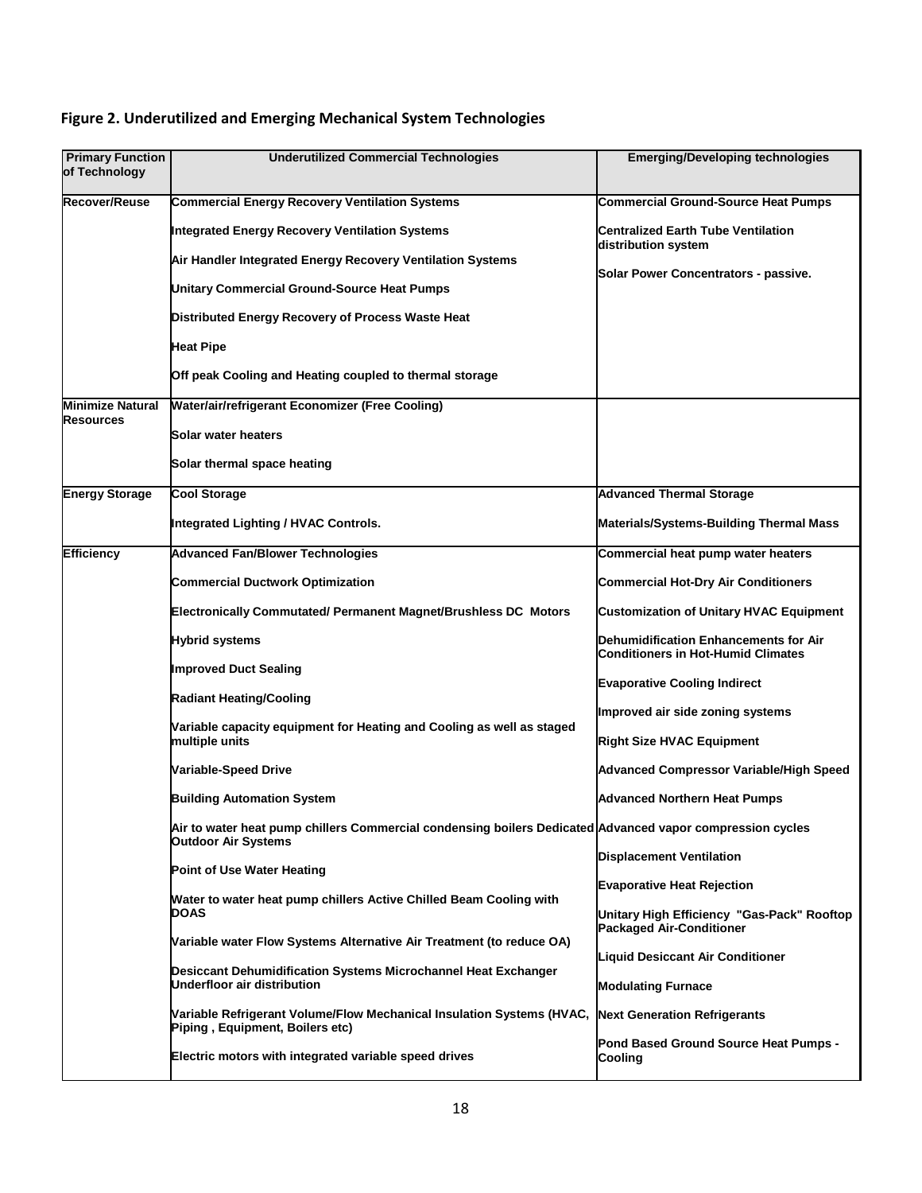**Figure 2. Underutilized and Emerging Mechanical System Technologies**

| Primary Function of Technology | Underutilized Commercial Technologies | Emerging/Developing technologies |
|---|---|---|
| **Recover/Reuse** | **Commercial Energy Recovery Ventilation Systems**<br><br>**Integrated Energy Recovery Ventilation Systems**<br><br>**Air Handler Integrated Energy Recovery Ventilation Systems**<br><br>**Unitary Commercial Ground-Source Heat Pumps**<br><br>**Distributed Energy Recovery of Process Waste Heat**<br><br>**Heat Pipe**<br><br>**Off peak Cooling and Heating coupled to thermal storage** | **Commercial Ground-Source Heat Pumps**<br><br>**Centralized Earth Tube Ventilation distribution system**<br><br>**Solar Power Concentrators - passive.** |
| **Minimize Natural Resources** | **Water/air/refrigerant Economizer (Free Cooling)**<br><br>**Solar water heaters**<br><br>**Solar thermal space heating** | |
| **Energy Storage** | **Cool Storage**<br><br>**Integrated Lighting / HVAC Controls.** | **Advanced Thermal Storage**<br><br>**Materials/Systems-Building Thermal Mass** |
| **Efficiency** | **Advanced Fan/Blower Technologies**<br><br>**Commercial Ductwork Optimization**<br><br>**Electronically Commutated/ Permanent Magnet/Brushless DC Motors**<br><br>**Hybrid systems**<br><br>**Improved Duct Sealing**<br><br>**Radiant Heating/Cooling**<br><br>**Variable capacity equipment for Heating and Cooling as well as staged multiple units**<br><br>**Variable-Speed Drive**<br><br>**Building Automation System**<br><br>**Air to water heat pump chillers Commercial condensing boilers Dedicated Outdoor Air Systems**<br><br>**Point of Use Water Heating**<br><br>**Water to water heat pump chillers Active Chilled Beam Cooling with DOAS**<br><br>**Variable water Flow Systems Alternative Air Treatment (to reduce OA)**<br><br>**Desiccant Dehumidification Systems Microchannel Heat Exchanger Underfloor air distribution**<br><br>**Variable Refrigerant Volume/Flow Mechanical Insulation Systems (HVAC, Piping , Equipment, Boilers etc)**<br><br>**Electric motors with integrated variable speed drives** | **Commercial heat pump water heaters**<br><br>**Commercial Hot-Dry Air Conditioners**<br><br>**Customization of Unitary HVAC Equipment**<br><br>**Dehumidification Enhancements for Air Conditioners in Hot-Humid Climates**<br><br>**Evaporative Cooling Indirect**<br><br>**Improved air side zoning systems**<br><br>**Right Size HVAC Equipment**<br><br>**Advanced Compressor Variable/High Speed**<br><br>**Advanced Northern Heat Pumps**<br><br>**Advanced vapor compression cycles**<br><br>**Displacement Ventilation**<br><br>**Evaporative Heat Rejection**<br><br>**Unitary High Efficiency "Gas-Pack" Rooftop Packaged Air-Conditioner**<br><br>**Liquid Desiccant Air Conditioner**<br><br>**Modulating Furnace**<br><br>**Next Generation Refrigerants**<br><br>**Pond Based Ground Source Heat Pumps - Cooling** |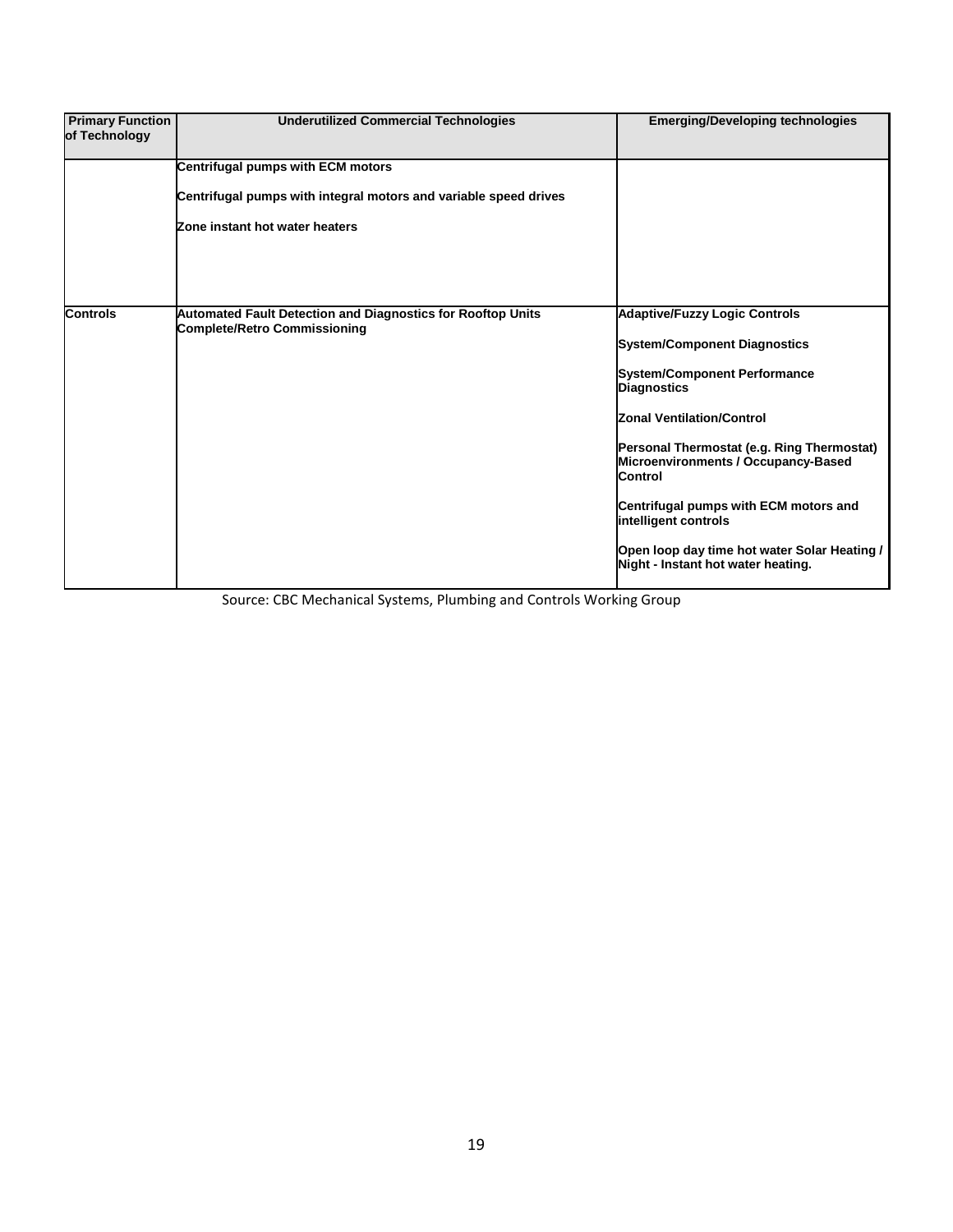| Primary Function of Technology | Underutilized Commercial Technologies | Emerging/Developing technologies |
|---|---|---|
| | **Centrifugal pumps with ECM motors**<br><br>**Centrifugal pumps with integral motors and variable speed drives**<br><br>**Zone instant hot water heaters** | |
| **Controls** | **Automated Fault Detection and Diagnostics for Rooftop Units**<br>**Complete/Retro Commissioning** | **Adaptive/Fuzzy Logic Controls**<br><br>**System/Component Diagnostics**<br><br>**System/Component Performance Diagnostics**<br><br>**Zonal Ventilation/Control**<br><br>**Personal Thermostat (e.g. Ring Thermostat) Microenvironments / Occupancy-Based Control**<br><br>**Centrifugal pumps with ECM motors and intelligent controls**<br><br>**Open loop day time hot water Solar Heating / Night - Instant hot water heating.** |

Source: CBC Mechanical Systems, Plumbing and Controls Working Group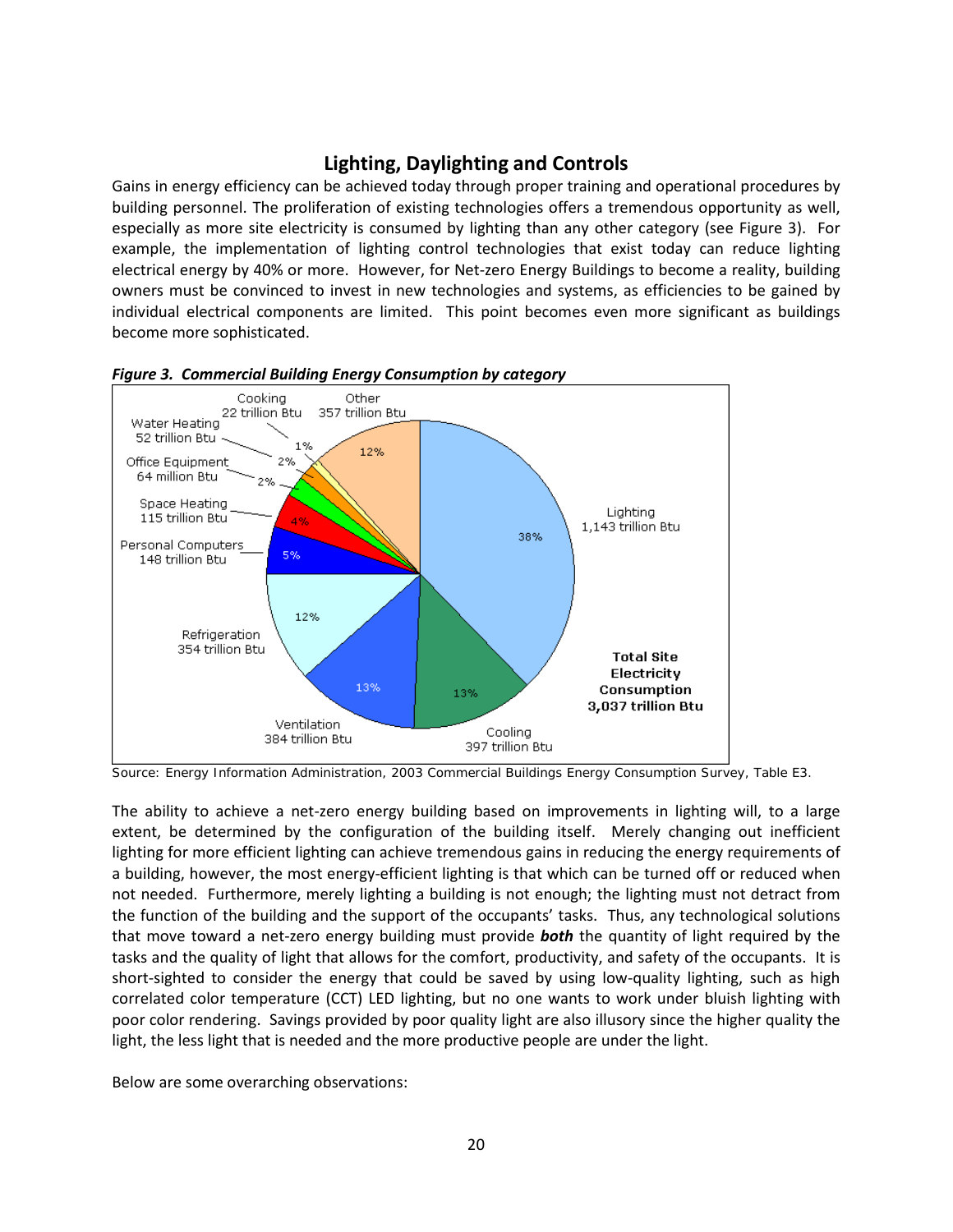## Lighting, Daylighting and Controls

Gains in energy efficiency can be achieved today through proper training and operational procedures by building personnel. The proliferation of existing technologies offers a tremendous opportunity as well, especially as more site electricity is consumed by lighting than any other category (see Figure 3). For example, the implementation of lighting control technologies that exist today can reduce lighting electrical energy by 40% or more. However, for Net-zero Energy Buildings to become a reality, building owners must be convinced to invest in new technologies and systems, as efficiencies to be gained by individual electrical components are limited. This point becomes even more significant as buildings become more sophisticated.

***Figure 3. Commercial Building Energy Consumption by category***

| Category | Consumption | Share |
|---|---|---|
| Lighting | 1,143 trillion Btu | 38% |
| Cooling | 397 trillion Btu | 13% |
| Ventilation | 384 trillion Btu | 13% |
| Refrigeration | 354 trillion Btu | 12% |
| Personal Computers | 148 trillion Btu | 5% |
| Space Heating | 115 trillion Btu | 4% |
| Office Equipment | 64 million Btu | 2% |
| Water Heating | 52 trillion Btu | 2% |
| Cooking | 22 trillion Btu | 1% |
| Other | 357 trillion Btu | 12% |

**Total Site Electricity Consumption 3,037 trillion Btu**

Source: Energy Information Administration, 2003 Commercial Buildings Energy Consumption Survey, Table E3.

The ability to achieve a net-zero energy building based on improvements in lighting will, to a large extent, be determined by the configuration of the building itself. Merely changing out inefficient lighting for more efficient lighting can achieve tremendous gains in reducing the energy requirements of a building, however, the most energy-efficient lighting is that which can be turned off or reduced when not needed. Furthermore, merely lighting a building is not enough; the lighting must not detract from the function of the building and the support of the occupants' tasks. Thus, any technological solutions that move toward a net-zero energy building must provide ***both*** the quantity of light required by the tasks and the quality of light that allows for the comfort, productivity, and safety of the occupants. It is short-sighted to consider the energy that could be saved by using low-quality lighting, such as high correlated color temperature (CCT) LED lighting, but no one wants to work under bluish lighting with poor color rendering. Savings provided by poor quality light are also illusory since the higher quality the light, the less light that is needed and the more productive people are under the light.

Below are some overarching observations: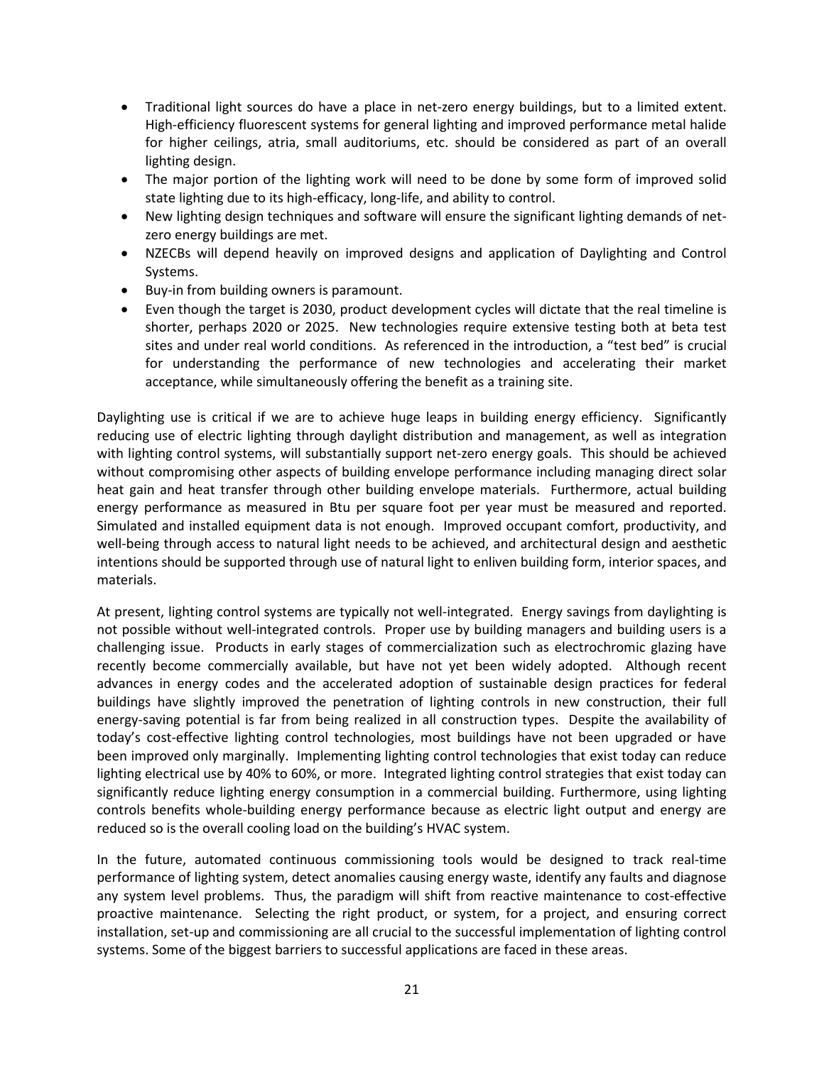- Traditional light sources do have a place in net-zero energy buildings, but to a limited extent. High-efficiency fluorescent systems for general lighting and improved performance metal halide for higher ceilings, atria, small auditoriums, etc. should be considered as part of an overall lighting design.
- The major portion of the lighting work will need to be done by some form of improved solid state lighting due to its high-efficacy, long-life, and ability to control.
- New lighting design techniques and software will ensure the significant lighting demands of net-zero energy buildings are met.
- NZECBs will depend heavily on improved designs and application of Daylighting and Control Systems.
- Buy-in from building owners is paramount.
- Even though the target is 2030, product development cycles will dictate that the real timeline is shorter, perhaps 2020 or 2025. New technologies require extensive testing both at beta test sites and under real world conditions. As referenced in the introduction, a "test bed" is crucial for understanding the performance of new technologies and accelerating their market acceptance, while simultaneously offering the benefit as a training site.

Daylighting use is critical if we are to achieve huge leaps in building energy efficiency. Significantly reducing use of electric lighting through daylight distribution and management, as well as integration with lighting control systems, will substantially support net-zero energy goals. This should be achieved without compromising other aspects of building envelope performance including managing direct solar heat gain and heat transfer through other building envelope materials. Furthermore, actual building energy performance as measured in Btu per square foot per year must be measured and reported. Simulated and installed equipment data is not enough. Improved occupant comfort, productivity, and well-being through access to natural light needs to be achieved, and architectural design and aesthetic intentions should be supported through use of natural light to enliven building form, interior spaces, and materials.

At present, lighting control systems are typically not well-integrated. Energy savings from daylighting is not possible without well-integrated controls. Proper use by building managers and building users is a challenging issue. Products in early stages of commercialization such as electrochromic glazing have recently become commercially available, but have not yet been widely adopted. Although recent advances in energy codes and the accelerated adoption of sustainable design practices for federal buildings have slightly improved the penetration of lighting controls in new construction, their full energy-saving potential is far from being realized in all construction types. Despite the availability of today's cost-effective lighting control technologies, most buildings have not been upgraded or have been improved only marginally. Implementing lighting control technologies that exist today can reduce lighting electrical use by 40% to 60%, or more. Integrated lighting control strategies that exist today can significantly reduce lighting energy consumption in a commercial building. Furthermore, using lighting controls benefits whole-building energy performance because as electric light output and energy are reduced so is the overall cooling load on the building's HVAC system.

In the future, automated continuous commissioning tools would be designed to track real-time performance of lighting system, detect anomalies causing energy waste, identify any faults and diagnose any system level problems. Thus, the paradigm will shift from reactive maintenance to cost-effective proactive maintenance. Selecting the right product, or system, for a project, and ensuring correct installation, set-up and commissioning are all crucial to the successful implementation of lighting control systems. Some of the biggest barriers to successful applications are faced in these areas.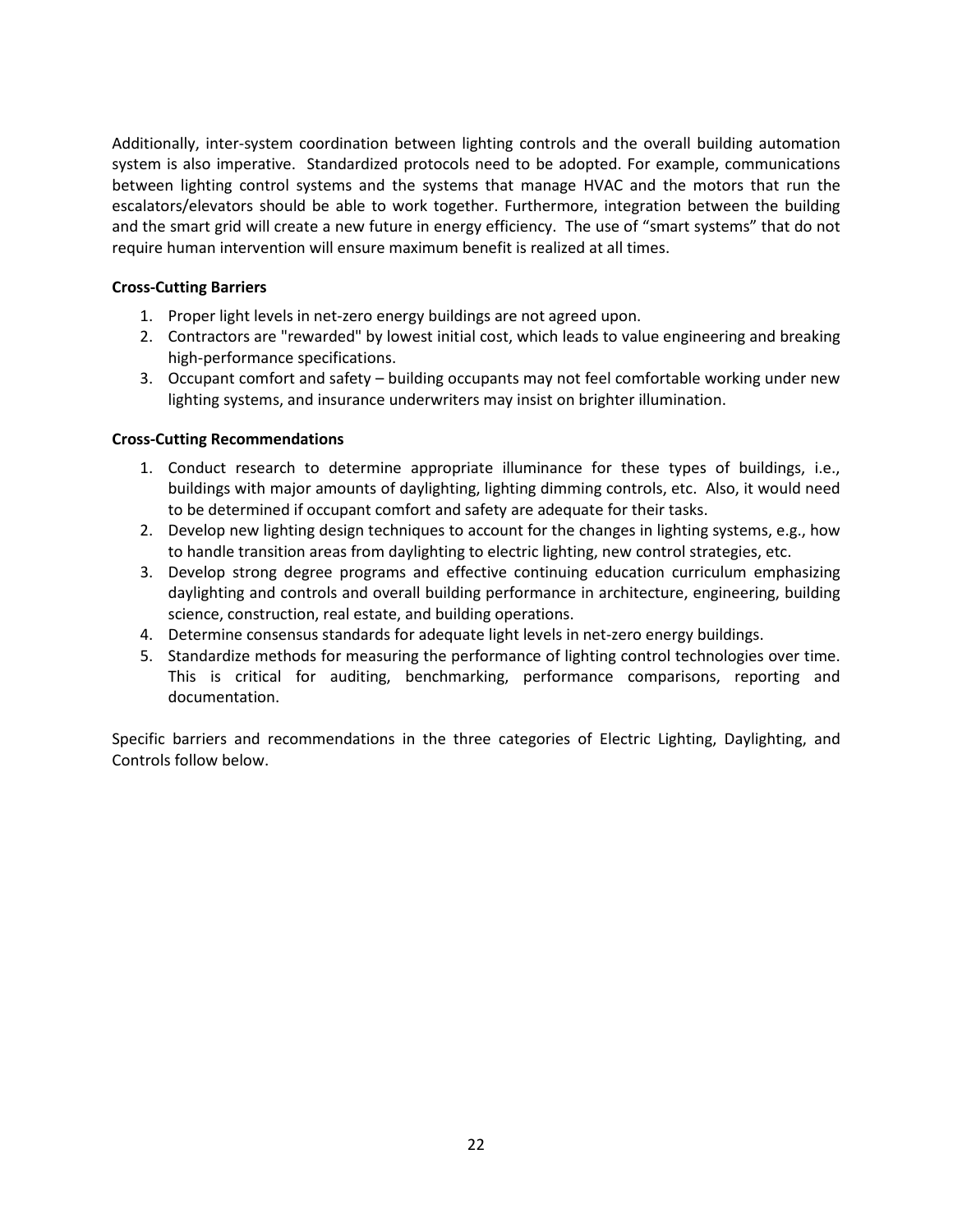Additionally, inter-system coordination between lighting controls and the overall building automation system is also imperative. Standardized protocols need to be adopted. For example, communications between lighting control systems and the systems that manage HVAC and the motors that run the escalators/elevators should be able to work together. Furthermore, integration between the building and the smart grid will create a new future in energy efficiency. The use of "smart systems" that do not require human intervention will ensure maximum benefit is realized at all times.

**Cross-Cutting Barriers**

1. Proper light levels in net-zero energy buildings are not agreed upon.
2. Contractors are "rewarded" by lowest initial cost, which leads to value engineering and breaking high-performance specifications.
3. Occupant comfort and safety – building occupants may not feel comfortable working under new lighting systems, and insurance underwriters may insist on brighter illumination.

**Cross-Cutting Recommendations**

1. Conduct research to determine appropriate illuminance for these types of buildings, i.e., buildings with major amounts of daylighting, lighting dimming controls, etc. Also, it would need to be determined if occupant comfort and safety are adequate for their tasks.
2. Develop new lighting design techniques to account for the changes in lighting systems, e.g., how to handle transition areas from daylighting to electric lighting, new control strategies, etc.
3. Develop strong degree programs and effective continuing education curriculum emphasizing daylighting and controls and overall building performance in architecture, engineering, building science, construction, real estate, and building operations.
4. Determine consensus standards for adequate light levels in net-zero energy buildings.
5. Standardize methods for measuring the performance of lighting control technologies over time. This is critical for auditing, benchmarking, performance comparisons, reporting and documentation.

Specific barriers and recommendations in the three categories of Electric Lighting, Daylighting, and Controls follow below.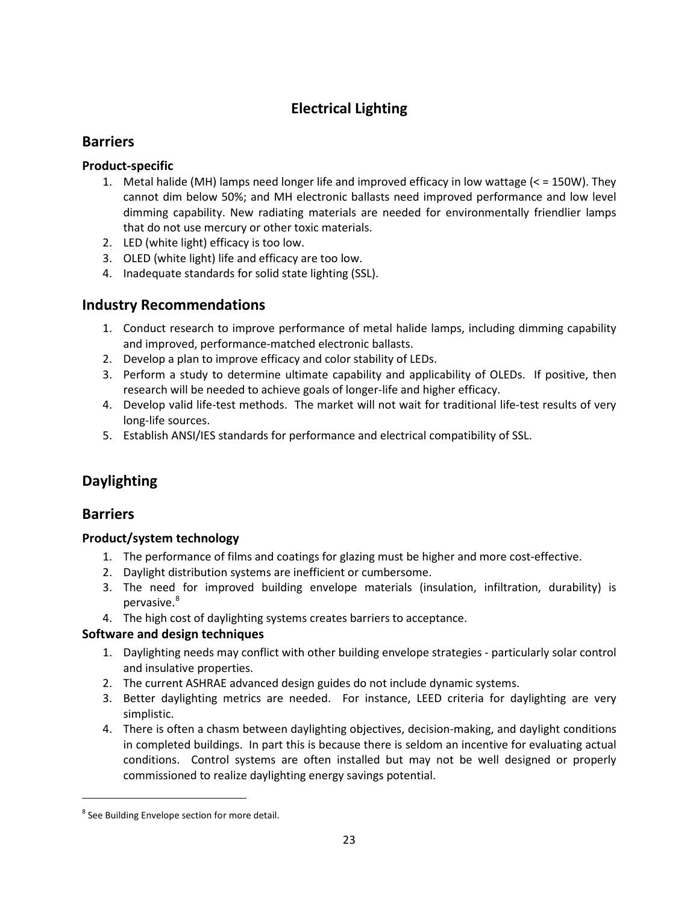# Electrical Lighting

## Barriers

### Product-specific

1. Metal halide (MH) lamps need longer life and improved efficacy in low wattage (< = 150W). They cannot dim below 50%; and MH electronic ballasts need improved performance and low level dimming capability. New radiating materials are needed for environmentally friendlier lamps that do not use mercury or other toxic materials.
2. LED (white light) efficacy is too low.
3. OLED (white light) life and efficacy are too low.
4. Inadequate standards for solid state lighting (SSL).

## Industry Recommendations

1. Conduct research to improve performance of metal halide lamps, including dimming capability and improved, performance-matched electronic ballasts.
2. Develop a plan to improve efficacy and color stability of LEDs.
3. Perform a study to determine ultimate capability and applicability of OLEDs. If positive, then research will be needed to achieve goals of longer-life and higher efficacy.
4. Develop valid life-test methods. The market will not wait for traditional life-test results of very long-life sources.
5. Establish ANSI/IES standards for performance and electrical compatibility of SSL.

## Daylighting

## Barriers

### Product/system technology

1. The performance of films and coatings for glazing must be higher and more cost-effective.
2. Daylight distribution systems are inefficient or cumbersome.
3. The need for improved building envelope materials (insulation, infiltration, durability) is pervasive.[8]
4. The high cost of daylighting systems creates barriers to acceptance.

### Software and design techniques

1. Daylighting needs may conflict with other building envelope strategies - particularly solar control and insulative properties.
2. The current ASHRAE advanced design guides do not include dynamic systems.
3. Better daylighting metrics are needed. For instance, LEED criteria for daylighting are very simplistic.
4. There is often a chasm between daylighting objectives, decision-making, and daylight conditions in completed buildings. In part this is because there is seldom an incentive for evaluating actual conditions. Control systems are often installed but may not be well designed or properly commissioned to realize daylighting energy savings potential.

[8] See Building Envelope section for more detail.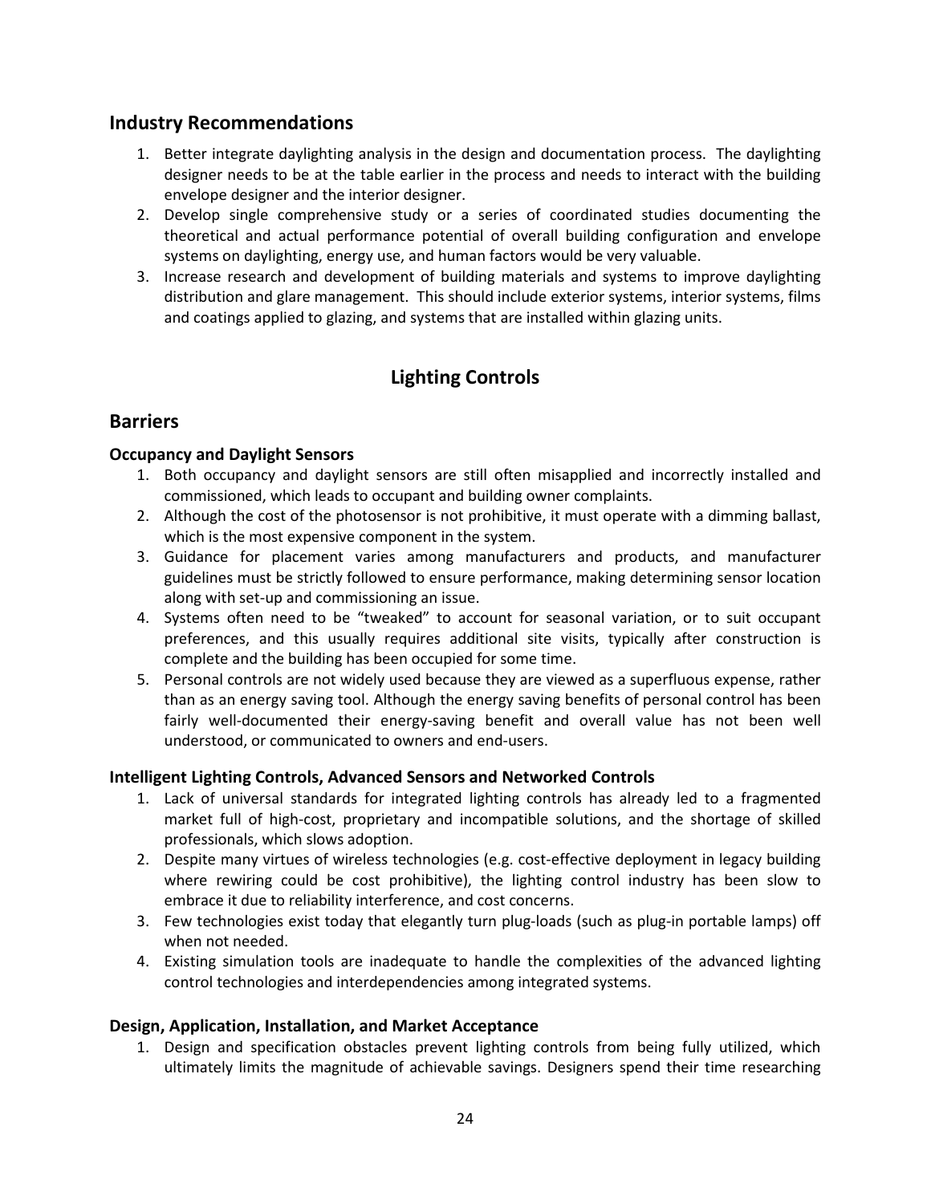## Industry Recommendations

1. Better integrate daylighting analysis in the design and documentation process. The daylighting designer needs to be at the table earlier in the process and needs to interact with the building envelope designer and the interior designer.
2. Develop single comprehensive study or a series of coordinated studies documenting the theoretical and actual performance potential of overall building configuration and envelope systems on daylighting, energy use, and human factors would be very valuable.
3. Increase research and development of building materials and systems to improve daylighting distribution and glare management. This should include exterior systems, interior systems, films and coatings applied to glazing, and systems that are installed within glazing units.

# Lighting Controls

## Barriers

### Occupancy and Daylight Sensors

1. Both occupancy and daylight sensors are still often misapplied and incorrectly installed and commissioned, which leads to occupant and building owner complaints.
2. Although the cost of the photosensor is not prohibitive, it must operate with a dimming ballast, which is the most expensive component in the system.
3. Guidance for placement varies among manufacturers and products, and manufacturer guidelines must be strictly followed to ensure performance, making determining sensor location along with set-up and commissioning an issue.
4. Systems often need to be "tweaked" to account for seasonal variation, or to suit occupant preferences, and this usually requires additional site visits, typically after construction is complete and the building has been occupied for some time.
5. Personal controls are not widely used because they are viewed as a superfluous expense, rather than as an energy saving tool. Although the energy saving benefits of personal control has been fairly well-documented their energy-saving benefit and overall value has not been well understood, or communicated to owners and end-users.

### Intelligent Lighting Controls, Advanced Sensors and Networked Controls

1. Lack of universal standards for integrated lighting controls has already led to a fragmented market full of high-cost, proprietary and incompatible solutions, and the shortage of skilled professionals, which slows adoption.
2. Despite many virtues of wireless technologies (e.g. cost-effective deployment in legacy building where rewiring could be cost prohibitive), the lighting control industry has been slow to embrace it due to reliability interference, and cost concerns.
3. Few technologies exist today that elegantly turn plug-loads (such as plug-in portable lamps) off when not needed.
4. Existing simulation tools are inadequate to handle the complexities of the advanced lighting control technologies and interdependencies among integrated systems.

### Design, Application, Installation, and Market Acceptance

1. Design and specification obstacles prevent lighting controls from being fully utilized, which ultimately limits the magnitude of achievable savings. Designers spend their time researching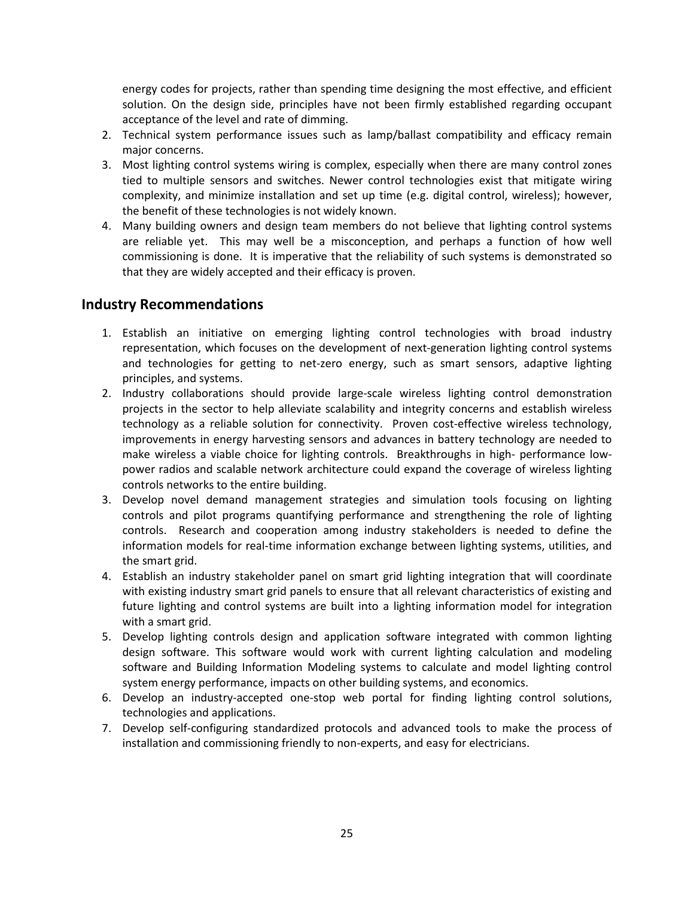energy codes for projects, rather than spending time designing the most effective, and efficient solution. On the design side, principles have not been firmly established regarding occupant acceptance of the level and rate of dimming.

2. Technical system performance issues such as lamp/ballast compatibility and efficacy remain major concerns.
3. Most lighting control systems wiring is complex, especially when there are many control zones tied to multiple sensors and switches. Newer control technologies exist that mitigate wiring complexity, and minimize installation and set up time (e.g. digital control, wireless); however, the benefit of these technologies is not widely known.
4. Many building owners and design team members do not believe that lighting control systems are reliable yet. This may well be a misconception, and perhaps a function of how well commissioning is done. It is imperative that the reliability of such systems is demonstrated so that they are widely accepted and their efficacy is proven.

## Industry Recommendations

1. Establish an initiative on emerging lighting control technologies with broad industry representation, which focuses on the development of next-generation lighting control systems and technologies for getting to net-zero energy, such as smart sensors, adaptive lighting principles, and systems.
2. Industry collaborations should provide large-scale wireless lighting control demonstration projects in the sector to help alleviate scalability and integrity concerns and establish wireless technology as a reliable solution for connectivity. Proven cost-effective wireless technology, improvements in energy harvesting sensors and advances in battery technology are needed to make wireless a viable choice for lighting controls. Breakthroughs in high- performance low-power radios and scalable network architecture could expand the coverage of wireless lighting controls networks to the entire building.
3. Develop novel demand management strategies and simulation tools focusing on lighting controls and pilot programs quantifying performance and strengthening the role of lighting controls. Research and cooperation among industry stakeholders is needed to define the information models for real-time information exchange between lighting systems, utilities, and the smart grid.
4. Establish an industry stakeholder panel on smart grid lighting integration that will coordinate with existing industry smart grid panels to ensure that all relevant characteristics of existing and future lighting and control systems are built into a lighting information model for integration with a smart grid.
5. Develop lighting controls design and application software integrated with common lighting design software. This software would work with current lighting calculation and modeling software and Building Information Modeling systems to calculate and model lighting control system energy performance, impacts on other building systems, and economics.
6. Develop an industry-accepted one-stop web portal for finding lighting control solutions, technologies and applications.
7. Develop self-configuring standardized protocols and advanced tools to make the process of installation and commissioning friendly to non-experts, and easy for electricians.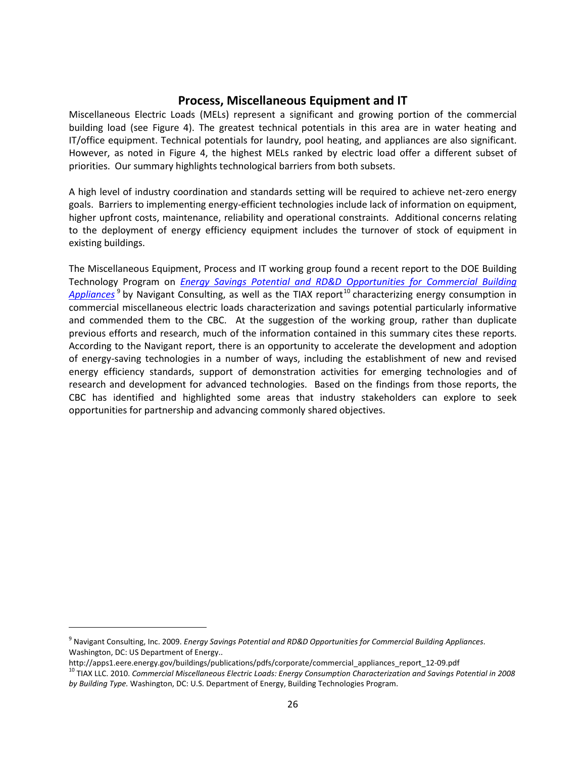## Process, Miscellaneous Equipment and IT

Miscellaneous Electric Loads (MELs) represent a significant and growing portion of the commercial building load (see Figure 4). The greatest technical potentials in this area are in water heating and IT/office equipment. Technical potentials for laundry, pool heating, and appliances are also significant. However, as noted in Figure 4, the highest MELs ranked by electric load offer a different subset of priorities. Our summary highlights technological barriers from both subsets.

A high level of industry coordination and standards setting will be required to achieve net-zero energy goals. Barriers to implementing energy-efficient technologies include lack of information on equipment, higher upfront costs, maintenance, reliability and operational constraints. Additional concerns relating to the deployment of energy efficiency equipment includes the turnover of stock of equipment in existing buildings.

The Miscellaneous Equipment, Process and IT working group found a recent report to the DOE Building Technology Program on *Energy Savings Potential and RD&D Opportunities for Commercial Building Appliances*[9] by Navigant Consulting, as well as the TIAX report[10] characterizing energy consumption in commercial miscellaneous electric loads characterization and savings potential particularly informative and commended them to the CBC. At the suggestion of the working group, rather than duplicate previous efforts and research, much of the information contained in this summary cites these reports. According to the Navigant report, there is an opportunity to accelerate the development and adoption of energy-saving technologies in a number of ways, including the establishment of new and revised energy efficiency standards, support of demonstration activities for emerging technologies and of research and development for advanced technologies. Based on the findings from those reports, the CBC has identified and highlighted some areas that industry stakeholders can explore to seek opportunities for partnership and advancing commonly shared objectives.

---

[9] Navigant Consulting, Inc. 2009. *Energy Savings Potential and RD&D Opportunities for Commercial Building Appliances*. Washington, DC: US Department of Energy.. http://apps1.eere.energy.gov/buildings/publications/pdfs/corporate/commercial_appliances_report_12-09.pdf

[10] TIAX LLC. 2010. *Commercial Miscellaneous Electric Loads: Energy Consumption Characterization and Savings Potential in 2008 by Building Type.* Washington, DC: U.S. Department of Energy, Building Technologies Program.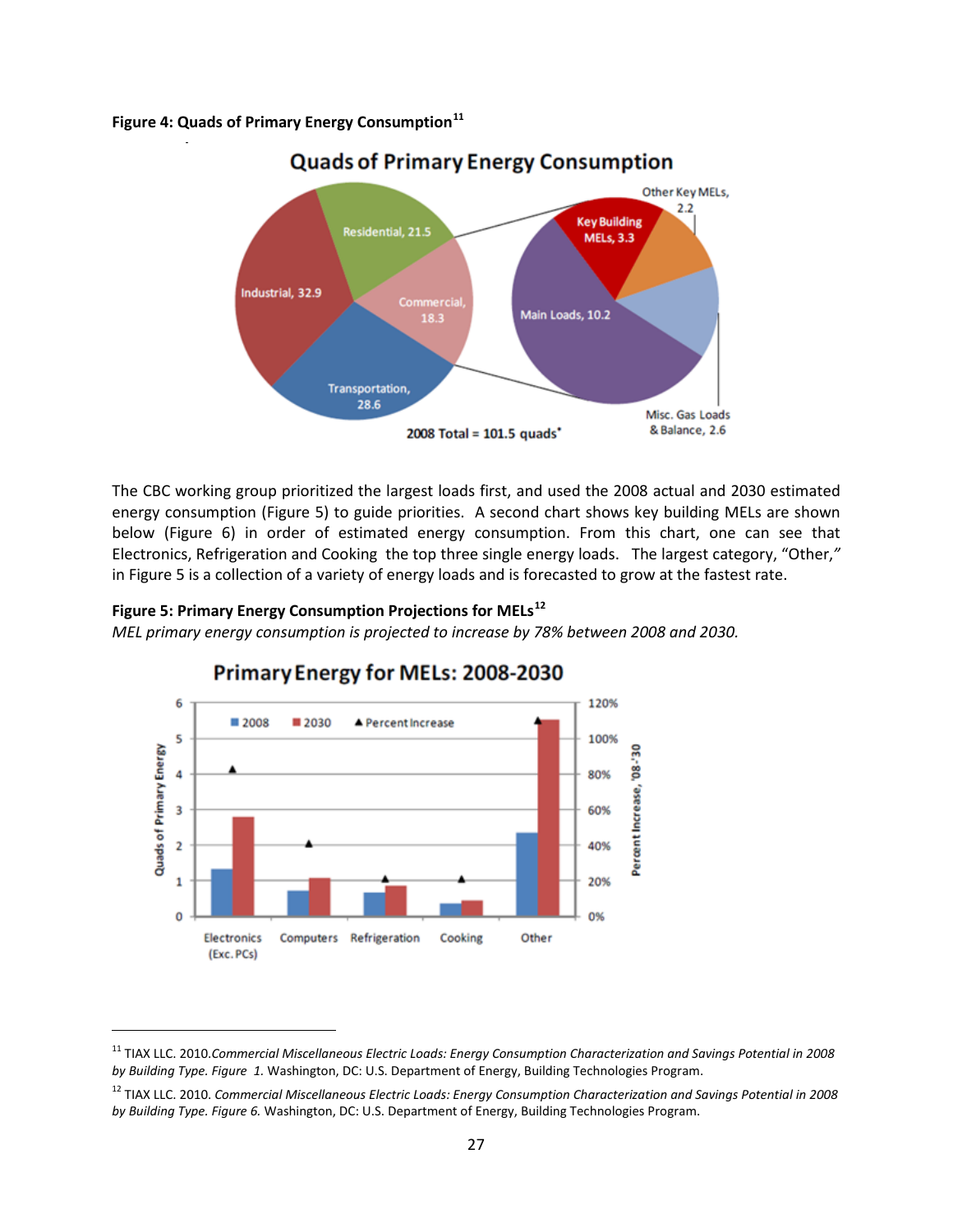**Figure 4: Quads of Primary Energy Consumption**[11]

The CBC working group prioritized the largest loads first, and used the 2008 actual and 2030 estimated energy consumption (Figure 5) to guide priorities. A second chart shows key building MELs are shown below (Figure 6) in order of estimated energy consumption. From this chart, one can see that Electronics, Refrigeration and Cooking the top three single energy loads. The largest category, "Other," in Figure 5 is a collection of a variety of energy loads and is forecasted to grow at the fastest rate.

**Figure 5: Primary Energy Consumption Projections for MELs**[12]

*MEL primary energy consumption is projected to increase by 78% between 2008 and 2030.*

---

[11] TIAX LLC. 2010.*Commercial Miscellaneous Electric Loads: Energy Consumption Characterization and Savings Potential in 2008 by Building Type. Figure 1.* Washington, DC: U.S. Department of Energy, Building Technologies Program.

[12] TIAX LLC. 2010. *Commercial Miscellaneous Electric Loads: Energy Consumption Characterization and Savings Potential in 2008 by Building Type. Figure 6.* Washington, DC: U.S. Department of Energy, Building Technologies Program.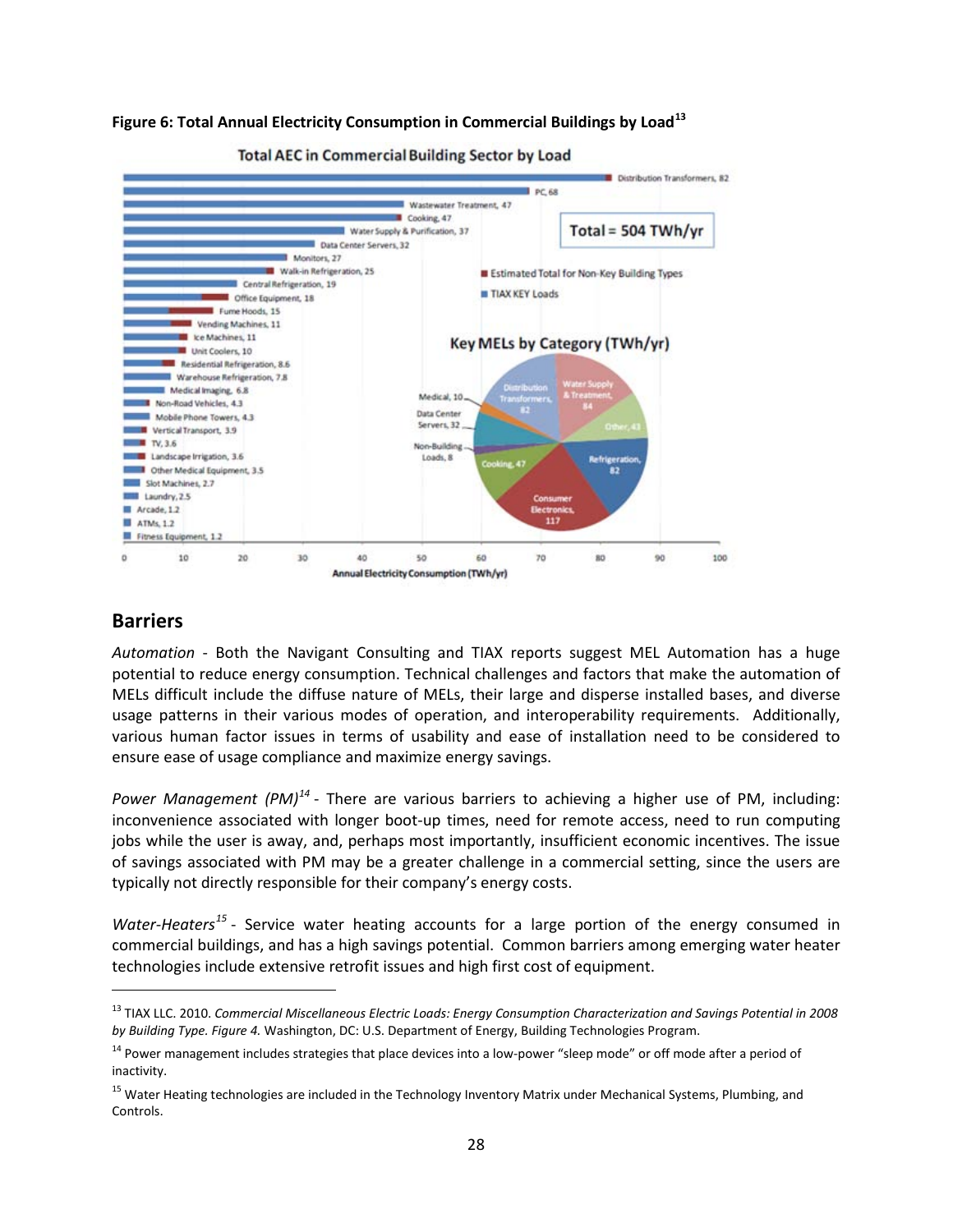**Figure 6: Total Annual Electricity Consumption in Commercial Buildings by Load**[13]

## Barriers

*Automation* - Both the Navigant Consulting and TIAX reports suggest MEL Automation has a huge potential to reduce energy consumption. Technical challenges and factors that make the automation of MELs difficult include the diffuse nature of MELs, their large and disperse installed bases, and diverse usage patterns in their various modes of operation, and interoperability requirements. Additionally, various human factor issues in terms of usability and ease of installation need to be considered to ensure ease of usage compliance and maximize energy savings.

*Power Management (PM)*[14] - There are various barriers to achieving a higher use of PM, including: inconvenience associated with longer boot-up times, need for remote access, need to run computing jobs while the user is away, and, perhaps most importantly, insufficient economic incentives. The issue of savings associated with PM may be a greater challenge in a commercial setting, since the users are typically not directly responsible for their company's energy costs.

*Water-Heaters*[15] - Service water heating accounts for a large portion of the energy consumed in commercial buildings, and has a high savings potential. Common barriers among emerging water heater technologies include extensive retrofit issues and high first cost of equipment.

---

[13] TIAX LLC. 2010. *Commercial Miscellaneous Electric Loads: Energy Consumption Characterization and Savings Potential in 2008 by Building Type. Figure 4.* Washington, DC: U.S. Department of Energy, Building Technologies Program.

[14] Power management includes strategies that place devices into a low-power "sleep mode" or off mode after a period of inactivity.

[15] Water Heating technologies are included in the Technology Inventory Matrix under Mechanical Systems, Plumbing, and Controls.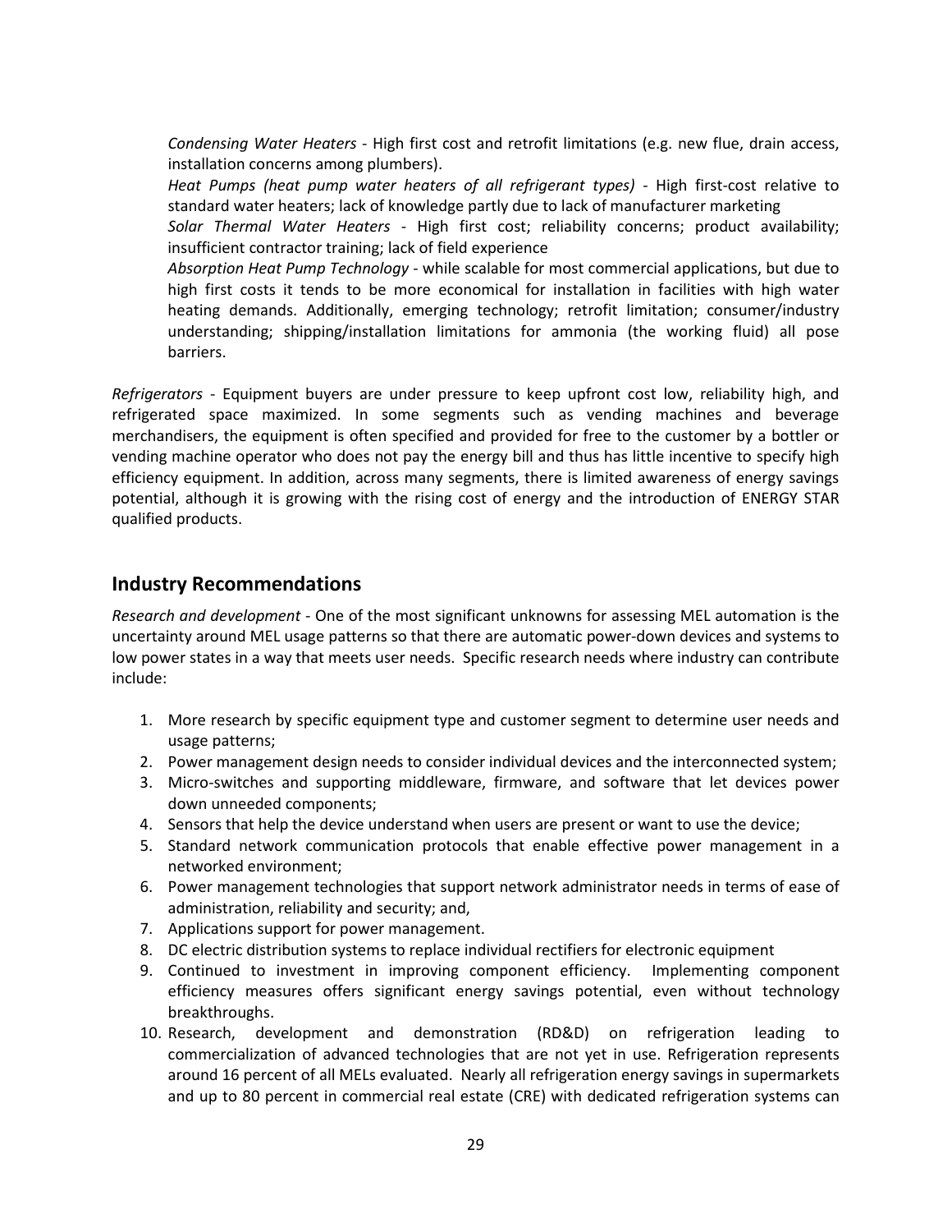*Condensing Water Heaters* - High first cost and retrofit limitations (e.g. new flue, drain access, installation concerns among plumbers).

*Heat Pumps (heat pump water heaters of all refrigerant types)* - High first-cost relative to standard water heaters; lack of knowledge partly due to lack of manufacturer marketing

*Solar Thermal Water Heaters* - High first cost; reliability concerns; product availability; insufficient contractor training; lack of field experience

*Absorption Heat Pump Technology* - while scalable for most commercial applications, but due to high first costs it tends to be more economical for installation in facilities with high water heating demands. Additionally, emerging technology; retrofit limitation; consumer/industry understanding; shipping/installation limitations for ammonia (the working fluid) all pose barriers.

*Refrigerators* - Equipment buyers are under pressure to keep upfront cost low, reliability high, and refrigerated space maximized. In some segments such as vending machines and beverage merchandisers, the equipment is often specified and provided for free to the customer by a bottler or vending machine operator who does not pay the energy bill and thus has little incentive to specify high efficiency equipment. In addition, across many segments, there is limited awareness of energy savings potential, although it is growing with the rising cost of energy and the introduction of ENERGY STAR qualified products.

## Industry Recommendations

*Research and development* - One of the most significant unknowns for assessing MEL automation is the uncertainty around MEL usage patterns so that there are automatic power-down devices and systems to low power states in a way that meets user needs. Specific research needs where industry can contribute include:

1. More research by specific equipment type and customer segment to determine user needs and usage patterns;
2. Power management design needs to consider individual devices and the interconnected system;
3. Micro-switches and supporting middleware, firmware, and software that let devices power down unneeded components;
4. Sensors that help the device understand when users are present or want to use the device;
5. Standard network communication protocols that enable effective power management in a networked environment;
6. Power management technologies that support network administrator needs in terms of ease of administration, reliability and security; and,
7. Applications support for power management.
8. DC electric distribution systems to replace individual rectifiers for electronic equipment
9. Continued to investment in improving component efficiency. Implementing component efficiency measures offers significant energy savings potential, even without technology breakthroughs.
10. Research, development and demonstration (RD&D) on refrigeration leading to commercialization of advanced technologies that are not yet in use. Refrigeration represents around 16 percent of all MELs evaluated. Nearly all refrigeration energy savings in supermarkets and up to 80 percent in commercial real estate (CRE) with dedicated refrigeration systems can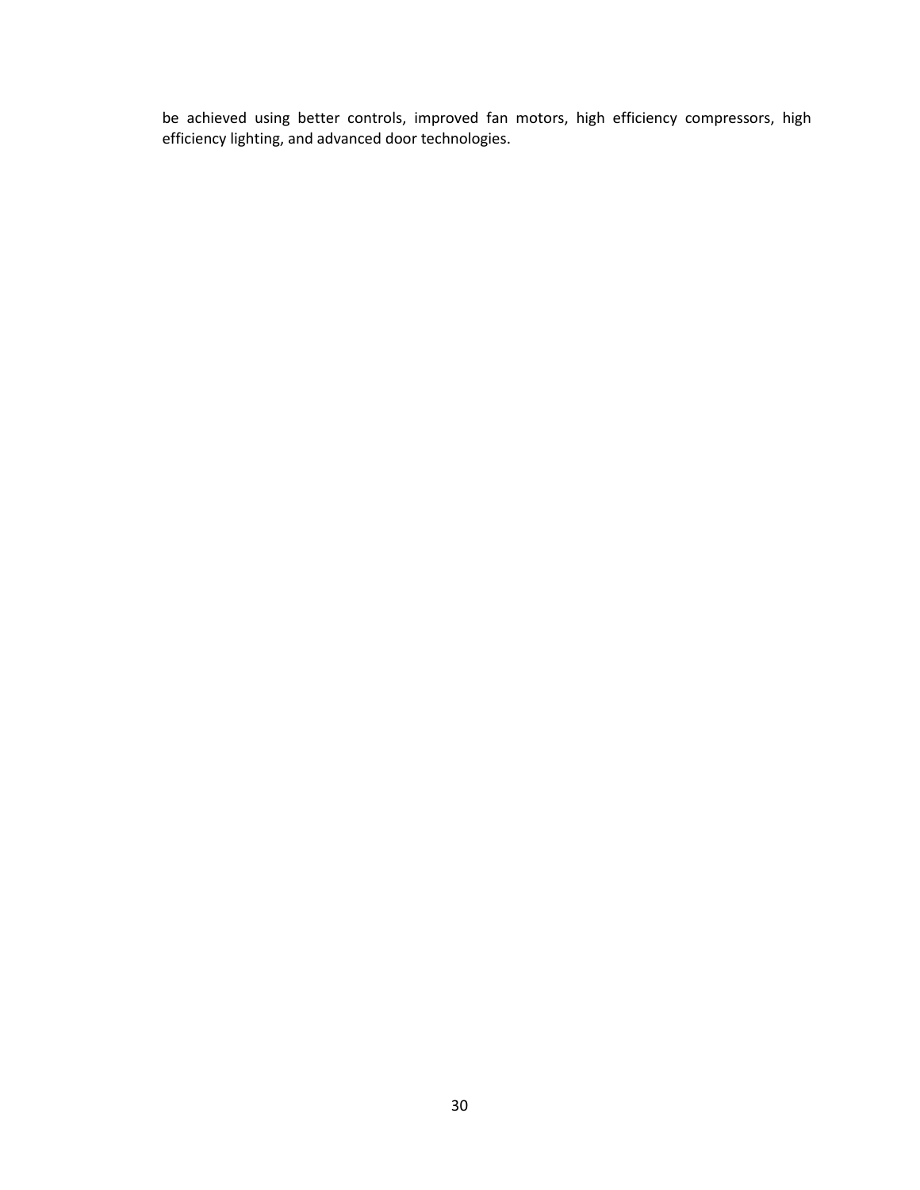be achieved using better controls, improved fan motors, high efficiency compressors, high efficiency lighting, and advanced door technologies.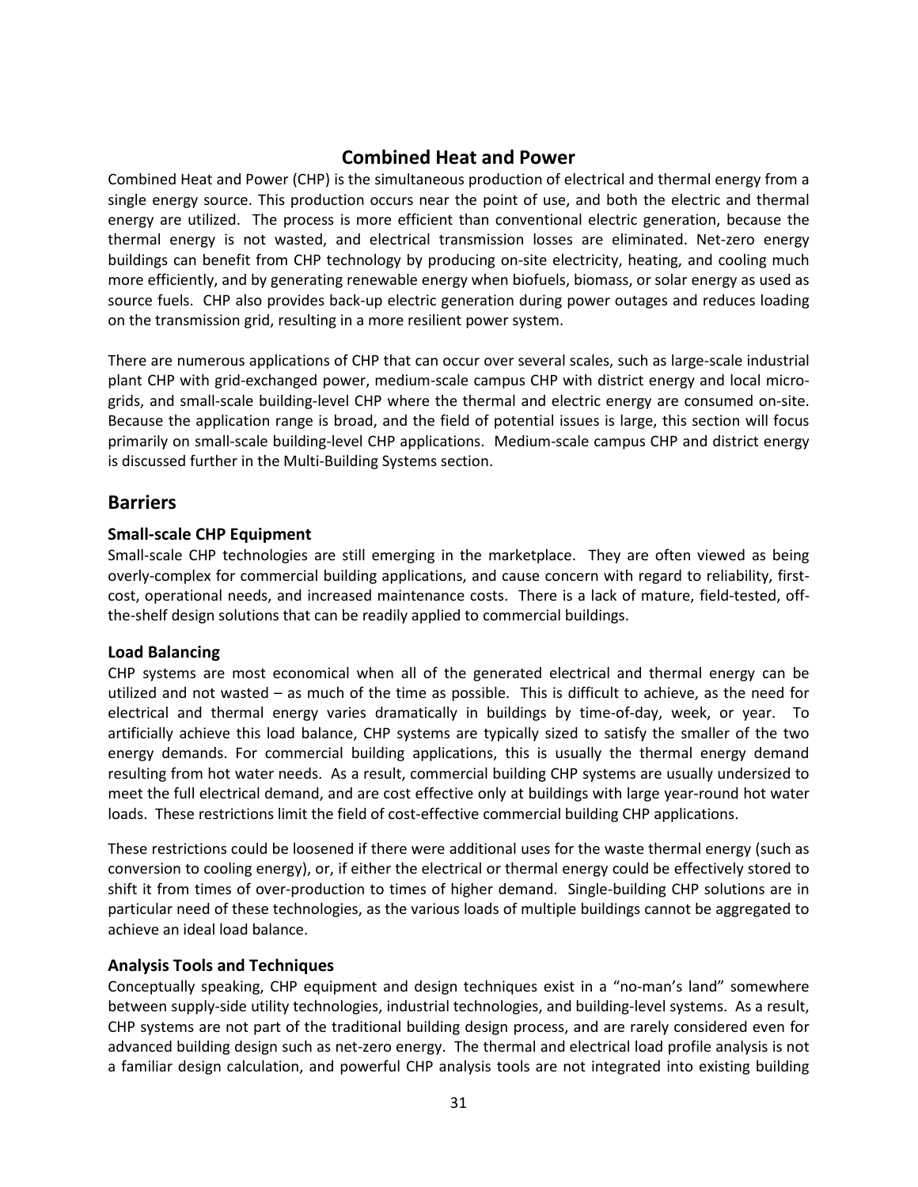# Combined Heat and Power

Combined Heat and Power (CHP) is the simultaneous production of electrical and thermal energy from a single energy source. This production occurs near the point of use, and both the electric and thermal energy are utilized. The process is more efficient than conventional electric generation, because the thermal energy is not wasted, and electrical transmission losses are eliminated. Net-zero energy buildings can benefit from CHP technology by producing on-site electricity, heating, and cooling much more efficiently, and by generating renewable energy when biofuels, biomass, or solar energy as used as source fuels. CHP also provides back-up electric generation during power outages and reduces loading on the transmission grid, resulting in a more resilient power system.

There are numerous applications of CHP that can occur over several scales, such as large-scale industrial plant CHP with grid-exchanged power, medium-scale campus CHP with district energy and local micro-grids, and small-scale building-level CHP where the thermal and electric energy are consumed on-site. Because the application range is broad, and the field of potential issues is large, this section will focus primarily on small-scale building-level CHP applications. Medium-scale campus CHP and district energy is discussed further in the Multi-Building Systems section.

## Barriers

### Small-scale CHP Equipment

Small-scale CHP technologies are still emerging in the marketplace. They are often viewed as being overly-complex for commercial building applications, and cause concern with regard to reliability, first-cost, operational needs, and increased maintenance costs. There is a lack of mature, field-tested, off-the-shelf design solutions that can be readily applied to commercial buildings.

### Load Balancing

CHP systems are most economical when all of the generated electrical and thermal energy can be utilized and not wasted – as much of the time as possible. This is difficult to achieve, as the need for electrical and thermal energy varies dramatically in buildings by time-of-day, week, or year. To artificially achieve this load balance, CHP systems are typically sized to satisfy the smaller of the two energy demands. For commercial building applications, this is usually the thermal energy demand resulting from hot water needs. As a result, commercial building CHP systems are usually undersized to meet the full electrical demand, and are cost effective only at buildings with large year-round hot water loads. These restrictions limit the field of cost-effective commercial building CHP applications.

These restrictions could be loosened if there were additional uses for the waste thermal energy (such as conversion to cooling energy), or, if either the electrical or thermal energy could be effectively stored to shift it from times of over-production to times of higher demand. Single-building CHP solutions are in particular need of these technologies, as the various loads of multiple buildings cannot be aggregated to achieve an ideal load balance.

### Analysis Tools and Techniques

Conceptually speaking, CHP equipment and design techniques exist in a "no-man's land" somewhere between supply-side utility technologies, industrial technologies, and building-level systems. As a result, CHP systems are not part of the traditional building design process, and are rarely considered even for advanced building design such as net-zero energy. The thermal and electrical load profile analysis is not a familiar design calculation, and powerful CHP analysis tools are not integrated into existing building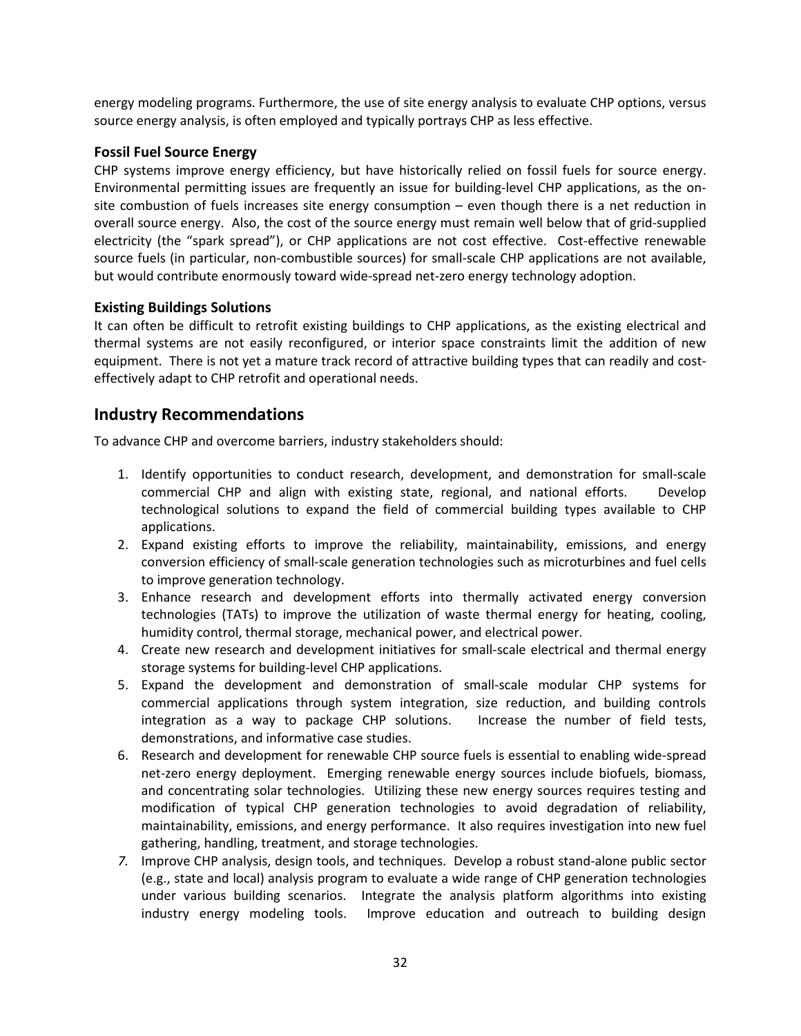energy modeling programs. Furthermore, the use of site energy analysis to evaluate CHP options, versus source energy analysis, is often employed and typically portrays CHP as less effective.

### Fossil Fuel Source Energy

CHP systems improve energy efficiency, but have historically relied on fossil fuels for source energy. Environmental permitting issues are frequently an issue for building-level CHP applications, as the on-site combustion of fuels increases site energy consumption – even though there is a net reduction in overall source energy. Also, the cost of the source energy must remain well below that of grid-supplied electricity (the "spark spread"), or CHP applications are not cost effective. Cost-effective renewable source fuels (in particular, non-combustible sources) for small-scale CHP applications are not available, but would contribute enormously toward wide-spread net-zero energy technology adoption.

### Existing Buildings Solutions

It can often be difficult to retrofit existing buildings to CHP applications, as the existing electrical and thermal systems are not easily reconfigured, or interior space constraints limit the addition of new equipment. There is not yet a mature track record of attractive building types that can readily and cost-effectively adapt to CHP retrofit and operational needs.

## Industry Recommendations

To advance CHP and overcome barriers, industry stakeholders should:

1. Identify opportunities to conduct research, development, and demonstration for small-scale commercial CHP and align with existing state, regional, and national efforts. Develop technological solutions to expand the field of commercial building types available to CHP applications.
2. Expand existing efforts to improve the reliability, maintainability, emissions, and energy conversion efficiency of small-scale generation technologies such as microturbines and fuel cells to improve generation technology.
3. Enhance research and development efforts into thermally activated energy conversion technologies (TATs) to improve the utilization of waste thermal energy for heating, cooling, humidity control, thermal storage, mechanical power, and electrical power.
4. Create new research and development initiatives for small-scale electrical and thermal energy storage systems for building-level CHP applications.
5. Expand the development and demonstration of small-scale modular CHP systems for commercial applications through system integration, size reduction, and building controls integration as a way to package CHP solutions. Increase the number of field tests, demonstrations, and informative case studies.
6. Research and development for renewable CHP source fuels is essential to enabling wide-spread net-zero energy deployment. Emerging renewable energy sources include biofuels, biomass, and concentrating solar technologies. Utilizing these new energy sources requires testing and modification of typical CHP generation technologies to avoid degradation of reliability, maintainability, emissions, and energy performance. It also requires investigation into new fuel gathering, handling, treatment, and storage technologies.
7. Improve CHP analysis, design tools, and techniques. Develop a robust stand-alone public sector (e.g., state and local) analysis program to evaluate a wide range of CHP generation technologies under various building scenarios. Integrate the analysis platform algorithms into existing industry energy modeling tools. Improve education and outreach to building design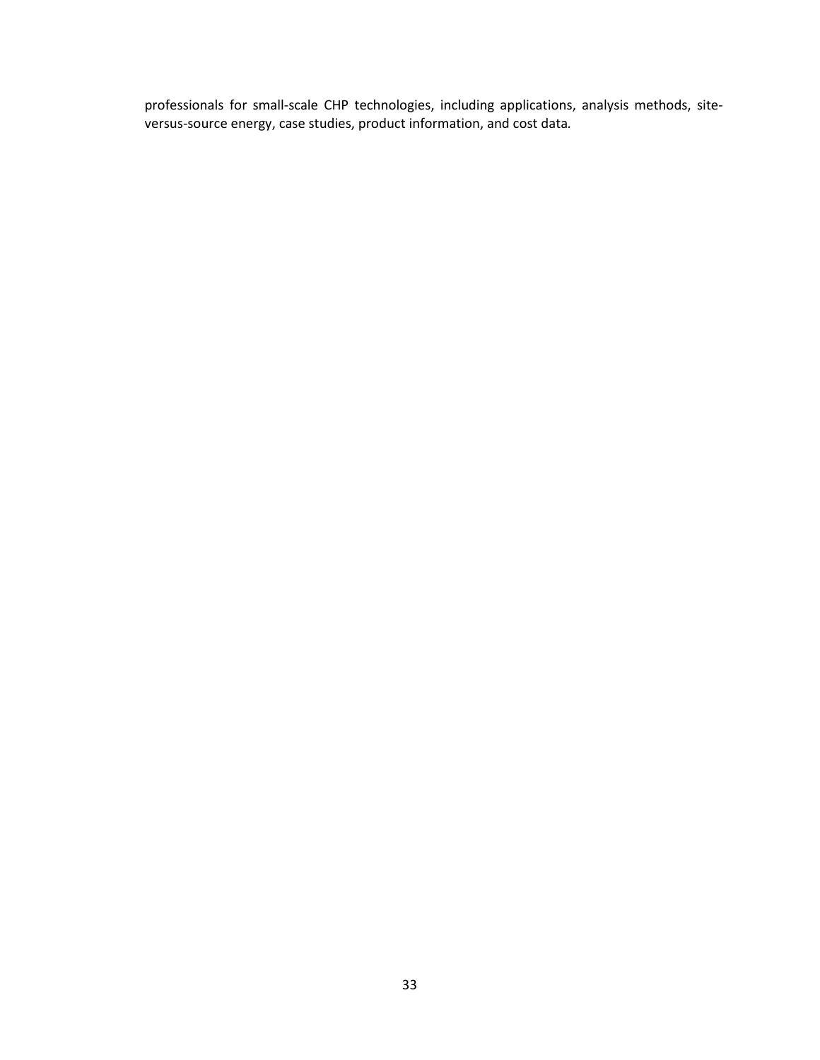professionals for small-scale CHP technologies, including applications, analysis methods, site-versus-source energy, case studies, product information, and cost data.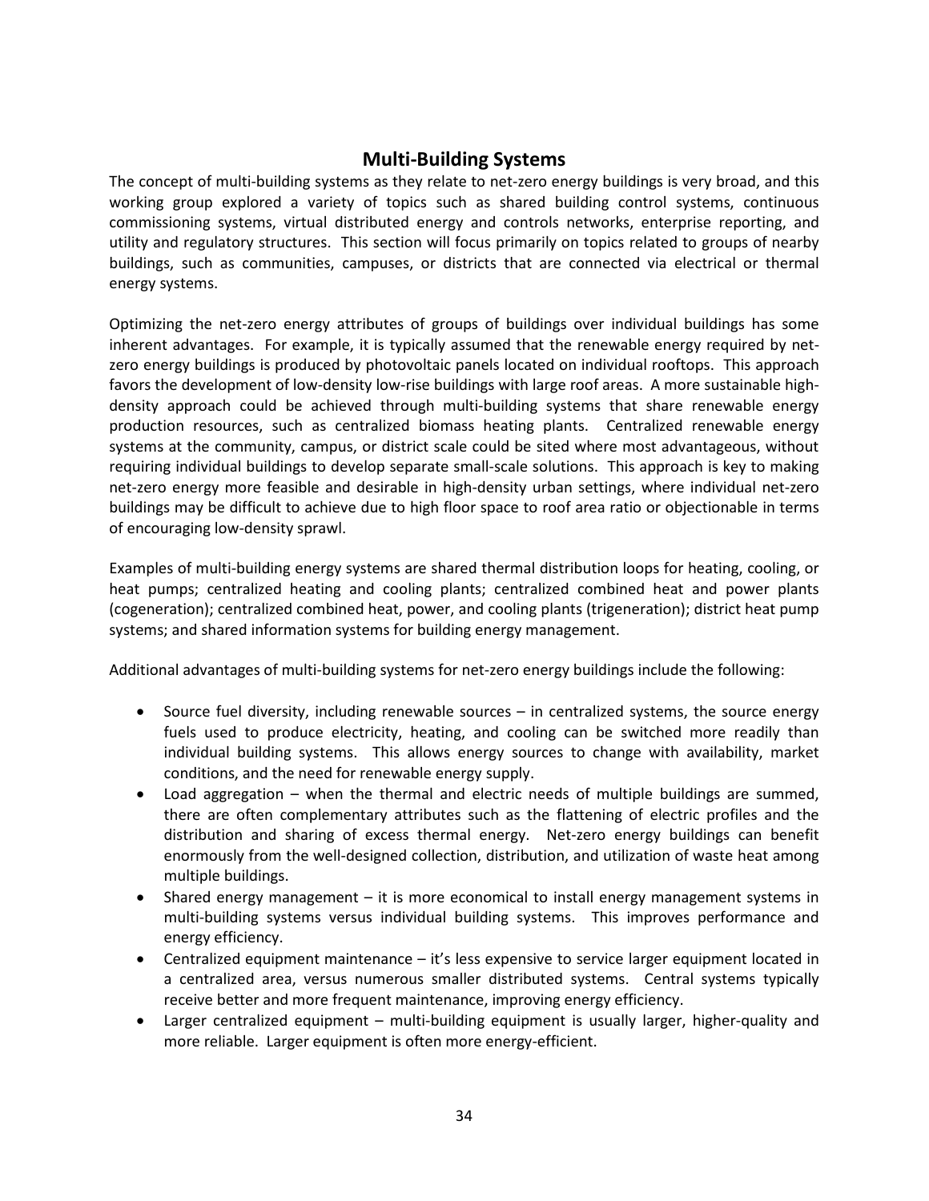## Multi-Building Systems

The concept of multi-building systems as they relate to net-zero energy buildings is very broad, and this working group explored a variety of topics such as shared building control systems, continuous commissioning systems, virtual distributed energy and controls networks, enterprise reporting, and utility and regulatory structures. This section will focus primarily on topics related to groups of nearby buildings, such as communities, campuses, or districts that are connected via electrical or thermal energy systems.

Optimizing the net-zero energy attributes of groups of buildings over individual buildings has some inherent advantages. For example, it is typically assumed that the renewable energy required by net-zero energy buildings is produced by photovoltaic panels located on individual rooftops. This approach favors the development of low-density low-rise buildings with large roof areas. A more sustainable high-density approach could be achieved through multi-building systems that share renewable energy production resources, such as centralized biomass heating plants. Centralized renewable energy systems at the community, campus, or district scale could be sited where most advantageous, without requiring individual buildings to develop separate small-scale solutions. This approach is key to making net-zero energy more feasible and desirable in high-density urban settings, where individual net-zero buildings may be difficult to achieve due to high floor space to roof area ratio or objectionable in terms of encouraging low-density sprawl.

Examples of multi-building energy systems are shared thermal distribution loops for heating, cooling, or heat pumps; centralized heating and cooling plants; centralized combined heat and power plants (cogeneration); centralized combined heat, power, and cooling plants (trigeneration); district heat pump systems; and shared information systems for building energy management.

Additional advantages of multi-building systems for net-zero energy buildings include the following:

- Source fuel diversity, including renewable sources – in centralized systems, the source energy fuels used to produce electricity, heating, and cooling can be switched more readily than individual building systems. This allows energy sources to change with availability, market conditions, and the need for renewable energy supply.
- Load aggregation – when the thermal and electric needs of multiple buildings are summed, there are often complementary attributes such as the flattening of electric profiles and the distribution and sharing of excess thermal energy. Net-zero energy buildings can benefit enormously from the well-designed collection, distribution, and utilization of waste heat among multiple buildings.
- Shared energy management – it is more economical to install energy management systems in multi-building systems versus individual building systems. This improves performance and energy efficiency.
- Centralized equipment maintenance – it's less expensive to service larger equipment located in a centralized area, versus numerous smaller distributed systems. Central systems typically receive better and more frequent maintenance, improving energy efficiency.
- Larger centralized equipment – multi-building equipment is usually larger, higher-quality and more reliable. Larger equipment is often more energy-efficient.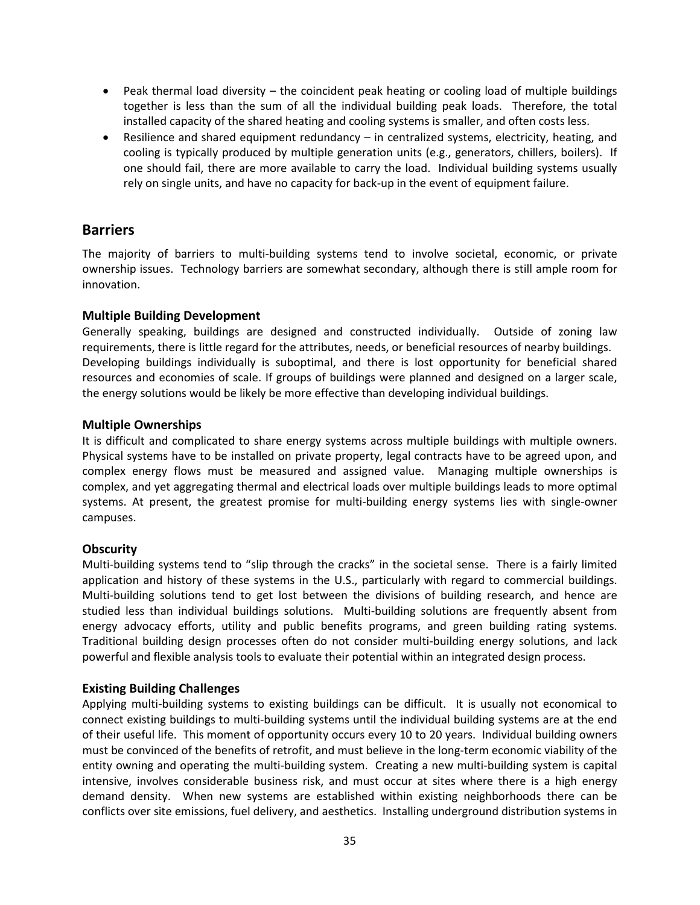- Peak thermal load diversity – the coincident peak heating or cooling load of multiple buildings together is less than the sum of all the individual building peak loads. Therefore, the total installed capacity of the shared heating and cooling systems is smaller, and often costs less.
- Resilience and shared equipment redundancy – in centralized systems, electricity, heating, and cooling is typically produced by multiple generation units (e.g., generators, chillers, boilers). If one should fail, there are more available to carry the load. Individual building systems usually rely on single units, and have no capacity for back-up in the event of equipment failure.

## Barriers

The majority of barriers to multi-building systems tend to involve societal, economic, or private ownership issues. Technology barriers are somewhat secondary, although there is still ample room for innovation.

### Multiple Building Development

Generally speaking, buildings are designed and constructed individually. Outside of zoning law requirements, there is little regard for the attributes, needs, or beneficial resources of nearby buildings. Developing buildings individually is suboptimal, and there is lost opportunity for beneficial shared resources and economies of scale. If groups of buildings were planned and designed on a larger scale, the energy solutions would be likely be more effective than developing individual buildings.

### Multiple Ownerships

It is difficult and complicated to share energy systems across multiple buildings with multiple owners. Physical systems have to be installed on private property, legal contracts have to be agreed upon, and complex energy flows must be measured and assigned value. Managing multiple ownerships is complex, and yet aggregating thermal and electrical loads over multiple buildings leads to more optimal systems. At present, the greatest promise for multi-building energy systems lies with single-owner campuses.

### Obscurity

Multi-building systems tend to "slip through the cracks" in the societal sense. There is a fairly limited application and history of these systems in the U.S., particularly with regard to commercial buildings. Multi-building solutions tend to get lost between the divisions of building research, and hence are studied less than individual buildings solutions. Multi-building solutions are frequently absent from energy advocacy efforts, utility and public benefits programs, and green building rating systems. Traditional building design processes often do not consider multi-building energy solutions, and lack powerful and flexible analysis tools to evaluate their potential within an integrated design process.

### Existing Building Challenges

Applying multi-building systems to existing buildings can be difficult. It is usually not economical to connect existing buildings to multi-building systems until the individual building systems are at the end of their useful life. This moment of opportunity occurs every 10 to 20 years. Individual building owners must be convinced of the benefits of retrofit, and must believe in the long-term economic viability of the entity owning and operating the multi-building system. Creating a new multi-building system is capital intensive, involves considerable business risk, and must occur at sites where there is a high energy demand density. When new systems are established within existing neighborhoods there can be conflicts over site emissions, fuel delivery, and aesthetics. Installing underground distribution systems in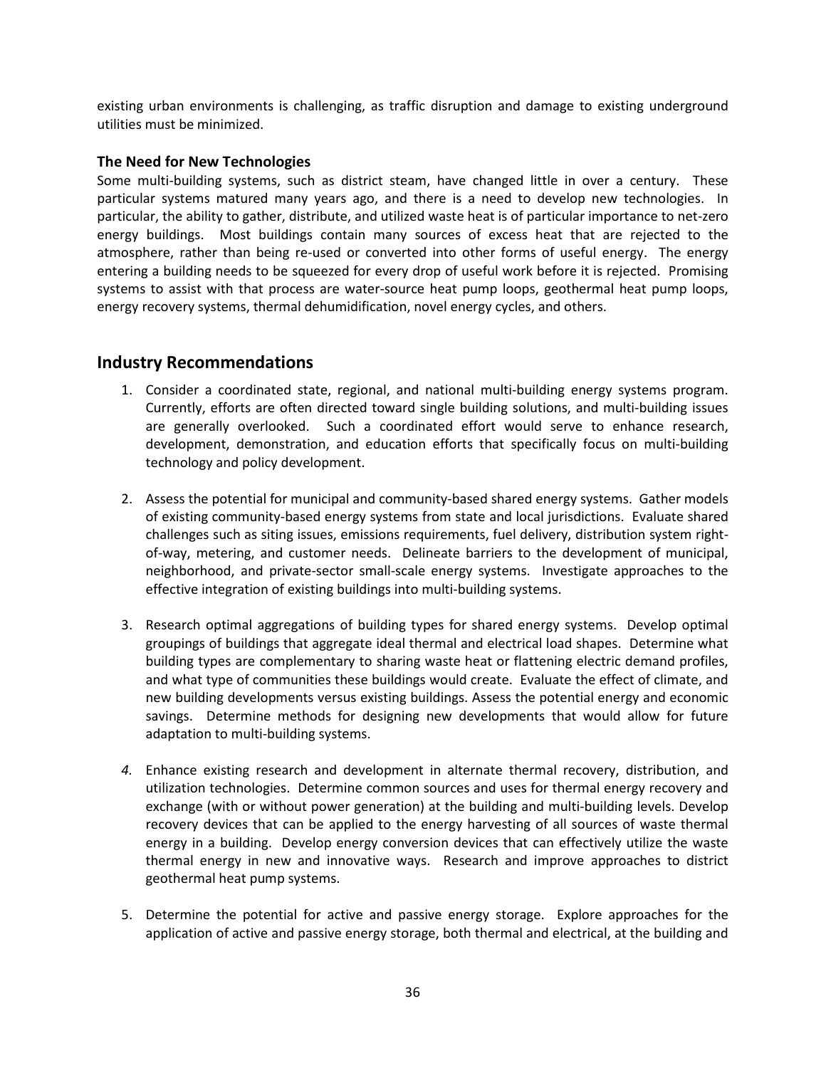existing urban environments is challenging, as traffic disruption and damage to existing underground utilities must be minimized.

### The Need for New Technologies

Some multi-building systems, such as district steam, have changed little in over a century. These particular systems matured many years ago, and there is a need to develop new technologies. In particular, the ability to gather, distribute, and utilized waste heat is of particular importance to net-zero energy buildings. Most buildings contain many sources of excess heat that are rejected to the atmosphere, rather than being re-used or converted into other forms of useful energy. The energy entering a building needs to be squeezed for every drop of useful work before it is rejected. Promising systems to assist with that process are water-source heat pump loops, geothermal heat pump loops, energy recovery systems, thermal dehumidification, novel energy cycles, and others.

## Industry Recommendations

1. Consider a coordinated state, regional, and national multi-building energy systems program. Currently, efforts are often directed toward single building solutions, and multi-building issues are generally overlooked. Such a coordinated effort would serve to enhance research, development, demonstration, and education efforts that specifically focus on multi-building technology and policy development.

2. Assess the potential for municipal and community-based shared energy systems. Gather models of existing community-based energy systems from state and local jurisdictions. Evaluate shared challenges such as siting issues, emissions requirements, fuel delivery, distribution system right-of-way, metering, and customer needs. Delineate barriers to the development of municipal, neighborhood, and private-sector small-scale energy systems. Investigate approaches to the effective integration of existing buildings into multi-building systems.

3. Research optimal aggregations of building types for shared energy systems. Develop optimal groupings of buildings that aggregate ideal thermal and electrical load shapes. Determine what building types are complementary to sharing waste heat or flattening electric demand profiles, and what type of communities these buildings would create. Evaluate the effect of climate, and new building developments versus existing buildings. Assess the potential energy and economic savings. Determine methods for designing new developments that would allow for future adaptation to multi-building systems.

4. Enhance existing research and development in alternate thermal recovery, distribution, and utilization technologies. Determine common sources and uses for thermal energy recovery and exchange (with or without power generation) at the building and multi-building levels. Develop recovery devices that can be applied to the energy harvesting of all sources of waste thermal energy in a building. Develop energy conversion devices that can effectively utilize the waste thermal energy in new and innovative ways. Research and improve approaches to district geothermal heat pump systems.

5. Determine the potential for active and passive energy storage. Explore approaches for the application of active and passive energy storage, both thermal and electrical, at the building and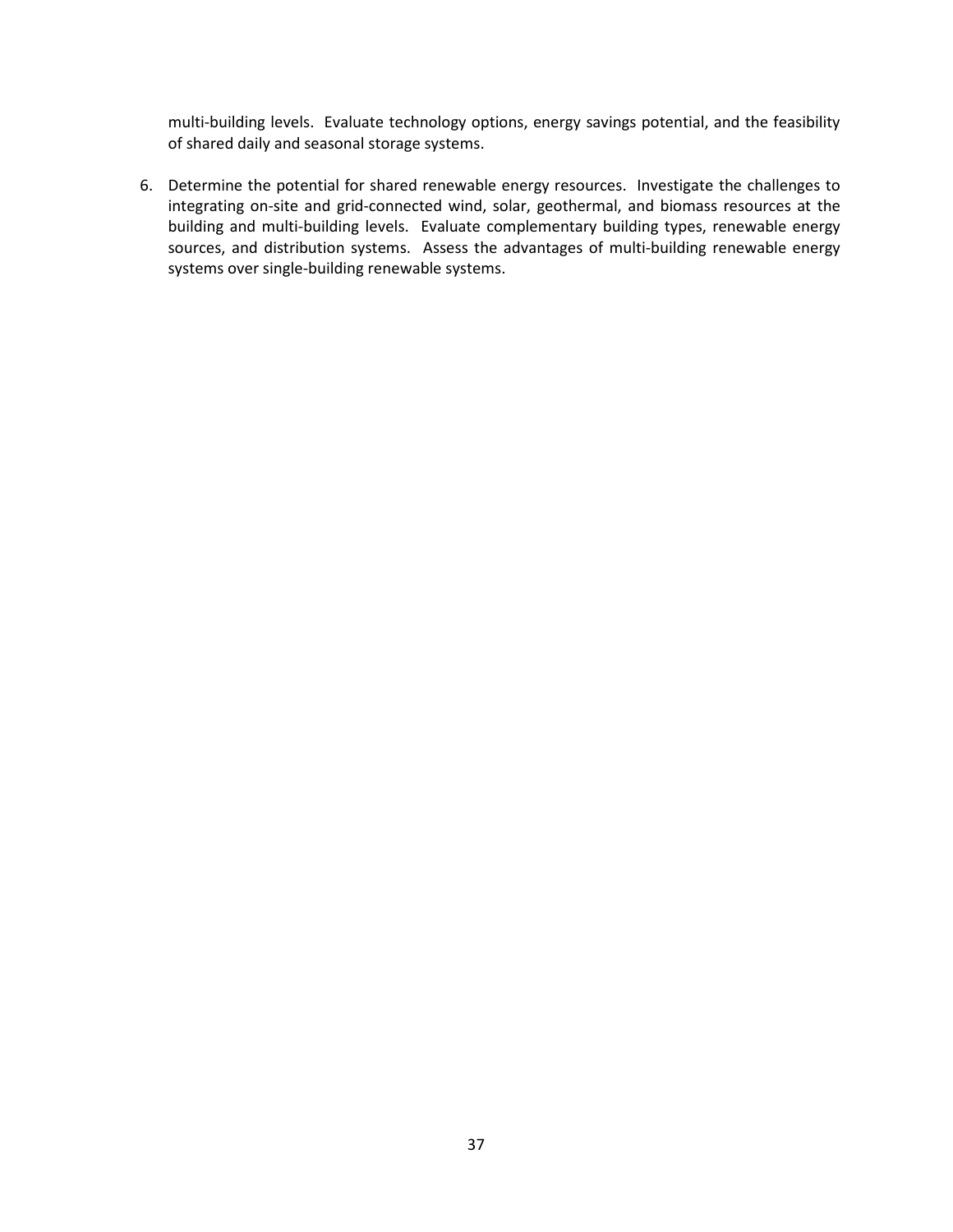multi-building levels. Evaluate technology options, energy savings potential, and the feasibility of shared daily and seasonal storage systems.

6. Determine the potential for shared renewable energy resources. Investigate the challenges to integrating on-site and grid-connected wind, solar, geothermal, and biomass resources at the building and multi-building levels. Evaluate complementary building types, renewable energy sources, and distribution systems. Assess the advantages of multi-building renewable energy systems over single-building renewable systems.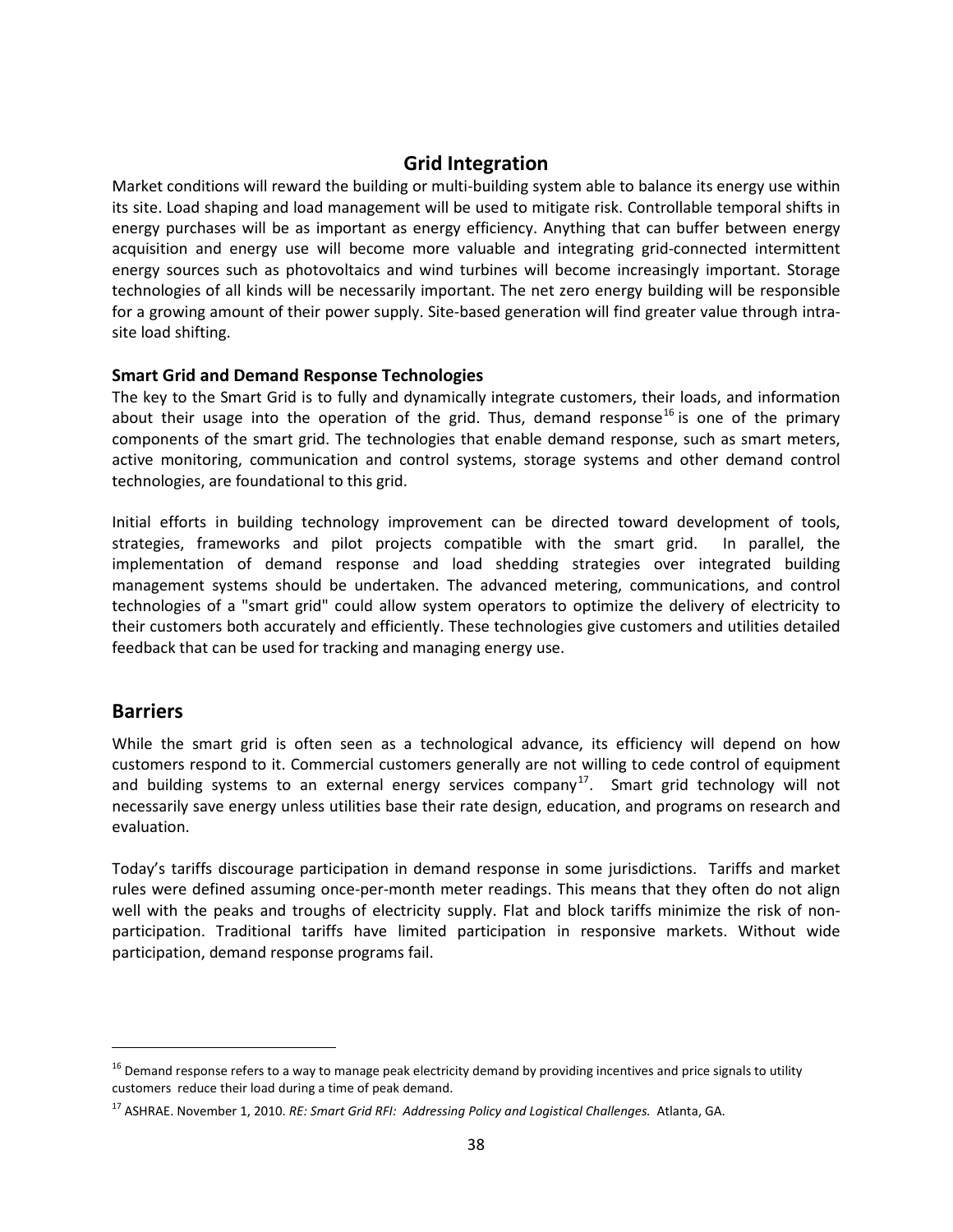## Grid Integration

Market conditions will reward the building or multi-building system able to balance its energy use within its site. Load shaping and load management will be used to mitigate risk. Controllable temporal shifts in energy purchases will be as important as energy efficiency. Anything that can buffer between energy acquisition and energy use will become more valuable and integrating grid-connected intermittent energy sources such as photovoltaics and wind turbines will become increasingly important. Storage technologies of all kinds will be necessarily important. The net zero energy building will be responsible for a growing amount of their power supply. Site-based generation will find greater value through intra-site load shifting.

### Smart Grid and Demand Response Technologies

The key to the Smart Grid is to fully and dynamically integrate customers, their loads, and information about their usage into the operation of the grid. Thus, demand response[16] is one of the primary components of the smart grid. The technologies that enable demand response, such as smart meters, active monitoring, communication and control systems, storage systems and other demand control technologies, are foundational to this grid.

Initial efforts in building technology improvement can be directed toward development of tools, strategies, frameworks and pilot projects compatible with the smart grid. In parallel, the implementation of demand response and load shedding strategies over integrated building management systems should be undertaken. The advanced metering, communications, and control technologies of a "smart grid" could allow system operators to optimize the delivery of electricity to their customers both accurately and efficiently. These technologies give customers and utilities detailed feedback that can be used for tracking and managing energy use.

## Barriers

While the smart grid is often seen as a technological advance, its efficiency will depend on how customers respond to it. Commercial customers generally are not willing to cede control of equipment and building systems to an external energy services company[17]. Smart grid technology will not necessarily save energy unless utilities base their rate design, education, and programs on research and evaluation.

Today's tariffs discourage participation in demand response in some jurisdictions. Tariffs and market rules were defined assuming once-per-month meter readings. This means that they often do not align well with the peaks and troughs of electricity supply. Flat and block tariffs minimize the risk of non-participation. Traditional tariffs have limited participation in responsive markets. Without wide participation, demand response programs fail.

---

[16] Demand response refers to a way to manage peak electricity demand by providing incentives and price signals to utility customers reduce their load during a time of peak demand.

[17] ASHRAE. November 1, 2010. *RE: Smart Grid RFI: Addressing Policy and Logistical Challenges.* Atlanta, GA.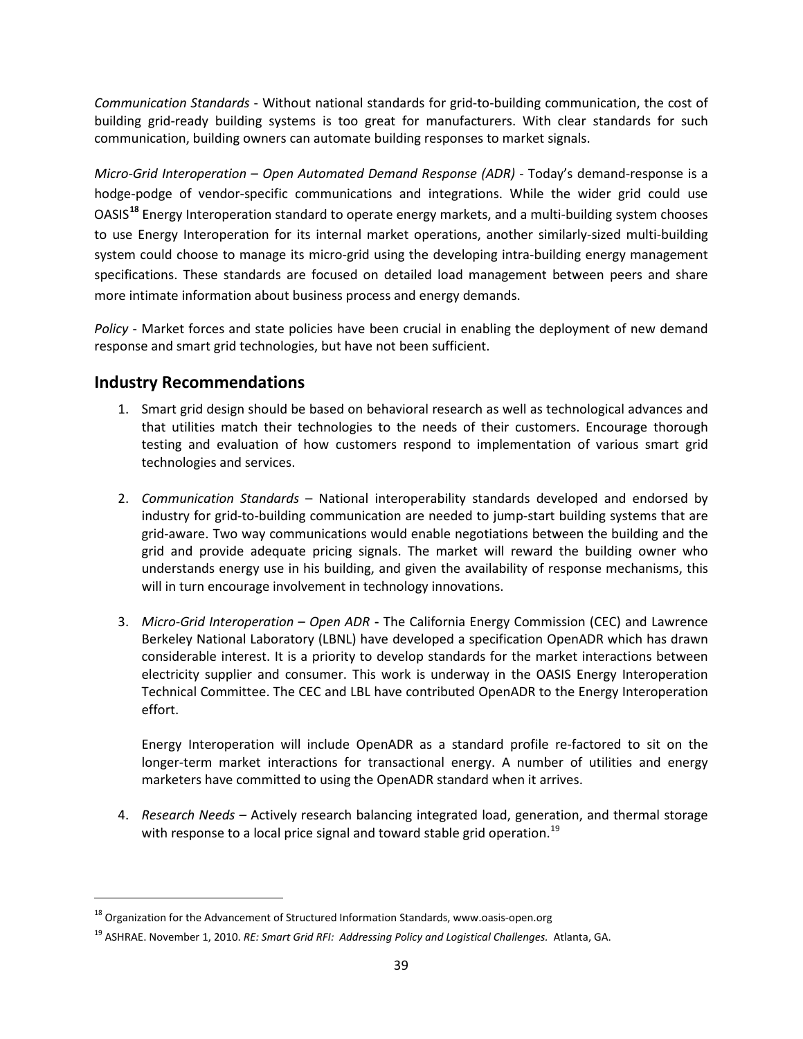*Communication Standards* - Without national standards for grid-to-building communication, the cost of building grid-ready building systems is too great for manufacturers. With clear standards for such communication, building owners can automate building responses to market signals.

*Micro-Grid Interoperation – Open Automated Demand Response (ADR)* - Today's demand-response is a hodge-podge of vendor-specific communications and integrations. While the wider grid could use OASIS[18] Energy Interoperation standard to operate energy markets, and a multi-building system chooses to use Energy Interoperation for its internal market operations, another similarly-sized multi-building system could choose to manage its micro-grid using the developing intra-building energy management specifications. These standards are focused on detailed load management between peers and share more intimate information about business process and energy demands.

*Policy* - Market forces and state policies have been crucial in enabling the deployment of new demand response and smart grid technologies, but have not been sufficient.

## Industry Recommendations

1. Smart grid design should be based on behavioral research as well as technological advances and that utilities match their technologies to the needs of their customers. Encourage thorough testing and evaluation of how customers respond to implementation of various smart grid technologies and services.

2. *Communication Standards* – National interoperability standards developed and endorsed by industry for grid-to-building communication are needed to jump-start building systems that are grid-aware. Two way communications would enable negotiations between the building and the grid and provide adequate pricing signals. The market will reward the building owner who understands energy use in his building, and given the availability of response mechanisms, this will in turn encourage involvement in technology innovations.

3. *Micro-Grid Interoperation – Open ADR* **-** The California Energy Commission (CEC) and Lawrence Berkeley National Laboratory (LBNL) have developed a specification OpenADR which has drawn considerable interest. It is a priority to develop standards for the market interactions between electricity supplier and consumer. This work is underway in the OASIS Energy Interoperation Technical Committee. The CEC and LBL have contributed OpenADR to the Energy Interoperation effort.

   Energy Interoperation will include OpenADR as a standard profile re-factored to sit on the longer-term market interactions for transactional energy. A number of utilities and energy marketers have committed to using the OpenADR standard when it arrives.

4. *Research Needs* – Actively research balancing integrated load, generation, and thermal storage with response to a local price signal and toward stable grid operation.[19]

---

[18] Organization for the Advancement of Structured Information Standards, www.oasis-open.org

[19] ASHRAE. November 1, 2010. *RE: Smart Grid RFI: Addressing Policy and Logistical Challenges.* Atlanta, GA.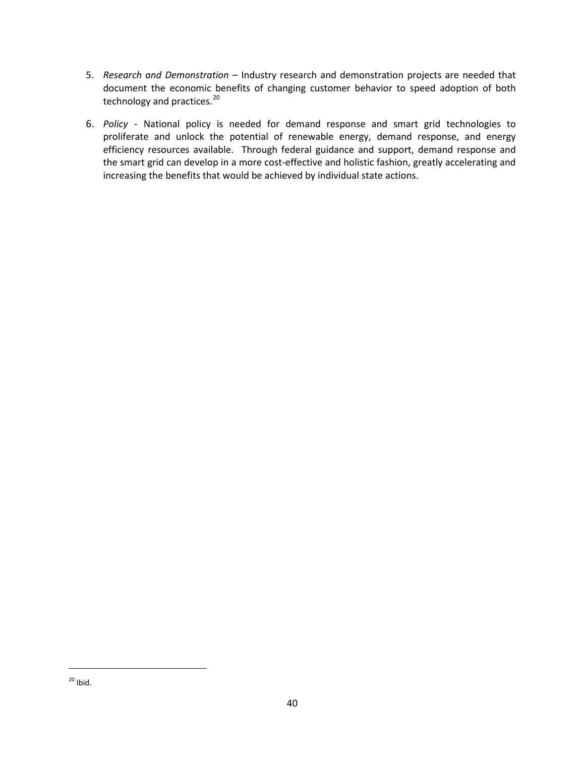5. *Research and Demonstration* – Industry research and demonstration projects are needed that document the economic benefits of changing customer behavior to speed adoption of both technology and practices.[20]

6. *Policy* - National policy is needed for demand response and smart grid technologies to proliferate and unlock the potential of renewable energy, demand response, and energy efficiency resources available. Through federal guidance and support, demand response and the smart grid can develop in a more cost-effective and holistic fashion, greatly accelerating and increasing the benefits that would be achieved by individual state actions.

[20] Ibid.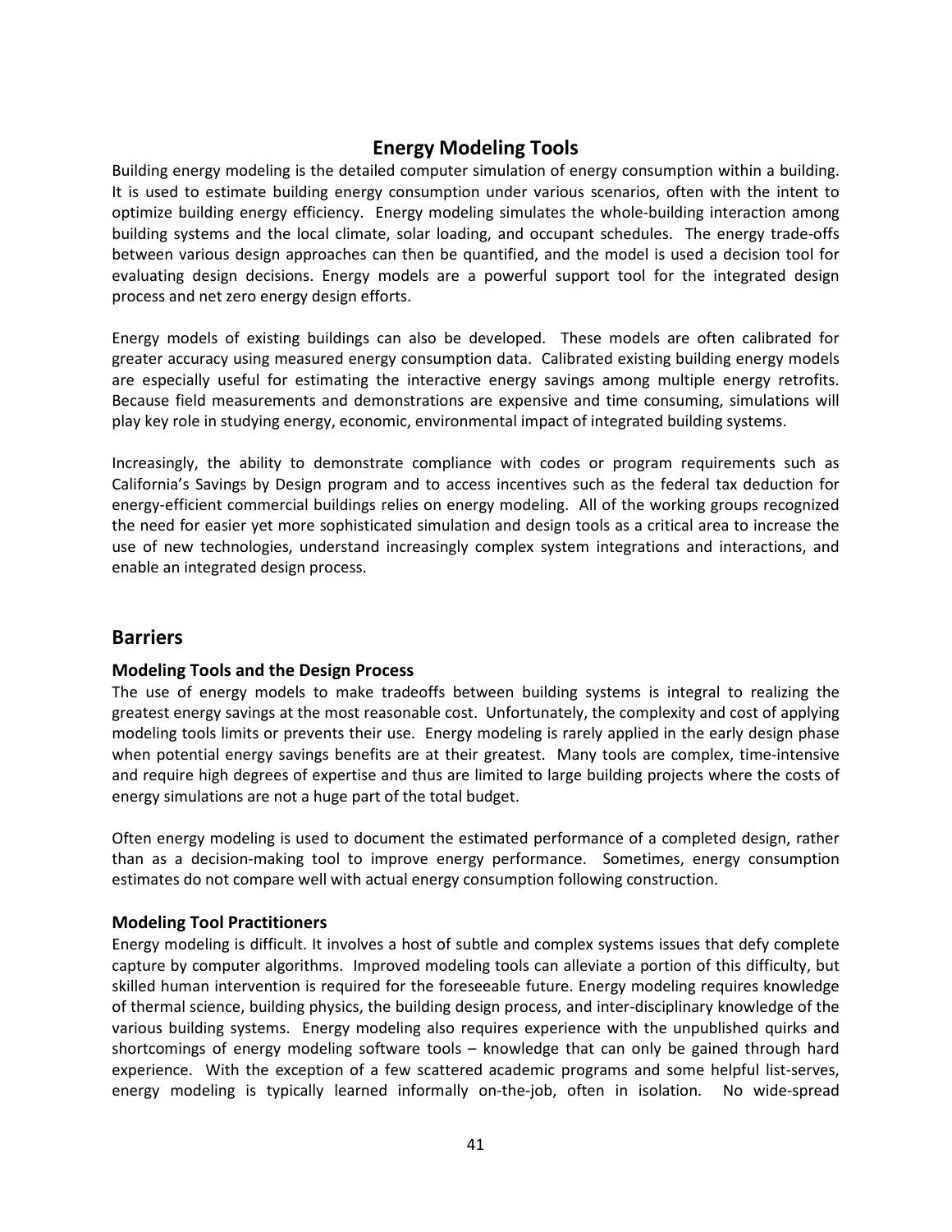## Energy Modeling Tools

Building energy modeling is the detailed computer simulation of energy consumption within a building. It is used to estimate building energy consumption under various scenarios, often with the intent to optimize building energy efficiency. Energy modeling simulates the whole-building interaction among building systems and the local climate, solar loading, and occupant schedules. The energy trade-offs between various design approaches can then be quantified, and the model is used a decision tool for evaluating design decisions. Energy models are a powerful support tool for the integrated design process and net zero energy design efforts.

Energy models of existing buildings can also be developed. These models are often calibrated for greater accuracy using measured energy consumption data. Calibrated existing building energy models are especially useful for estimating the interactive energy savings among multiple energy retrofits. Because field measurements and demonstrations are expensive and time consuming, simulations will play key role in studying energy, economic, environmental impact of integrated building systems.

Increasingly, the ability to demonstrate compliance with codes or program requirements such as California's Savings by Design program and to access incentives such as the federal tax deduction for energy-efficient commercial buildings relies on energy modeling. All of the working groups recognized the need for easier yet more sophisticated simulation and design tools as a critical area to increase the use of new technologies, understand increasingly complex system integrations and interactions, and enable an integrated design process.

## Barriers

### Modeling Tools and the Design Process

The use of energy models to make tradeoffs between building systems is integral to realizing the greatest energy savings at the most reasonable cost. Unfortunately, the complexity and cost of applying modeling tools limits or prevents their use. Energy modeling is rarely applied in the early design phase when potential energy savings benefits are at their greatest. Many tools are complex, time-intensive and require high degrees of expertise and thus are limited to large building projects where the costs of energy simulations are not a huge part of the total budget.

Often energy modeling is used to document the estimated performance of a completed design, rather than as a decision-making tool to improve energy performance. Sometimes, energy consumption estimates do not compare well with actual energy consumption following construction.

### Modeling Tool Practitioners

Energy modeling is difficult. It involves a host of subtle and complex systems issues that defy complete capture by computer algorithms. Improved modeling tools can alleviate a portion of this difficulty, but skilled human intervention is required for the foreseeable future. Energy modeling requires knowledge of thermal science, building physics, the building design process, and inter-disciplinary knowledge of the various building systems. Energy modeling also requires experience with the unpublished quirks and shortcomings of energy modeling software tools – knowledge that can only be gained through hard experience. With the exception of a few scattered academic programs and some helpful list-serves, energy modeling is typically learned informally on-the-job, often in isolation. No wide-spread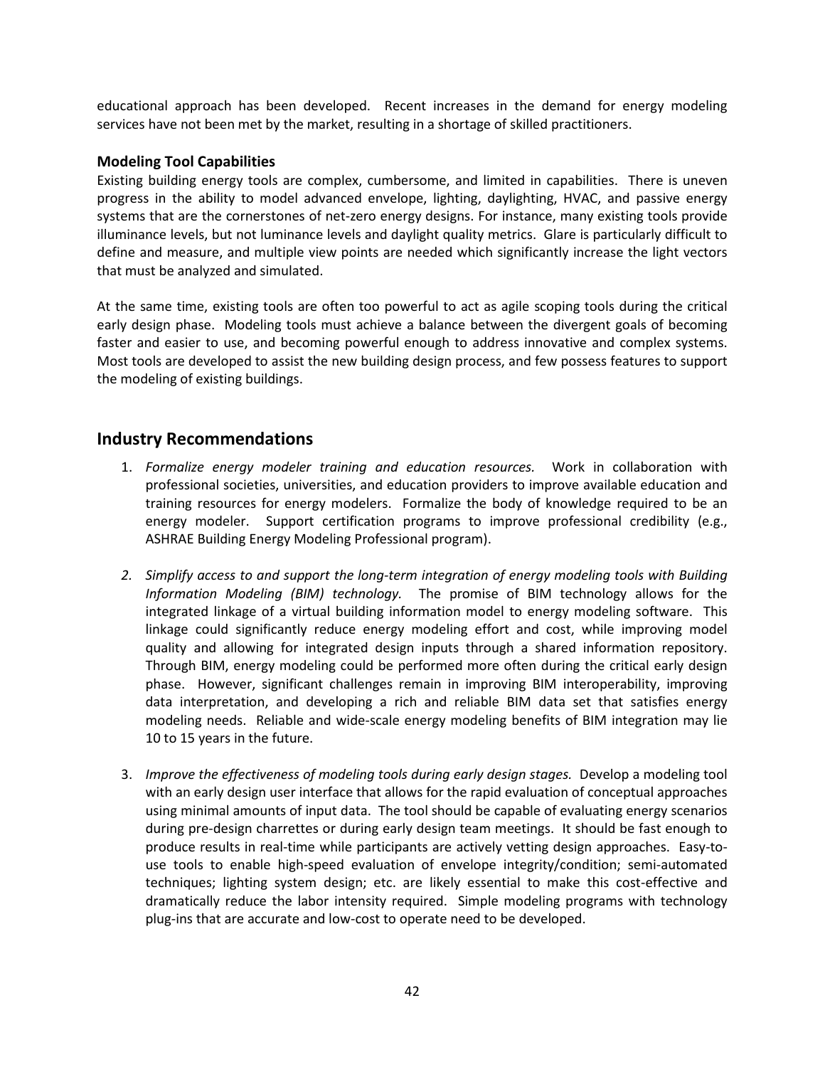educational approach has been developed. Recent increases in the demand for energy modeling services have not been met by the market, resulting in a shortage of skilled practitioners.

### Modeling Tool Capabilities

Existing building energy tools are complex, cumbersome, and limited in capabilities. There is uneven progress in the ability to model advanced envelope, lighting, daylighting, HVAC, and passive energy systems that are the cornerstones of net-zero energy designs. For instance, many existing tools provide illuminance levels, but not luminance levels and daylight quality metrics. Glare is particularly difficult to define and measure, and multiple view points are needed which significantly increase the light vectors that must be analyzed and simulated.

At the same time, existing tools are often too powerful to act as agile scoping tools during the critical early design phase. Modeling tools must achieve a balance between the divergent goals of becoming faster and easier to use, and becoming powerful enough to address innovative and complex systems. Most tools are developed to assist the new building design process, and few possess features to support the modeling of existing buildings.

## Industry Recommendations

1. *Formalize energy modeler training and education resources.* Work in collaboration with professional societies, universities, and education providers to improve available education and training resources for energy modelers. Formalize the body of knowledge required to be an energy modeler. Support certification programs to improve professional credibility (e.g., ASHRAE Building Energy Modeling Professional program).

2. *Simplify access to and support the long-term integration of energy modeling tools with Building Information Modeling (BIM) technology.* The promise of BIM technology allows for the integrated linkage of a virtual building information model to energy modeling software. This linkage could significantly reduce energy modeling effort and cost, while improving model quality and allowing for integrated design inputs through a shared information repository. Through BIM, energy modeling could be performed more often during the critical early design phase. However, significant challenges remain in improving BIM interoperability, improving data interpretation, and developing a rich and reliable BIM data set that satisfies energy modeling needs. Reliable and wide-scale energy modeling benefits of BIM integration may lie 10 to 15 years in the future.

3. *Improve the effectiveness of modeling tools during early design stages.* Develop a modeling tool with an early design user interface that allows for the rapid evaluation of conceptual approaches using minimal amounts of input data. The tool should be capable of evaluating energy scenarios during pre-design charrettes or during early design team meetings. It should be fast enough to produce results in real-time while participants are actively vetting design approaches. Easy-to-use tools to enable high-speed evaluation of envelope integrity/condition; semi-automated techniques; lighting system design; etc. are likely essential to make this cost-effective and dramatically reduce the labor intensity required. Simple modeling programs with technology plug-ins that are accurate and low-cost to operate need to be developed.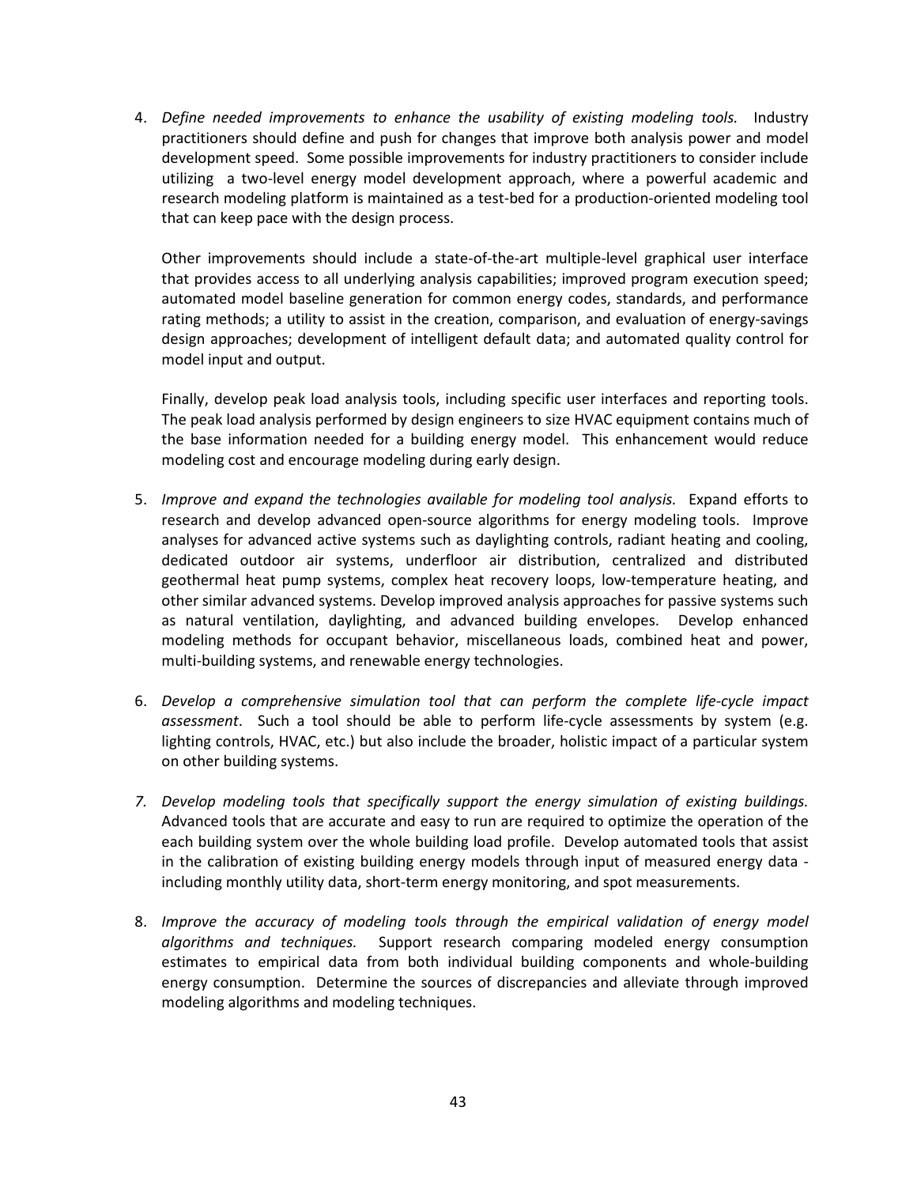4. *Define needed improvements to enhance the usability of existing modeling tools.* Industry practitioners should define and push for changes that improve both analysis power and model development speed. Some possible improvements for industry practitioners to consider include utilizing a two-level energy model development approach, where a powerful academic and research modeling platform is maintained as a test-bed for a production-oriented modeling tool that can keep pace with the design process.

   Other improvements should include a state-of-the-art multiple-level graphical user interface that provides access to all underlying analysis capabilities; improved program execution speed; automated model baseline generation for common energy codes, standards, and performance rating methods; a utility to assist in the creation, comparison, and evaluation of energy-savings design approaches; development of intelligent default data; and automated quality control for model input and output.

   Finally, develop peak load analysis tools, including specific user interfaces and reporting tools. The peak load analysis performed by design engineers to size HVAC equipment contains much of the base information needed for a building energy model. This enhancement would reduce modeling cost and encourage modeling during early design.

5. *Improve and expand the technologies available for modeling tool analysis.* Expand efforts to research and develop advanced open-source algorithms for energy modeling tools. Improve analyses for advanced active systems such as daylighting controls, radiant heating and cooling, dedicated outdoor air systems, underfloor air distribution, centralized and distributed geothermal heat pump systems, complex heat recovery loops, low-temperature heating, and other similar advanced systems. Develop improved analysis approaches for passive systems such as natural ventilation, daylighting, and advanced building envelopes. Develop enhanced modeling methods for occupant behavior, miscellaneous loads, combined heat and power, multi-building systems, and renewable energy technologies.

6. *Develop a comprehensive simulation tool that can perform the complete life-cycle impact assessment*. Such a tool should be able to perform life-cycle assessments by system (e.g. lighting controls, HVAC, etc.) but also include the broader, holistic impact of a particular system on other building systems.

7. *Develop modeling tools that specifically support the energy simulation of existing buildings.* Advanced tools that are accurate and easy to run are required to optimize the operation of the each building system over the whole building load profile. Develop automated tools that assist in the calibration of existing building energy models through input of measured energy data - including monthly utility data, short-term energy monitoring, and spot measurements.

8. *Improve the accuracy of modeling tools through the empirical validation of energy model algorithms and techniques.* Support research comparing modeled energy consumption estimates to empirical data from both individual building components and whole-building energy consumption. Determine the sources of discrepancies and alleviate through improved modeling algorithms and modeling techniques.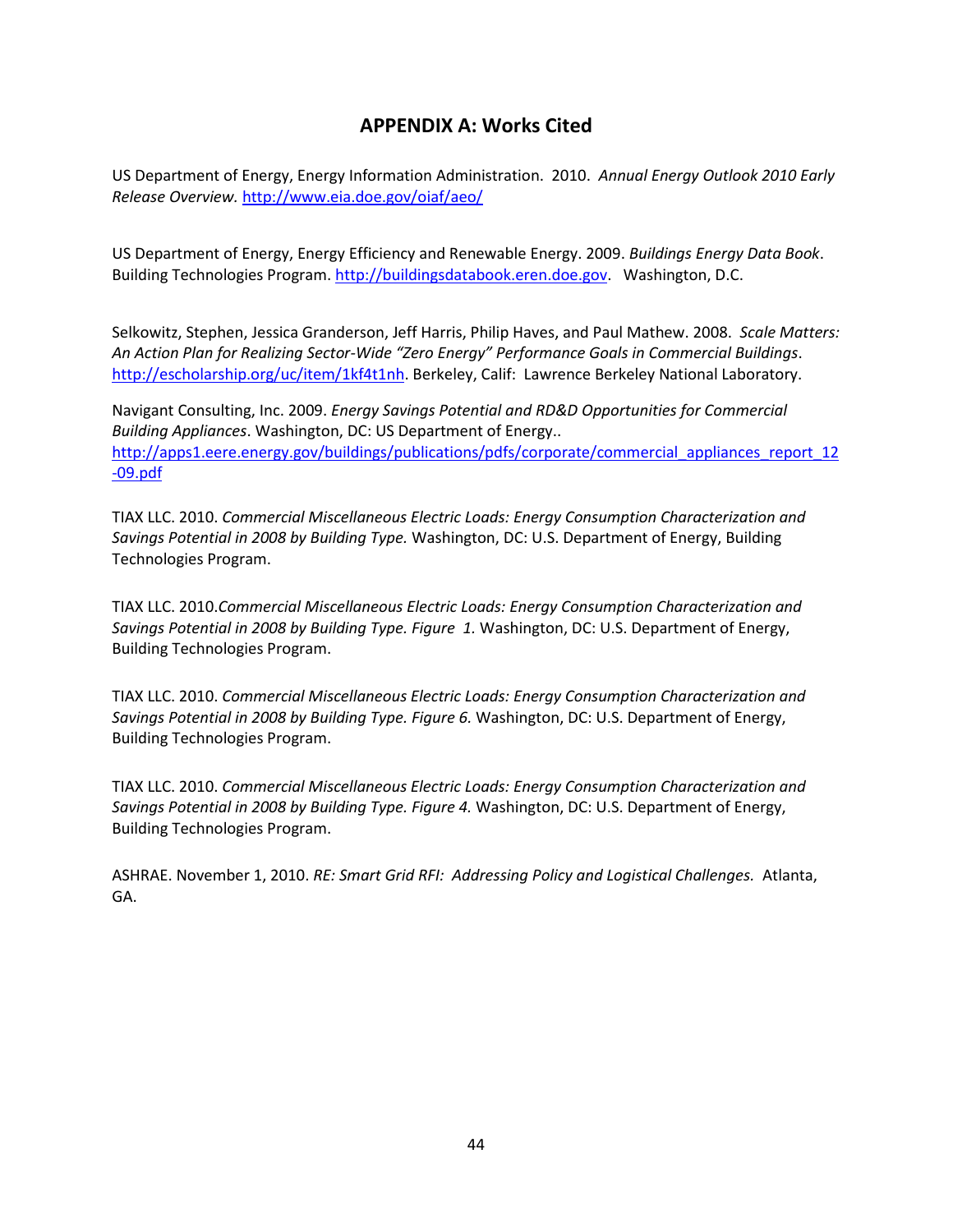# APPENDIX A: Works Cited

US Department of Energy, Energy Information Administration. 2010. *Annual Energy Outlook 2010 Early Release Overview.* http://www.eia.doe.gov/oiaf/aeo/

US Department of Energy, Energy Efficiency and Renewable Energy. 2009. *Buildings Energy Data Book*. Building Technologies Program. http://buildingsdatabook.eren.doe.gov. Washington, D.C.

Selkowitz, Stephen, Jessica Granderson, Jeff Harris, Philip Haves, and Paul Mathew. 2008. *Scale Matters: An Action Plan for Realizing Sector-Wide "Zero Energy" Performance Goals in Commercial Buildings*. http://escholarship.org/uc/item/1kf4t1nh. Berkeley, Calif: Lawrence Berkeley National Laboratory.

Navigant Consulting, Inc. 2009. *Energy Savings Potential and RD&D Opportunities for Commercial Building Appliances*. Washington, DC: US Department of Energy.. http://apps1.eere.energy.gov/buildings/publications/pdfs/corporate/commercial_appliances_report_12-09.pdf

TIAX LLC. 2010. *Commercial Miscellaneous Electric Loads: Energy Consumption Characterization and Savings Potential in 2008 by Building Type.* Washington, DC: U.S. Department of Energy, Building Technologies Program.

TIAX LLC. 2010.*Commercial Miscellaneous Electric Loads: Energy Consumption Characterization and Savings Potential in 2008 by Building Type. Figure 1.* Washington, DC: U.S. Department of Energy, Building Technologies Program.

TIAX LLC. 2010. *Commercial Miscellaneous Electric Loads: Energy Consumption Characterization and Savings Potential in 2008 by Building Type. Figure 6.* Washington, DC: U.S. Department of Energy, Building Technologies Program.

TIAX LLC. 2010. *Commercial Miscellaneous Electric Loads: Energy Consumption Characterization and Savings Potential in 2008 by Building Type. Figure 4.* Washington, DC: U.S. Department of Energy, Building Technologies Program.

ASHRAE. November 1, 2010. *RE: Smart Grid RFI: Addressing Policy and Logistical Challenges.* Atlanta, GA.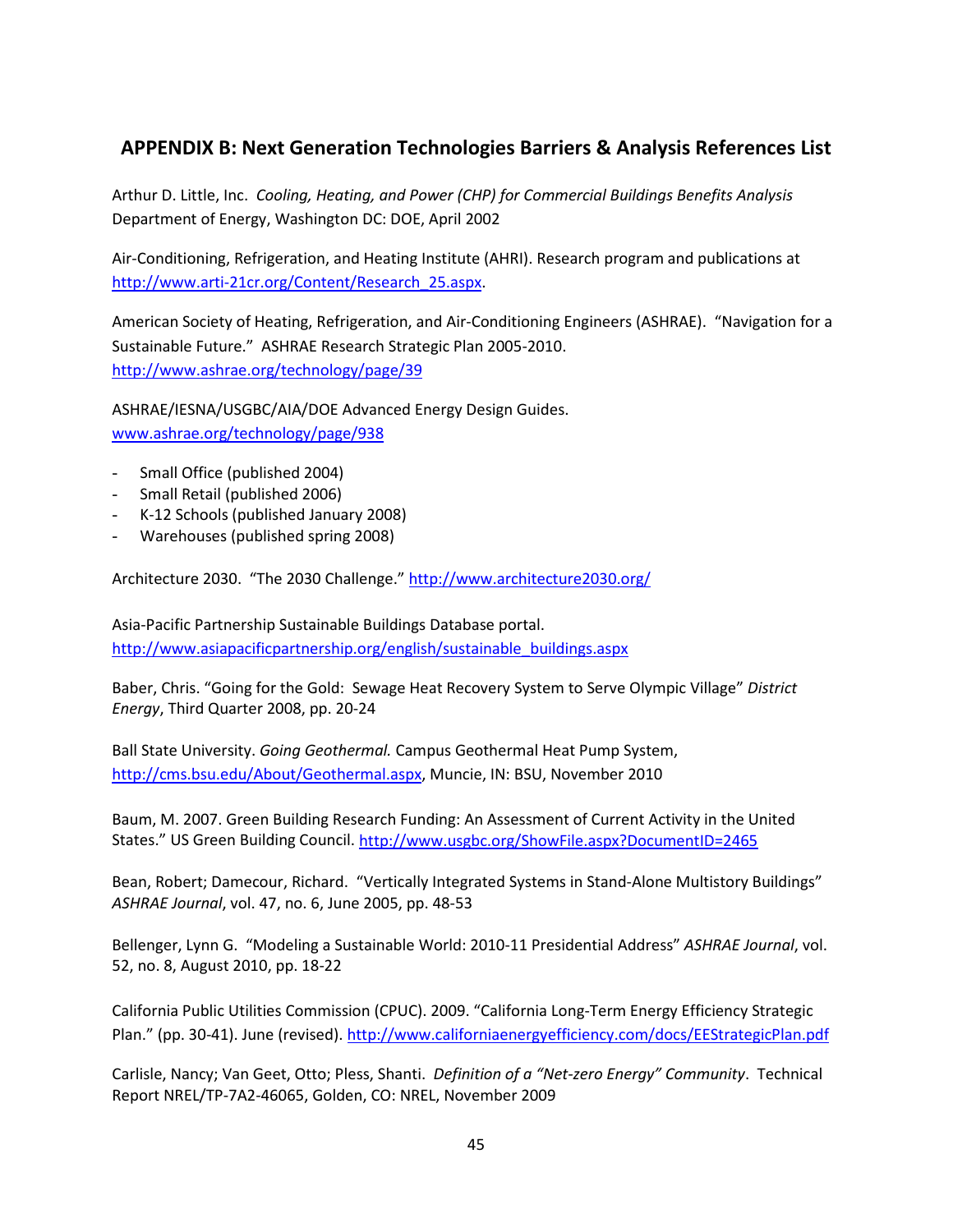## APPENDIX B: Next Generation Technologies Barriers & Analysis References List

Arthur D. Little, Inc. *Cooling, Heating, and Power (CHP) for Commercial Buildings Benefits Analysis* Department of Energy, Washington DC: DOE, April 2002

Air-Conditioning, Refrigeration, and Heating Institute (AHRI). Research program and publications at http://www.arti-21cr.org/Content/Research_25.aspx.

American Society of Heating, Refrigeration, and Air-Conditioning Engineers (ASHRAE). "Navigation for a Sustainable Future." ASHRAE Research Strategic Plan 2005-2010. http://www.ashrae.org/technology/page/39

ASHRAE/IESNA/USGBC/AIA/DOE Advanced Energy Design Guides. www.ashrae.org/technology/page/938

- Small Office (published 2004)
- Small Retail (published 2006)
- K-12 Schools (published January 2008)
- Warehouses (published spring 2008)

Architecture 2030. "The 2030 Challenge." http://www.architecture2030.org/

Asia-Pacific Partnership Sustainable Buildings Database portal. http://www.asiapacificpartnership.org/english/sustainable_buildings.aspx

Baber, Chris. "Going for the Gold: Sewage Heat Recovery System to Serve Olympic Village" *District Energy*, Third Quarter 2008, pp. 20-24

Ball State University. *Going Geothermal.* Campus Geothermal Heat Pump System, http://cms.bsu.edu/About/Geothermal.aspx, Muncie, IN: BSU, November 2010

Baum, M. 2007. Green Building Research Funding: An Assessment of Current Activity in the United States." US Green Building Council. http://www.usgbc.org/ShowFile.aspx?DocumentID=2465

Bean, Robert; Damecour, Richard. "Vertically Integrated Systems in Stand-Alone Multistory Buildings" *ASHRAE Journal*, vol. 47, no. 6, June 2005, pp. 48-53

Bellenger, Lynn G. "Modeling a Sustainable World: 2010-11 Presidential Address" *ASHRAE Journal*, vol. 52, no. 8, August 2010, pp. 18-22

California Public Utilities Commission (CPUC). 2009. "California Long-Term Energy Efficiency Strategic Plan." (pp. 30-41). June (revised). http://www.californiaenergyefficiency.com/docs/EEStrategicPlan.pdf

Carlisle, Nancy; Van Geet, Otto; Pless, Shanti. *Definition of a "Net-zero Energy" Community*. Technical Report NREL/TP-7A2-46065, Golden, CO: NREL, November 2009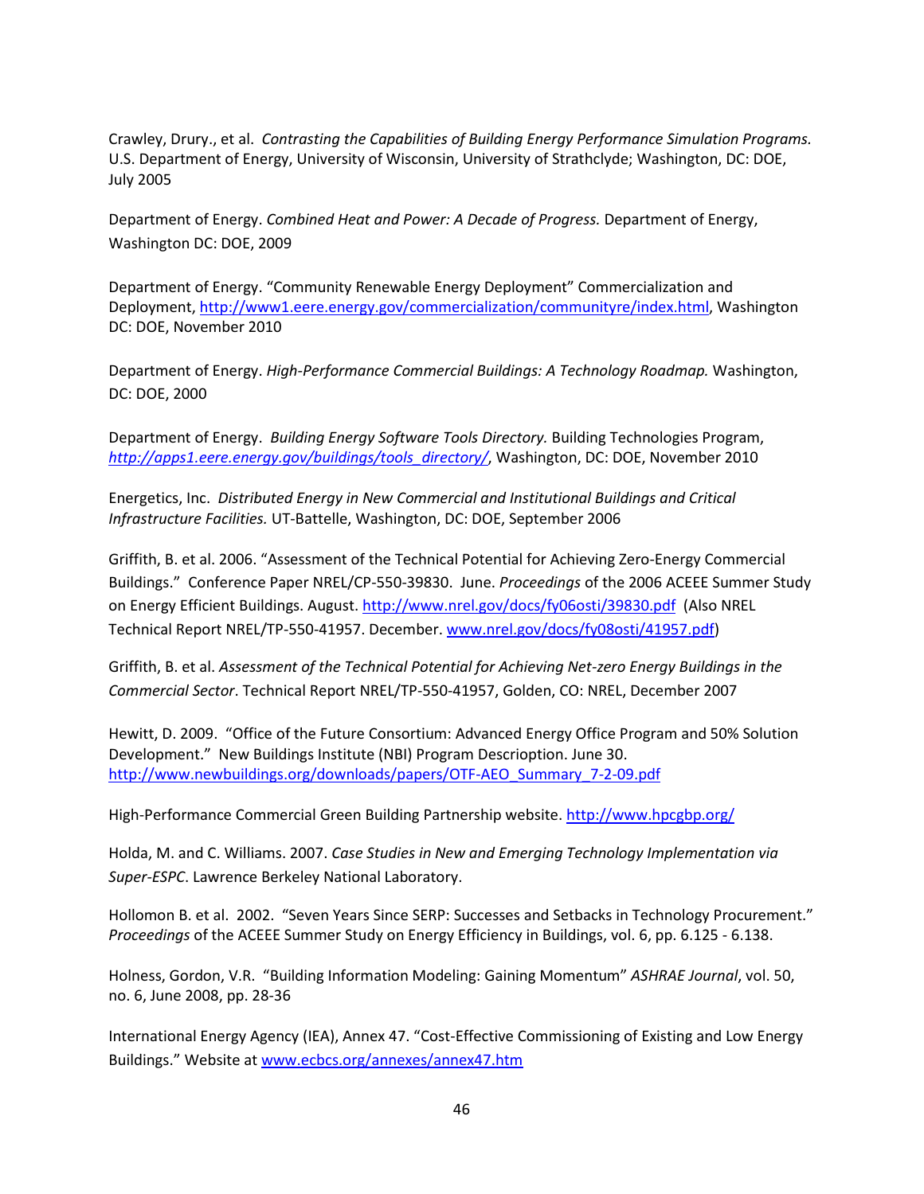Crawley, Drury., et al. *Contrasting the Capabilities of Building Energy Performance Simulation Programs.* U.S. Department of Energy, University of Wisconsin, University of Strathclyde; Washington, DC: DOE, July 2005

Department of Energy. *Combined Heat and Power: A Decade of Progress.* Department of Energy, Washington DC: DOE, 2009

Department of Energy. "Community Renewable Energy Deployment" Commercialization and Deployment, http://www1.eere.energy.gov/commercialization/communityre/index.html, Washington DC: DOE, November 2010

Department of Energy. *High-Performance Commercial Buildings: A Technology Roadmap.* Washington, DC: DOE, 2000

Department of Energy. *Building Energy Software Tools Directory.* Building Technologies Program, *http://apps1.eere.energy.gov/buildings/tools_directory/*, Washington, DC: DOE, November 2010

Energetics, Inc. *Distributed Energy in New Commercial and Institutional Buildings and Critical Infrastructure Facilities.* UT-Battelle, Washington, DC: DOE, September 2006

Griffith, B. et al. 2006. "Assessment of the Technical Potential for Achieving Zero-Energy Commercial Buildings." Conference Paper NREL/CP-550-39830. June. *Proceedings* of the 2006 ACEEE Summer Study on Energy Efficient Buildings. August. http://www.nrel.gov/docs/fy06osti/39830.pdf (Also NREL Technical Report NREL/TP-550-41957. December. www.nrel.gov/docs/fy08osti/41957.pdf)

Griffith, B. et al. *Assessment of the Technical Potential for Achieving Net-zero Energy Buildings in the Commercial Sector*. Technical Report NREL/TP-550-41957, Golden, CO: NREL, December 2007

Hewitt, D. 2009. "Office of the Future Consortium: Advanced Energy Office Program and 50% Solution Development." New Buildings Institute (NBI) Program Descrioption. June 30. http://www.newbuildings.org/downloads/papers/OTF-AEO_Summary_7-2-09.pdf

High-Performance Commercial Green Building Partnership website. http://www.hpcgbp.org/

Holda, M. and C. Williams. 2007. *Case Studies in New and Emerging Technology Implementation via Super-ESPC*. Lawrence Berkeley National Laboratory.

Hollomon B. et al. 2002. "Seven Years Since SERP: Successes and Setbacks in Technology Procurement." *Proceedings* of the ACEEE Summer Study on Energy Efficiency in Buildings, vol. 6, pp. 6.125 - 6.138.

Holness, Gordon, V.R. "Building Information Modeling: Gaining Momentum" *ASHRAE Journal*, vol. 50, no. 6, June 2008, pp. 28-36

International Energy Agency (IEA), Annex 47. "Cost-Effective Commissioning of Existing and Low Energy Buildings." Website at www.ecbcs.org/annexes/annex47.htm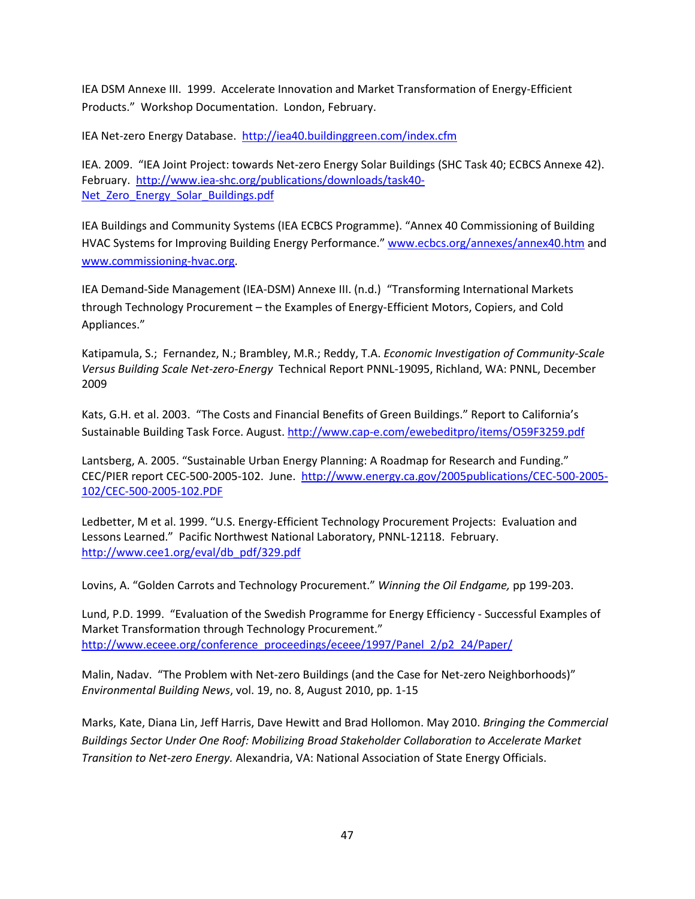IEA DSM Annexe III. 1999. Accelerate Innovation and Market Transformation of Energy-Efficient Products." Workshop Documentation. London, February.

IEA Net-zero Energy Database. http://iea40.buildinggreen.com/index.cfm

IEA. 2009. "IEA Joint Project: towards Net-zero Energy Solar Buildings (SHC Task 40; ECBCS Annexe 42). February. http://www.iea-shc.org/publications/downloads/task40-Net_Zero_Energy_Solar_Buildings.pdf

IEA Buildings and Community Systems (IEA ECBCS Programme). "Annex 40 Commissioning of Building HVAC Systems for Improving Building Energy Performance." www.ecbcs.org/annexes/annex40.htm and www.commissioning-hvac.org.

IEA Demand-Side Management (IEA-DSM) Annexe III. (n.d.) "Transforming International Markets through Technology Procurement – the Examples of Energy-Efficient Motors, Copiers, and Cold Appliances."

Katipamula, S.; Fernandez, N.; Brambley, M.R.; Reddy, T.A. *Economic Investigation of Community-Scale Versus Building Scale Net-zero-Energy* Technical Report PNNL-19095, Richland, WA: PNNL, December 2009

Kats, G.H. et al. 2003. "The Costs and Financial Benefits of Green Buildings." Report to California's Sustainable Building Task Force. August. http://www.cap-e.com/ewebeditpro/items/O59F3259.pdf

Lantsberg, A. 2005. "Sustainable Urban Energy Planning: A Roadmap for Research and Funding." CEC/PIER report CEC-500-2005-102. June. http://www.energy.ca.gov/2005publications/CEC-500-2005-102/CEC-500-2005-102.PDF

Ledbetter, M et al. 1999. "U.S. Energy-Efficient Technology Procurement Projects: Evaluation and Lessons Learned." Pacific Northwest National Laboratory, PNNL-12118. February. http://www.cee1.org/eval/db_pdf/329.pdf

Lovins, A. "Golden Carrots and Technology Procurement." *Winning the Oil Endgame,* pp 199-203.

Lund, P.D. 1999. "Evaluation of the Swedish Programme for Energy Efficiency - Successful Examples of Market Transformation through Technology Procurement." http://www.eceee.org/conference_proceedings/eceee/1997/Panel_2/p2_24/Paper/

Malin, Nadav. "The Problem with Net-zero Buildings (and the Case for Net-zero Neighborhoods)" *Environmental Building News*, vol. 19, no. 8, August 2010, pp. 1-15

Marks, Kate, Diana Lin, Jeff Harris, Dave Hewitt and Brad Hollomon. May 2010. *Bringing the Commercial Buildings Sector Under One Roof: Mobilizing Broad Stakeholder Collaboration to Accelerate Market Transition to Net-zero Energy.* Alexandria, VA: National Association of State Energy Officials.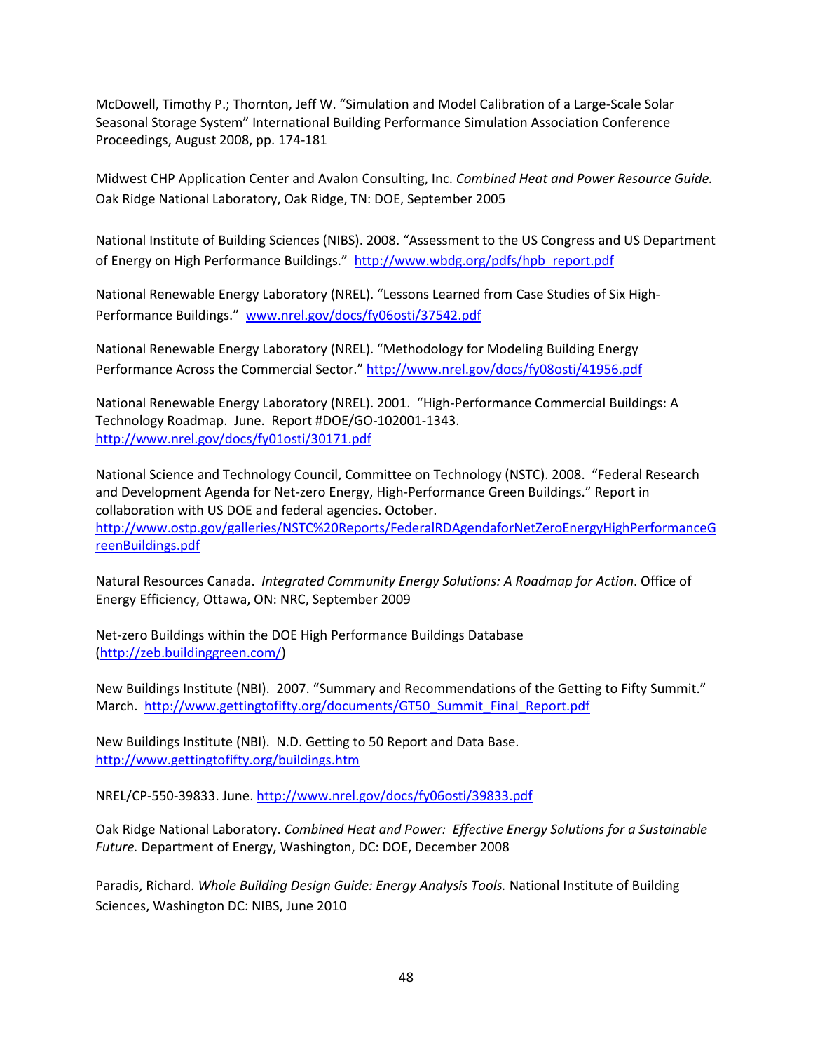McDowell, Timothy P.; Thornton, Jeff W. "Simulation and Model Calibration of a Large-Scale Solar Seasonal Storage System" International Building Performance Simulation Association Conference Proceedings, August 2008, pp. 174-181

Midwest CHP Application Center and Avalon Consulting, Inc. *Combined Heat and Power Resource Guide.* Oak Ridge National Laboratory, Oak Ridge, TN: DOE, September 2005

National Institute of Building Sciences (NIBS). 2008. "Assessment to the US Congress and US Department of Energy on High Performance Buildings." http://www.wbdg.org/pdfs/hpb_report.pdf

National Renewable Energy Laboratory (NREL). "Lessons Learned from Case Studies of Six High-Performance Buildings." www.nrel.gov/docs/fy06osti/37542.pdf

National Renewable Energy Laboratory (NREL). "Methodology for Modeling Building Energy Performance Across the Commercial Sector." http://www.nrel.gov/docs/fy08osti/41956.pdf

National Renewable Energy Laboratory (NREL). 2001. "High-Performance Commercial Buildings: A Technology Roadmap. June. Report #DOE/GO-102001-1343. http://www.nrel.gov/docs/fy01osti/30171.pdf

National Science and Technology Council, Committee on Technology (NSTC). 2008. "Federal Research and Development Agenda for Net-zero Energy, High-Performance Green Buildings." Report in collaboration with US DOE and federal agencies. October. http://www.ostp.gov/galleries/NSTC%20Reports/FederalRDAgendaforNetZeroEnergyHighPerformanceGreenBuildings.pdf

Natural Resources Canada. *Integrated Community Energy Solutions: A Roadmap for Action*. Office of Energy Efficiency, Ottawa, ON: NRC, September 2009

Net-zero Buildings within the DOE High Performance Buildings Database (http://zeb.buildinggreen.com/)

New Buildings Institute (NBI). 2007. "Summary and Recommendations of the Getting to Fifty Summit." March. http://www.gettingtofifty.org/documents/GT50_Summit_Final_Report.pdf

New Buildings Institute (NBI). N.D. Getting to 50 Report and Data Base. http://www.gettingtofifty.org/buildings.htm

NREL/CP-550-39833. June. http://www.nrel.gov/docs/fy06osti/39833.pdf

Oak Ridge National Laboratory. *Combined Heat and Power: Effective Energy Solutions for a Sustainable Future.* Department of Energy, Washington, DC: DOE, December 2008

Paradis, Richard. *Whole Building Design Guide: Energy Analysis Tools.* National Institute of Building Sciences, Washington DC: NIBS, June 2010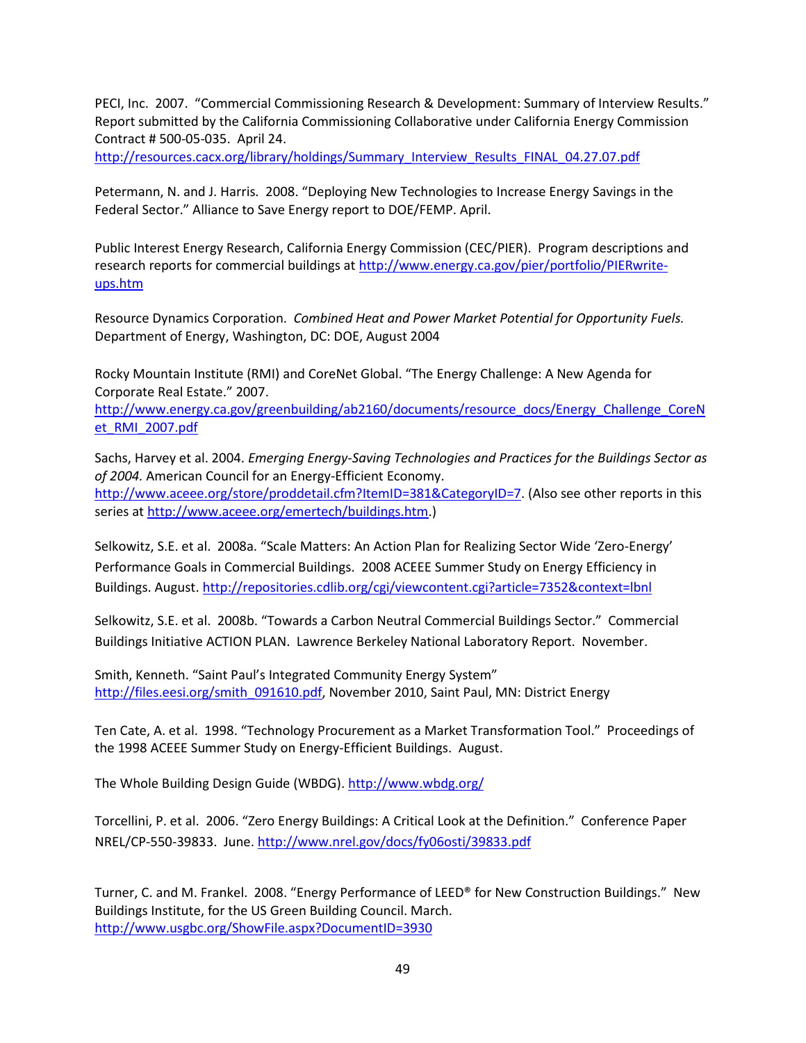PECI, Inc. 2007. "Commercial Commissioning Research & Development: Summary of Interview Results." Report submitted by the California Commissioning Collaborative under California Energy Commission Contract # 500-05-035. April 24.
http://resources.cacx.org/library/holdings/Summary_Interview_Results_FINAL_04.27.07.pdf

Petermann, N. and J. Harris. 2008. "Deploying New Technologies to Increase Energy Savings in the Federal Sector." Alliance to Save Energy report to DOE/FEMP. April.

Public Interest Energy Research, California Energy Commission (CEC/PIER). Program descriptions and research reports for commercial buildings at http://www.energy.ca.gov/pier/portfolio/PIERwrite-ups.htm

Resource Dynamics Corporation. *Combined Heat and Power Market Potential for Opportunity Fuels.* Department of Energy, Washington, DC: DOE, August 2004

Rocky Mountain Institute (RMI) and CoreNet Global. "The Energy Challenge: A New Agenda for Corporate Real Estate." 2007.
http://www.energy.ca.gov/greenbuilding/ab2160/documents/resource_docs/Energy_Challenge_CoreNet_RMI_2007.pdf

Sachs, Harvey et al. 2004. *Emerging Energy-Saving Technologies and Practices for the Buildings Sector as of 2004.* American Council for an Energy-Efficient Economy.
http://www.aceee.org/store/proddetail.cfm?ItemID=381&CategoryID=7. (Also see other reports in this series at http://www.aceee.org/emertech/buildings.htm.)

Selkowitz, S.E. et al. 2008a. "Scale Matters: An Action Plan for Realizing Sector Wide 'Zero-Energy' Performance Goals in Commercial Buildings. 2008 ACEEE Summer Study on Energy Efficiency in Buildings. August. http://repositories.cdlib.org/cgi/viewcontent.cgi?article=7352&context=lbnl

Selkowitz, S.E. et al. 2008b. "Towards a Carbon Neutral Commercial Buildings Sector." Commercial Buildings Initiative ACTION PLAN. Lawrence Berkeley National Laboratory Report. November.

Smith, Kenneth. "Saint Paul's Integrated Community Energy System" http://files.eesi.org/smith_091610.pdf, November 2010, Saint Paul, MN: District Energy

Ten Cate, A. et al. 1998. "Technology Procurement as a Market Transformation Tool." Proceedings of the 1998 ACEEE Summer Study on Energy-Efficient Buildings. August.

The Whole Building Design Guide (WBDG). http://www.wbdg.org/

Torcellini, P. et al. 2006. "Zero Energy Buildings: A Critical Look at the Definition." Conference Paper NREL/CP-550-39833. June. http://www.nrel.gov/docs/fy06osti/39833.pdf

Turner, C. and M. Frankel. 2008. "Energy Performance of LEED® for New Construction Buildings." New Buildings Institute, for the US Green Building Council. March.
http://www.usgbc.org/ShowFile.aspx?DocumentID=3930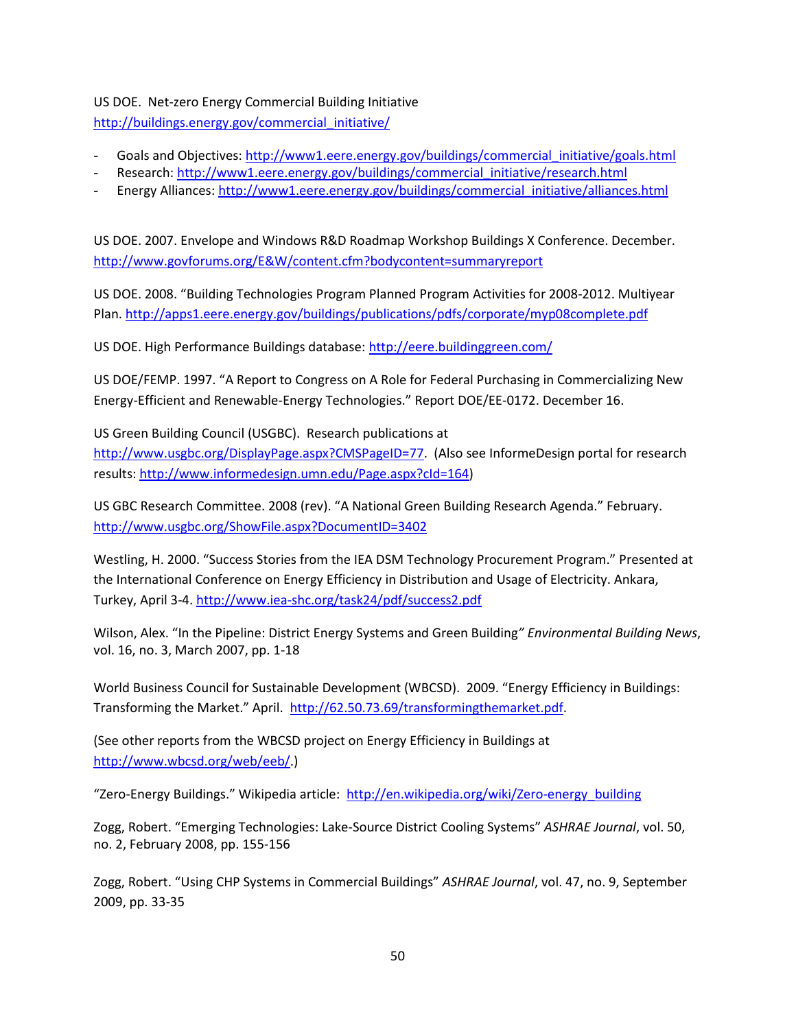US DOE. Net-zero Energy Commercial Building Initiative
http://buildings.energy.gov/commercial_initiative/

- Goals and Objectives: http://www1.eere.energy.gov/buildings/commercial_initiative/goals.html
- Research: http://www1.eere.energy.gov/buildings/commercial_initiative/research.html
- Energy Alliances: http://www1.eere.energy.gov/buildings/commercial_initiative/alliances.html

US DOE. 2007. Envelope and Windows R&D Roadmap Workshop Buildings X Conference. December. http://www.govforums.org/E&W/content.cfm?bodycontent=summaryreport

US DOE. 2008. "Building Technologies Program Planned Program Activities for 2008-2012. Multiyear Plan. http://apps1.eere.energy.gov/buildings/publications/pdfs/corporate/myp08complete.pdf

US DOE. High Performance Buildings database: http://eere.buildinggreen.com/

US DOE/FEMP. 1997. "A Report to Congress on A Role for Federal Purchasing in Commercializing New Energy-Efficient and Renewable-Energy Technologies." Report DOE/EE-0172. December 16.

US Green Building Council (USGBC). Research publications at http://www.usgbc.org/DisplayPage.aspx?CMSPageID=77. (Also see InformeDesign portal for research results: http://www.informedesign.umn.edu/Page.aspx?cId=164)

US GBC Research Committee. 2008 (rev). "A National Green Building Research Agenda." February. http://www.usgbc.org/ShowFile.aspx?DocumentID=3402

Westling, H. 2000. "Success Stories from the IEA DSM Technology Procurement Program." Presented at the International Conference on Energy Efficiency in Distribution and Usage of Electricity. Ankara, Turkey, April 3-4. http://www.iea-shc.org/task24/pdf/success2.pdf

Wilson, Alex. "In the Pipeline: District Energy Systems and Green Building*" Environmental Building News*, vol. 16, no. 3, March 2007, pp. 1-18

World Business Council for Sustainable Development (WBCSD). 2009. "Energy Efficiency in Buildings: Transforming the Market." April. http://62.50.73.69/transformingthemarket.pdf.

(See other reports from the WBCSD project on Energy Efficiency in Buildings at http://www.wbcsd.org/web/eeb/.)

"Zero-Energy Buildings." Wikipedia article: http://en.wikipedia.org/wiki/Zero-energy_building

Zogg, Robert. "Emerging Technologies: Lake-Source District Cooling Systems" *ASHRAE Journal*, vol. 50, no. 2, February 2008, pp. 155-156

Zogg, Robert. "Using CHP Systems in Commercial Buildings" *ASHRAE Journal*, vol. 47, no. 9, September 2009, pp. 33-35